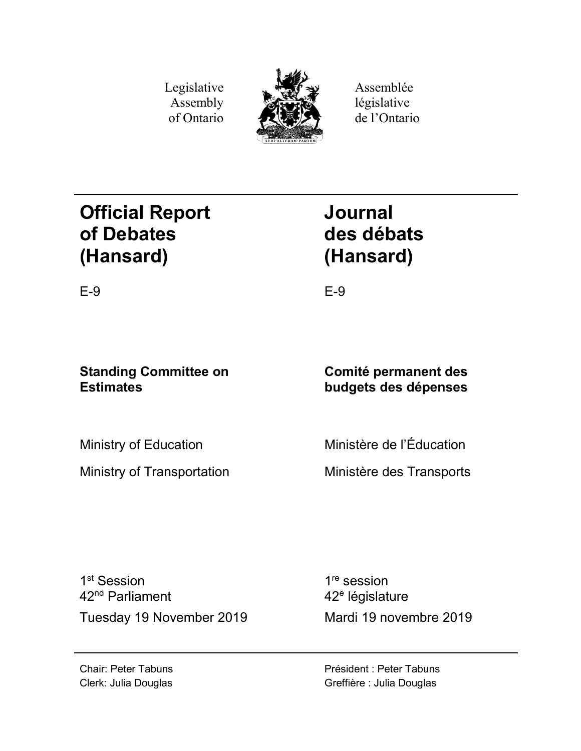Legislative Assembly of Ontario

Assemblée législative de l'Ontario

# Official Report of Debates (Hansard)

# Journal des débats (Hansard)

E-9

E-9

**Standing Committee on Estimates**

**Comité permanent des budgets des dépenses**

Ministry of Education

Ministry of Transportation

Ministère de l'Éducation

Ministère des Transports

1st Session
42nd Parliament

Tuesday 19 November 2019

1re session
42e législature

Mardi 19 novembre 2019

Chair: Peter Tabuns
Clerk: Julia Douglas

Président : Peter Tabuns
Greffière : Julia Douglas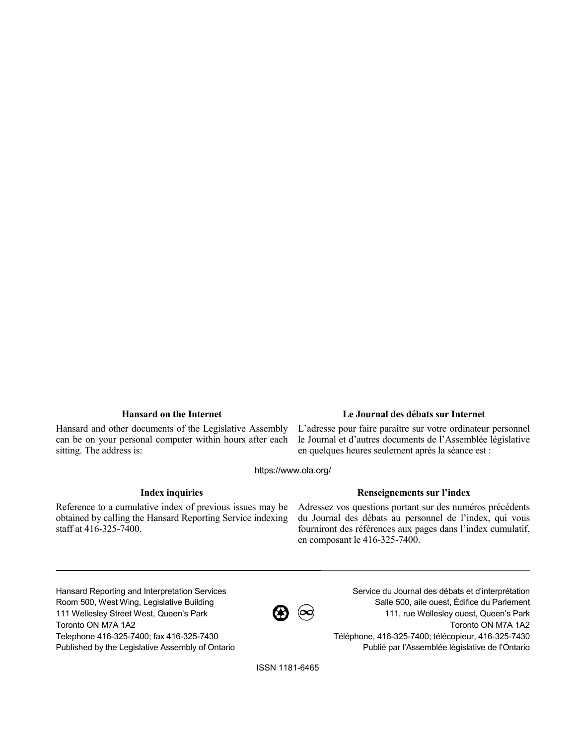### Hansard on the Internet

Hansard and other documents of the Legislative Assembly can be on your personal computer within hours after each sitting. The address is:

### Le Journal des débats sur Internet

L'adresse pour faire paraître sur votre ordinateur personnel le Journal et d'autres documents de l'Assemblée législative en quelques heures seulement après la séance est :

https://www.ola.org/

### Index inquiries

Reference to a cumulative index of previous issues may be obtained by calling the Hansard Reporting Service indexing staff at 416-325-7400.

### Renseignements sur l'index

Adressez vos questions portant sur des numéros précédents du Journal des débats au personnel de l'index, qui vous fourniront des références aux pages dans l'index cumulatif, en composant le 416-325-7400.

---

Hansard Reporting and Interpretation Services
Room 500, West Wing, Legislative Building
111 Wellesley Street West, Queen's Park
Toronto ON M7A 1A2
Telephone 416-325-7400; fax 416-325-7430
Published by the Legislative Assembly of Ontario

Service du Journal des débats et d'interprétation
Salle 500, aile ouest, Édifice du Parlement
111, rue Wellesley ouest, Queen's Park
Toronto ON M7A 1A2
Téléphone, 416-325-7400; télécopieur, 416-325-7430
Publié par l'Assemblée législative de l'Ontario

ISSN 1181-6465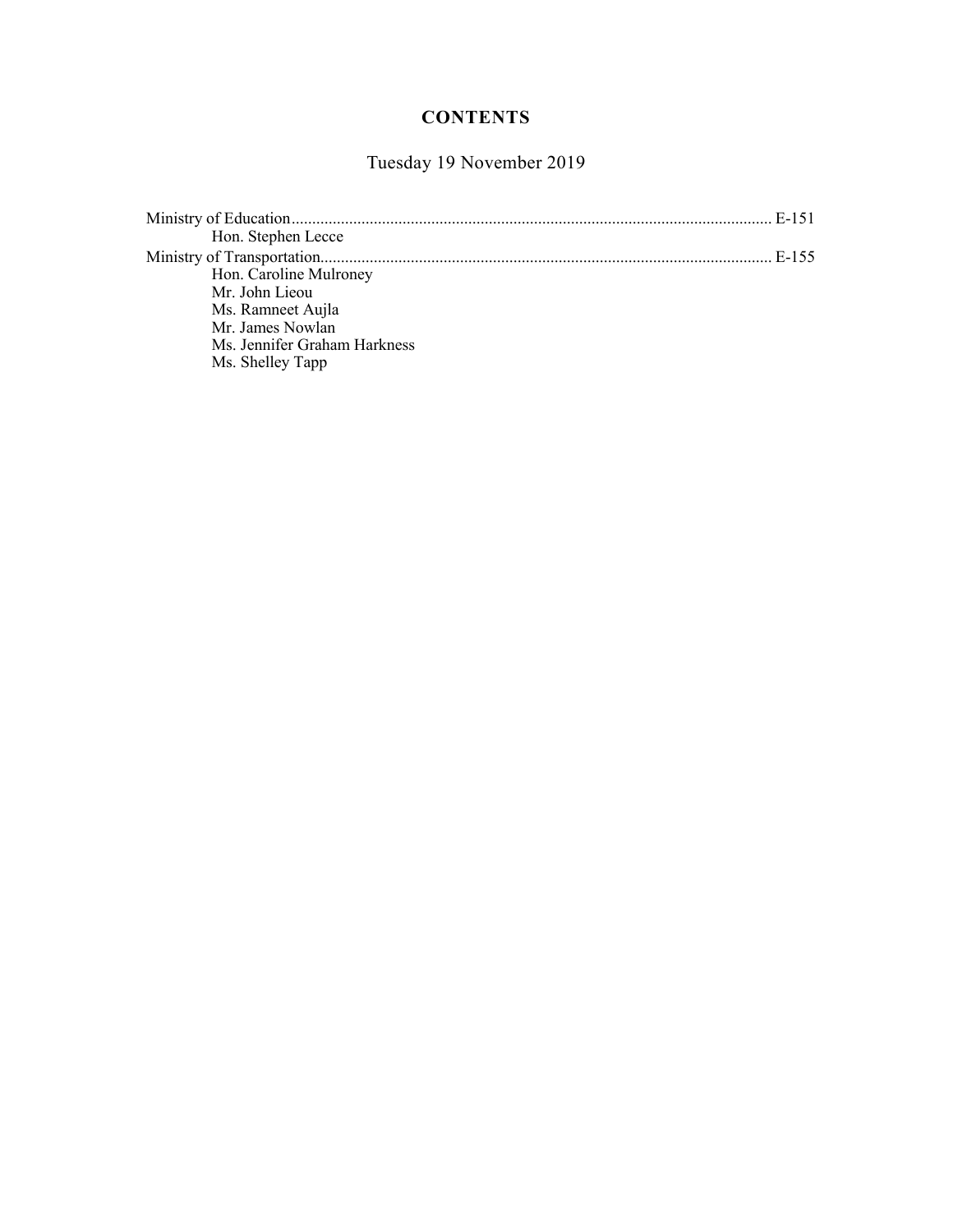# CONTENTS

Tuesday 19 November 2019

Ministry of Education .................................................................................................................... E-151
    Hon. Stephen Lecce
Ministry of Transportation............................................................................................................. E-155
    Hon. Caroline Mulroney
    Mr. John Lieou
    Ms. Ramneet Aujla
    Mr. James Nowlan
    Ms. Jennifer Graham Harkness
    Ms. Shelley Tapp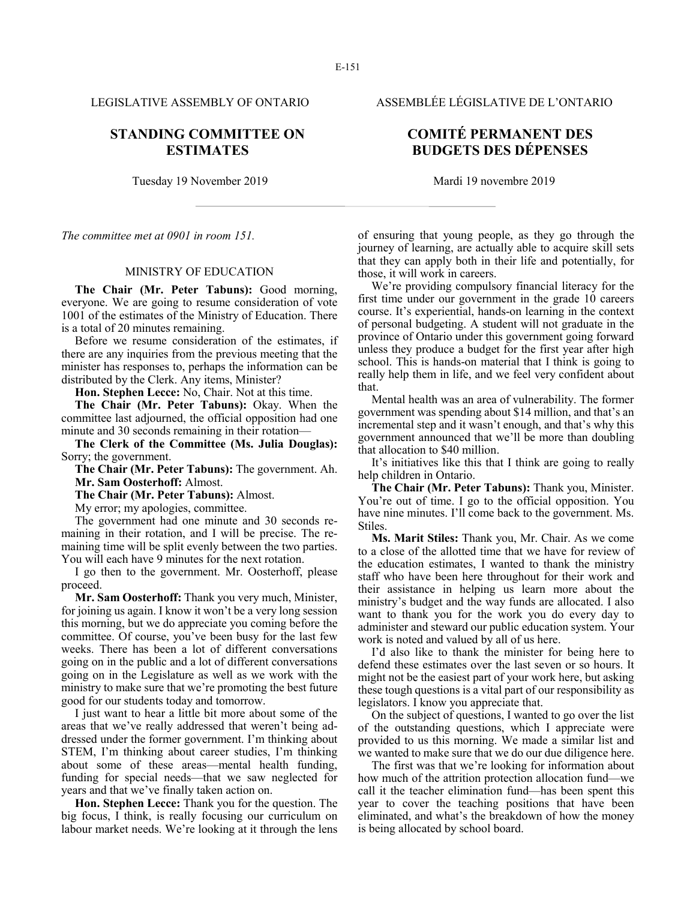LEGISLATIVE ASSEMBLY OF ONTARIO

ASSEMBLÉE LÉGISLATIVE DE L'ONTARIO

# STANDING COMMITTEE ON ESTIMATES

# COMITÉ PERMANENT DES BUDGETS DES DÉPENSES

Tuesday 19 November 2019

Mardi 19 novembre 2019

*The committee met at 0901 in room 151.*

## MINISTRY OF EDUCATION

**The Chair (Mr. Peter Tabuns):** Good morning, everyone. We are going to resume consideration of vote 1001 of the estimates of the Ministry of Education. There is a total of 20 minutes remaining.

Before we resume consideration of the estimates, if there are any inquiries from the previous meeting that the minister has responses to, perhaps the information can be distributed by the Clerk. Any items, Minister?

**Hon. Stephen Lecce:** No, Chair. Not at this time.

**The Chair (Mr. Peter Tabuns):** Okay. When the committee last adjourned, the official opposition had one minute and 30 seconds remaining in their rotation—

**The Clerk of the Committee (Ms. Julia Douglas):** Sorry; the government.

**The Chair (Mr. Peter Tabuns):** The government. Ah.

**Mr. Sam Oosterhoff:** Almost.

**The Chair (Mr. Peter Tabuns):** Almost.

My error; my apologies, committee.

The government had one minute and 30 seconds remaining in their rotation, and I will be precise. The remaining time will be split evenly between the two parties. You will each have 9 minutes for the next rotation.

I go then to the government. Mr. Oosterhoff, please proceed.

**Mr. Sam Oosterhoff:** Thank you very much, Minister, for joining us again. I know it won't be a very long session this morning, but we do appreciate you coming before the committee. Of course, you've been busy for the last few weeks. There has been a lot of different conversations going on in the public and a lot of different conversations going on in the Legislature as well as we work with the ministry to make sure that we're promoting the best future good for our students today and tomorrow.

I just want to hear a little bit more about some of the areas that we've really addressed that weren't being addressed under the former government. I'm thinking about STEM, I'm thinking about career studies, I'm thinking about some of these areas—mental health funding, funding for special needs—that we saw neglected for years and that we've finally taken action on.

**Hon. Stephen Lecce:** Thank you for the question. The big focus, I think, is really focusing our curriculum on labour market needs. We're looking at it through the lens of ensuring that young people, as they go through the journey of learning, are actually able to acquire skill sets that they can apply both in their life and potentially, for those, it will work in careers.

We're providing compulsory financial literacy for the first time under our government in the grade 10 careers course. It's experiential, hands-on learning in the context of personal budgeting. A student will not graduate in the province of Ontario under this government going forward unless they produce a budget for the first year after high school. This is hands-on material that I think is going to really help them in life, and we feel very confident about that.

Mental health was an area of vulnerability. The former government was spending about $14 million, and that's an incremental step and it wasn't enough, and that's why this government announced that we'll be more than doubling that allocation to $40 million.

It's initiatives like this that I think are going to really help children in Ontario.

**The Chair (Mr. Peter Tabuns):** Thank you, Minister. You're out of time. I go to the official opposition. You have nine minutes. I'll come back to the government. Ms. Stiles.

**Ms. Marit Stiles:** Thank you, Mr. Chair. As we come to a close of the allotted time that we have for review of the education estimates, I wanted to thank the ministry staff who have been here throughout for their work and their assistance in helping us learn more about the ministry's budget and the way funds are allocated. I also want to thank you for the work you do every day to administer and steward our public education system. Your work is noted and valued by all of us here.

I'd also like to thank the minister for being here to defend these estimates over the last seven or so hours. It might not be the easiest part of your work here, but asking these tough questions is a vital part of our responsibility as legislators. I know you appreciate that.

On the subject of questions, I wanted to go over the list of the outstanding questions, which I appreciate were provided to us this morning. We made a similar list and we wanted to make sure that we do our due diligence here.

The first was that we're looking for information about how much of the attrition protection allocation fund—we call it the teacher elimination fund—has been spent this year to cover the teaching positions that have been eliminated, and what's the breakdown of how the money is being allocated by school board.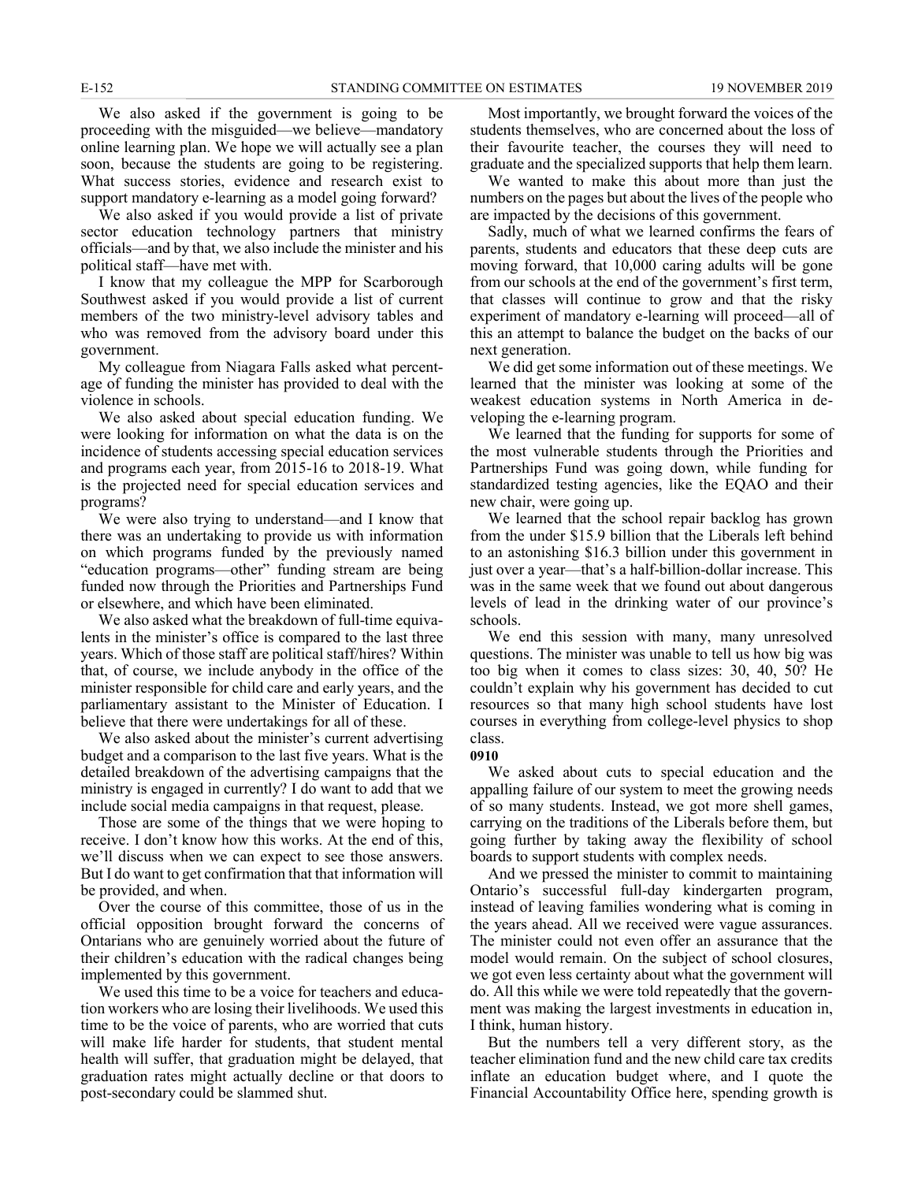We also asked if the government is going to be proceeding with the misguided—we believe—mandatory online learning plan. We hope we will actually see a plan soon, because the students are going to be registering. What success stories, evidence and research exist to support mandatory e-learning as a model going forward?

We also asked if you would provide a list of private sector education technology partners that ministry officials—and by that, we also include the minister and his political staff—have met with.

I know that my colleague the MPP for Scarborough Southwest asked if you would provide a list of current members of the two ministry-level advisory tables and who was removed from the advisory board under this government.

My colleague from Niagara Falls asked what percentage of funding the minister has provided to deal with the violence in schools.

We also asked about special education funding. We were looking for information on what the data is on the incidence of students accessing special education services and programs each year, from 2015-16 to 2018-19. What is the projected need for special education services and programs?

We were also trying to understand—and I know that there was an undertaking to provide us with information on which programs funded by the previously named "education programs—other" funding stream are being funded now through the Priorities and Partnerships Fund or elsewhere, and which have been eliminated.

We also asked what the breakdown of full-time equivalents in the minister's office is compared to the last three years. Which of those staff are political staff/hires? Within that, of course, we include anybody in the office of the minister responsible for child care and early years, and the parliamentary assistant to the Minister of Education. I believe that there were undertakings for all of these.

We also asked about the minister's current advertising budget and a comparison to the last five years. What is the detailed breakdown of the advertising campaigns that the ministry is engaged in currently? I do want to add that we include social media campaigns in that request, please.

Those are some of the things that we were hoping to receive. I don't know how this works. At the end of this, we'll discuss when we can expect to see those answers. But I do want to get confirmation that that information will be provided, and when.

Over the course of this committee, those of us in the official opposition brought forward the concerns of Ontarians who are genuinely worried about the future of their children's education with the radical changes being implemented by this government.

We used this time to be a voice for teachers and education workers who are losing their livelihoods. We used this time to be the voice of parents, who are worried that cuts will make life harder for students, that student mental health will suffer, that graduation might be delayed, that graduation rates might actually decline or that doors to post-secondary could be slammed shut.

Most importantly, we brought forward the voices of the students themselves, who are concerned about the loss of their favourite teacher, the courses they will need to graduate and the specialized supports that help them learn.

We wanted to make this about more than just the numbers on the pages but about the lives of the people who are impacted by the decisions of this government.

Sadly, much of what we learned confirms the fears of parents, students and educators that these deep cuts are moving forward, that 10,000 caring adults will be gone from our schools at the end of the government's first term, that classes will continue to grow and that the risky experiment of mandatory e-learning will proceed—all of this an attempt to balance the budget on the backs of our next generation.

We did get some information out of these meetings. We learned that the minister was looking at some of the weakest education systems in North America in developing the e-learning program.

We learned that the funding for supports for some of the most vulnerable students through the Priorities and Partnerships Fund was going down, while funding for standardized testing agencies, like the EQAO and their new chair, were going up.

We learned that the school repair backlog has grown from the under \$15.9 billion that the Liberals left behind to an astonishing \$16.3 billion under this government in just over a year—that's a half-billion-dollar increase. This was in the same week that we found out about dangerous levels of lead in the drinking water of our province's schools.

We end this session with many, many unresolved questions. The minister was unable to tell us how big was too big when it comes to class sizes: 30, 40, 50? He couldn't explain why his government has decided to cut resources so that many high school students have lost courses in everything from college-level physics to shop class.

**0910**

We asked about cuts to special education and the appalling failure of our system to meet the growing needs of so many students. Instead, we got more shell games, carrying on the traditions of the Liberals before them, but going further by taking away the flexibility of school boards to support students with complex needs.

And we pressed the minister to commit to maintaining Ontario's successful full-day kindergarten program, instead of leaving families wondering what is coming in the years ahead. All we received were vague assurances. The minister could not even offer an assurance that the model would remain. On the subject of school closures, we got even less certainty about what the government will do. All this while we were told repeatedly that the government was making the largest investments in education in, I think, human history.

But the numbers tell a very different story, as the teacher elimination fund and the new child care tax credits inflate an education budget where, and I quote the Financial Accountability Office here, spending growth is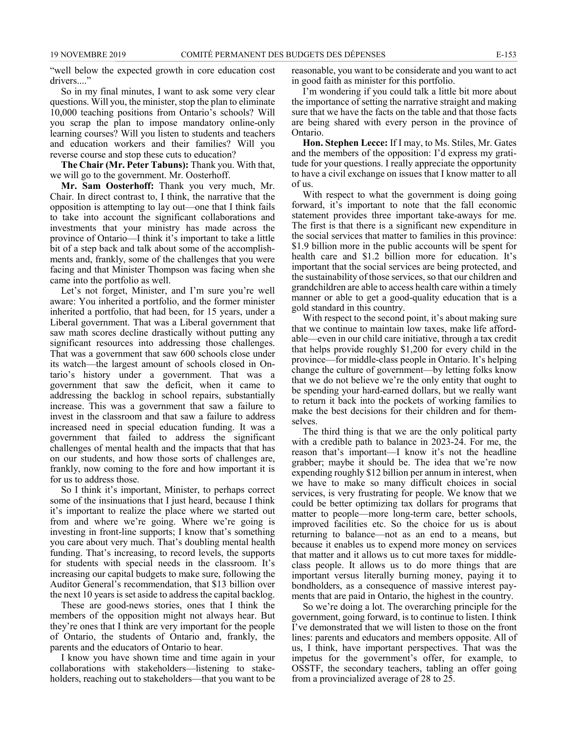"well below the expected growth in core education cost drivers...."

So in my final minutes, I want to ask some very clear questions. Will you, the minister, stop the plan to eliminate 10,000 teaching positions from Ontario's schools? Will you scrap the plan to impose mandatory online-only learning courses? Will you listen to students and teachers and education workers and their families? Will you reverse course and stop these cuts to education?

**The Chair (Mr. Peter Tabuns):** Thank you. With that, we will go to the government. Mr. Oosterhoff.

**Mr. Sam Oosterhoff:** Thank you very much, Mr. Chair. In direct contrast to, I think, the narrative that the opposition is attempting to lay out—one that I think fails to take into account the significant collaborations and investments that your ministry has made across the province of Ontario—I think it's important to take a little bit of a step back and talk about some of the accomplishments and, frankly, some of the challenges that you were facing and that Minister Thompson was facing when she came into the portfolio as well.

Let's not forget, Minister, and I'm sure you're well aware: You inherited a portfolio, and the former minister inherited a portfolio, that had been, for 15 years, under a Liberal government. That was a Liberal government that saw math scores decline drastically without putting any significant resources into addressing those challenges. That was a government that saw 600 schools close under its watch—the largest amount of schools closed in Ontario's history under a government. That was a government that saw the deficit, when it came to addressing the backlog in school repairs, substantially increase. This was a government that saw a failure to invest in the classroom and that saw a failure to address increased need in special education funding. It was a government that failed to address the significant challenges of mental health and the impacts that that has on our students, and how those sorts of challenges are, frankly, now coming to the fore and how important it is for us to address those.

So I think it's important, Minister, to perhaps correct some of the insinuations that I just heard, because I think it's important to realize the place where we started out from and where we're going. Where we're going is investing in front-line supports; I know that's something you care about very much. That's doubling mental health funding. That's increasing, to record levels, the supports for students with special needs in the classroom. It's increasing our capital budgets to make sure, following the Auditor General's recommendation, that \$13 billion over the next 10 years is set aside to address the capital backlog.

These are good-news stories, ones that I think the members of the opposition might not always hear. But they're ones that I think are very important for the people of Ontario, the students of Ontario and, frankly, the parents and the educators of Ontario to hear.

I know you have shown time and time again in your collaborations with stakeholders—listening to stakeholders, reaching out to stakeholders—that you want to be reasonable, you want to be considerate and you want to act in good faith as minister for this portfolio.

I'm wondering if you could talk a little bit more about the importance of setting the narrative straight and making sure that we have the facts on the table and that those facts are being shared with every person in the province of Ontario.

**Hon. Stephen Lecce:** If I may, to Ms. Stiles, Mr. Gates and the members of the opposition: I'd express my gratitude for your questions. I really appreciate the opportunity to have a civil exchange on issues that I know matter to all of us.

With respect to what the government is doing going forward, it's important to note that the fall economic statement provides three important take-aways for me. The first is that there is a significant new expenditure in the social services that matter to families in this province: \$1.9 billion more in the public accounts will be spent for health care and \$1.2 billion more for education. It's important that the social services are being protected, and the sustainability of those services, so that our children and grandchildren are able to access health care within a timely manner or able to get a good-quality education that is a gold standard in this country.

With respect to the second point, it's about making sure that we continue to maintain low taxes, make life affordable—even in our child care initiative, through a tax credit that helps provide roughly \$1,200 for every child in the province—for middle-class people in Ontario. It's helping change the culture of government—by letting folks know that we do not believe we're the only entity that ought to be spending your hard-earned dollars, but we really want to return it back into the pockets of working families to make the best decisions for their children and for themselves.

The third thing is that we are the only political party with a credible path to balance in 2023-24. For me, the reason that's important—I know it's not the headline grabber; maybe it should be. The idea that we're now expending roughly \$12 billion per annum in interest, when we have to make so many difficult choices in social services, is very frustrating for people. We know that we could be better optimizing tax dollars for programs that matter to people—more long-term care, better schools, improved facilities etc. So the choice for us is about returning to balance—not as an end to a means, but because it enables us to expend more money on services that matter and it allows us to cut more taxes for middle-class people. It allows us to do more things that are important versus literally burning money, paying it to bondholders, as a consequence of massive interest payments that are paid in Ontario, the highest in the country.

So we're doing a lot. The overarching principle for the government, going forward, is to continue to listen. I think I've demonstrated that we will listen to those on the front lines: parents and educators and members opposite. All of us, I think, have important perspectives. That was the impetus for the government's offer, for example, to OSSTF, the secondary teachers, tabling an offer going from a provincialized average of 28 to 25.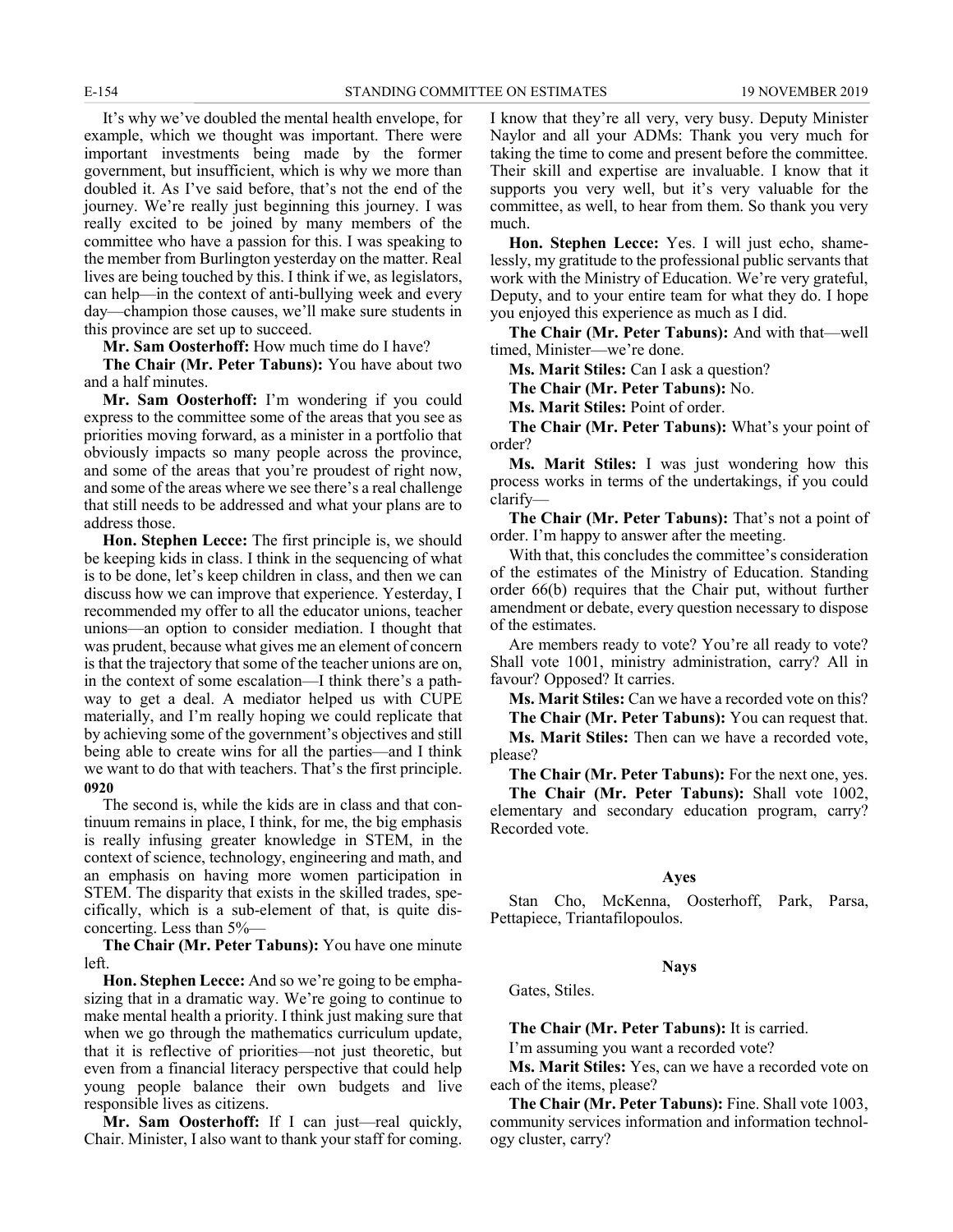It's why we've doubled the mental health envelope, for example, which we thought was important. There were important investments being made by the former government, but insufficient, which is why we more than doubled it. As I've said before, that's not the end of the journey. We're really just beginning this journey. I was really excited to be joined by many members of the committee who have a passion for this. I was speaking to the member from Burlington yesterday on the matter. Real lives are being touched by this. I think if we, as legislators, can help—in the context of anti-bullying week and every day—champion those causes, we'll make sure students in this province are set up to succeed.

**Mr. Sam Oosterhoff:** How much time do I have?

**The Chair (Mr. Peter Tabuns):** You have about two and a half minutes.

**Mr. Sam Oosterhoff:** I'm wondering if you could express to the committee some of the areas that you see as priorities moving forward, as a minister in a portfolio that obviously impacts so many people across the province, and some of the areas that you're proudest of right now, and some of the areas where we see there's a real challenge that still needs to be addressed and what your plans are to address those.

**Hon. Stephen Lecce:** The first principle is, we should be keeping kids in class. I think in the sequencing of what is to be done, let's keep children in class, and then we can discuss how we can improve that experience. Yesterday, I recommended my offer to all the educator unions, teacher unions—an option to consider mediation. I thought that was prudent, because what gives me an element of concern is that the trajectory that some of the teacher unions are on, in the context of some escalation—I think there's a pathway to get a deal. A mediator helped us with CUPE materially, and I'm really hoping we could replicate that by achieving some of the government's objectives and still being able to create wins for all the parties—and I think we want to do that with teachers. That's the first principle.

**0920**

The second is, while the kids are in class and that continuum remains in place, I think, for me, the big emphasis is really infusing greater knowledge in STEM, in the context of science, technology, engineering and math, and an emphasis on having more women participation in STEM. The disparity that exists in the skilled trades, specifically, which is a sub-element of that, is quite disconcerting. Less than 5%—

**The Chair (Mr. Peter Tabuns):** You have one minute left.

**Hon. Stephen Lecce:** And so we're going to be emphasizing that in a dramatic way. We're going to continue to make mental health a priority. I think just making sure that when we go through the mathematics curriculum update, that it is reflective of priorities—not just theoretic, but even from a financial literacy perspective that could help young people balance their own budgets and live responsible lives as citizens.

**Mr. Sam Oosterhoff:** If I can just—real quickly, Chair. Minister, I also want to thank your staff for coming. I know that they're all very, very busy. Deputy Minister Naylor and all your ADMs: Thank you very much for taking the time to come and present before the committee. Their skill and expertise are invaluable. I know that it supports you very well, but it's very valuable for the committee, as well, to hear from them. So thank you very much.

**Hon. Stephen Lecce:** Yes. I will just echo, shamelessly, my gratitude to the professional public servants that work with the Ministry of Education. We're very grateful, Deputy, and to your entire team for what they do. I hope you enjoyed this experience as much as I did.

**The Chair (Mr. Peter Tabuns):** And with that—well timed, Minister—we're done.

**Ms. Marit Stiles:** Can I ask a question?

**The Chair (Mr. Peter Tabuns):** No.

**Ms. Marit Stiles:** Point of order.

**The Chair (Mr. Peter Tabuns):** What's your point of order?

**Ms. Marit Stiles:** I was just wondering how this process works in terms of the undertakings, if you could clarify—

**The Chair (Mr. Peter Tabuns):** That's not a point of order. I'm happy to answer after the meeting.

With that, this concludes the committee's consideration of the estimates of the Ministry of Education. Standing order 66(b) requires that the Chair put, without further amendment or debate, every question necessary to dispose of the estimates.

Are members ready to vote? You're all ready to vote? Shall vote 1001, ministry administration, carry? All in favour? Opposed? It carries.

**Ms. Marit Stiles:** Can we have a recorded vote on this?

**The Chair (Mr. Peter Tabuns):** You can request that.

**Ms. Marit Stiles:** Then can we have a recorded vote, please?

**The Chair (Mr. Peter Tabuns):** For the next one, yes.

**The Chair (Mr. Peter Tabuns):** Shall vote 1002, elementary and secondary education program, carry? Recorded vote.

### Ayes

Stan Cho, McKenna, Oosterhoff, Park, Parsa, Pettapiece, Triantafilopoulos.

### Nays

Gates, Stiles.

**The Chair (Mr. Peter Tabuns):** It is carried.

I'm assuming you want a recorded vote?

**Ms. Marit Stiles:** Yes, can we have a recorded vote on each of the items, please?

**The Chair (Mr. Peter Tabuns):** Fine. Shall vote 1003, community services information and information technology cluster, carry?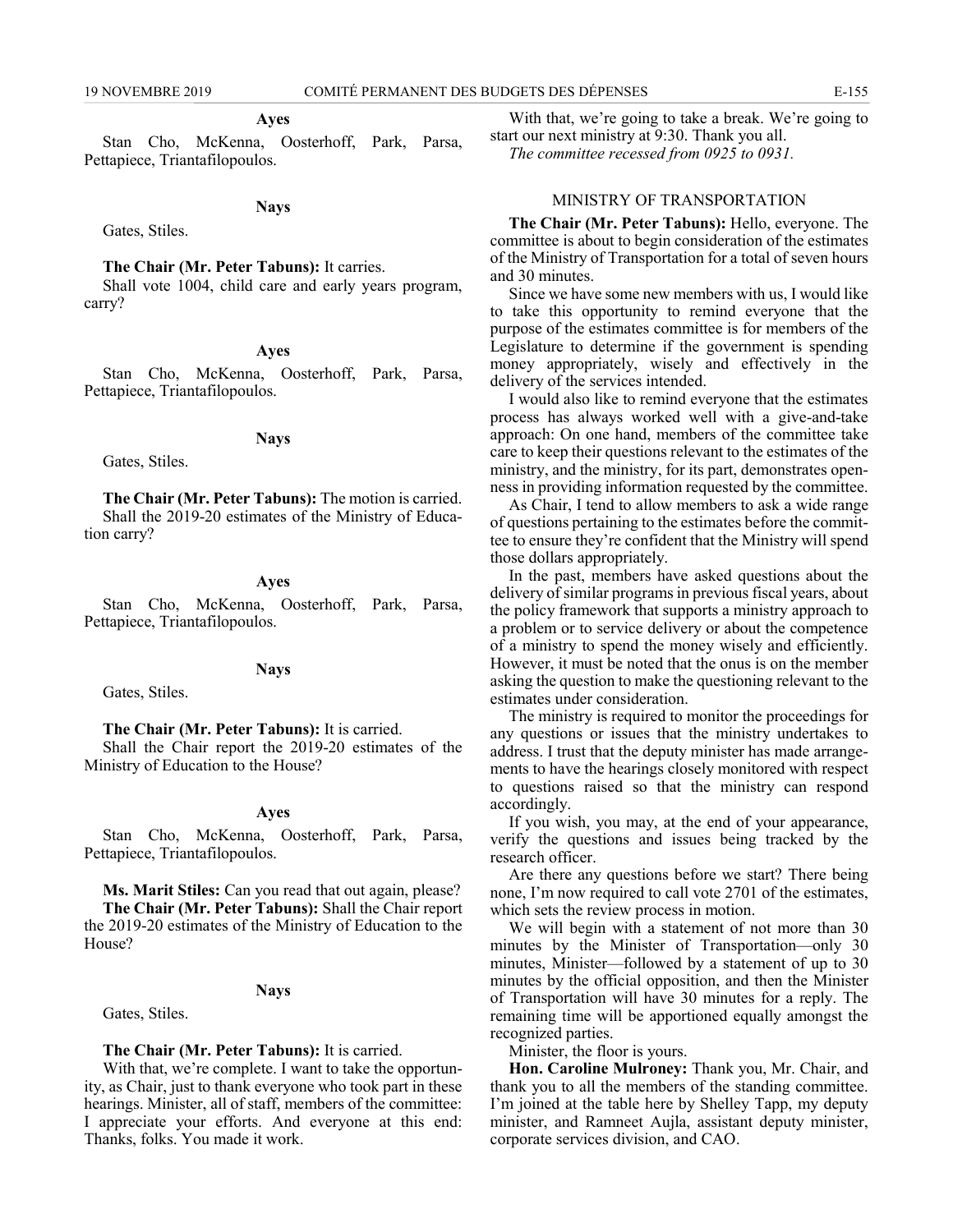**Ayes**

Stan Cho, McKenna, Oosterhoff, Park, Parsa, Pettapiece, Triantafilopoulos.

**Nays**

Gates, Stiles.

**The Chair (Mr. Peter Tabuns):** It carries.

Shall vote 1004, child care and early years program, carry?

**Ayes**

Stan Cho, McKenna, Oosterhoff, Park, Parsa, Pettapiece, Triantafilopoulos.

**Nays**

Gates, Stiles.

**The Chair (Mr. Peter Tabuns):** The motion is carried.

Shall the 2019-20 estimates of the Ministry of Education carry?

**Ayes**

Stan Cho, McKenna, Oosterhoff, Park, Parsa, Pettapiece, Triantafilopoulos.

**Nays**

Gates, Stiles.

**The Chair (Mr. Peter Tabuns):** It is carried.

Shall the Chair report the 2019-20 estimates of the Ministry of Education to the House?

**Ayes**

Stan Cho, McKenna, Oosterhoff, Park, Parsa, Pettapiece, Triantafilopoulos.

**Ms. Marit Stiles:** Can you read that out again, please?

**The Chair (Mr. Peter Tabuns):** Shall the Chair report the 2019-20 estimates of the Ministry of Education to the House?

**Nays**

Gates, Stiles.

**The Chair (Mr. Peter Tabuns):** It is carried.

With that, we're complete. I want to take the opportunity, as Chair, just to thank everyone who took part in these hearings. Minister, all of staff, members of the committee: I appreciate your efforts. And everyone at this end: Thanks, folks. You made it work.

With that, we're going to take a break. We're going to start our next ministry at 9:30. Thank you all.

*The committee recessed from 0925 to 0931.*

## MINISTRY OF TRANSPORTATION

**The Chair (Mr. Peter Tabuns):** Hello, everyone. The committee is about to begin consideration of the estimates of the Ministry of Transportation for a total of seven hours and 30 minutes.

Since we have some new members with us, I would like to take this opportunity to remind everyone that the purpose of the estimates committee is for members of the Legislature to determine if the government is spending money appropriately, wisely and effectively in the delivery of the services intended.

I would also like to remind everyone that the estimates process has always worked well with a give-and-take approach: On one hand, members of the committee take care to keep their questions relevant to the estimates of the ministry, and the ministry, for its part, demonstrates openness in providing information requested by the committee.

As Chair, I tend to allow members to ask a wide range of questions pertaining to the estimates before the committee to ensure they're confident that the Ministry will spend those dollars appropriately.

In the past, members have asked questions about the delivery of similar programs in previous fiscal years, about the policy framework that supports a ministry approach to a problem or to service delivery or about the competence of a ministry to spend the money wisely and efficiently. However, it must be noted that the onus is on the member asking the question to make the questioning relevant to the estimates under consideration.

The ministry is required to monitor the proceedings for any questions or issues that the ministry undertakes to address. I trust that the deputy minister has made arrangements to have the hearings closely monitored with respect to questions raised so that the ministry can respond accordingly.

If you wish, you may, at the end of your appearance, verify the questions and issues being tracked by the research officer.

Are there any questions before we start? There being none, I'm now required to call vote 2701 of the estimates, which sets the review process in motion.

We will begin with a statement of not more than 30 minutes by the Minister of Transportation—only 30 minutes, Minister—followed by a statement of up to 30 minutes by the official opposition, and then the Minister of Transportation will have 30 minutes for a reply. The remaining time will be apportioned equally amongst the recognized parties.

Minister, the floor is yours.

**Hon. Caroline Mulroney:** Thank you, Mr. Chair, and thank you to all the members of the standing committee. I'm joined at the table here by Shelley Tapp, my deputy minister, and Ramneet Aujla, assistant deputy minister, corporate services division, and CAO.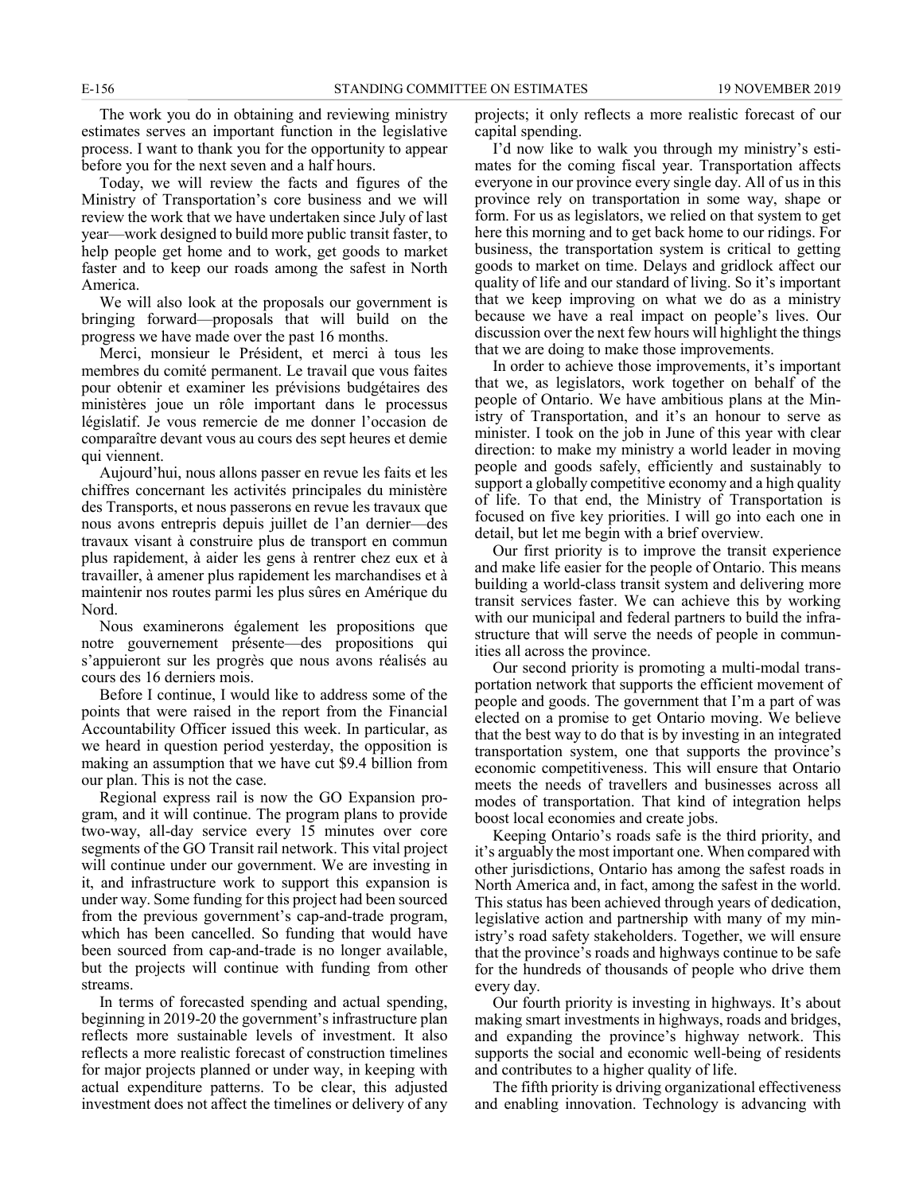The work you do in obtaining and reviewing ministry estimates serves an important function in the legislative process. I want to thank you for the opportunity to appear before you for the next seven and a half hours.

Today, we will review the facts and figures of the Ministry of Transportation's core business and we will review the work that we have undertaken since July of last year—work designed to build more public transit faster, to help people get home and to work, get goods to market faster and to keep our roads among the safest in North America.

We will also look at the proposals our government is bringing forward—proposals that will build on the progress we have made over the past 16 months.

Merci, monsieur le Président, et merci à tous les membres du comité permanent. Le travail que vous faites pour obtenir et examiner les prévisions budgétaires des ministères joue un rôle important dans le processus législatif. Je vous remercie de me donner l'occasion de comparaître devant vous au cours des sept heures et demie qui viennent.

Aujourd'hui, nous allons passer en revue les faits et les chiffres concernant les activités principales du ministère des Transports, et nous passerons en revue les travaux que nous avons entrepris depuis juillet de l'an dernier—des travaux visant à construire plus de transport en commun plus rapidement, à aider les gens à rentrer chez eux et à travailler, à amener plus rapidement les marchandises et à maintenir nos routes parmi les plus sûres en Amérique du Nord.

Nous examinerons également les propositions que notre gouvernement présente—des propositions qui s'appuieront sur les progrès que nous avons réalisés au cours des 16 derniers mois.

Before I continue, I would like to address some of the points that were raised in the report from the Financial Accountability Officer issued this week. In particular, as we heard in question period yesterday, the opposition is making an assumption that we have cut $9.4 billion from our plan. This is not the case.

Regional express rail is now the GO Expansion program, and it will continue. The program plans to provide two-way, all-day service every 15 minutes over core segments of the GO Transit rail network. This vital project will continue under our government. We are investing in it, and infrastructure work to support this expansion is under way. Some funding for this project had been sourced from the previous government's cap-and-trade program, which has been cancelled. So funding that would have been sourced from cap-and-trade is no longer available, but the projects will continue with funding from other streams.

In terms of forecasted spending and actual spending, beginning in 2019-20 the government's infrastructure plan reflects more sustainable levels of investment. It also reflects a more realistic forecast of construction timelines for major projects planned or under way, in keeping with actual expenditure patterns. To be clear, this adjusted investment does not affect the timelines or delivery of any projects; it only reflects a more realistic forecast of our capital spending.

I'd now like to walk you through my ministry's estimates for the coming fiscal year. Transportation affects everyone in our province every single day. All of us in this province rely on transportation in some way, shape or form. For us as legislators, we relied on that system to get here this morning and to get back home to our ridings. For business, the transportation system is critical to getting goods to market on time. Delays and gridlock affect our quality of life and our standard of living. So it's important that we keep improving on what we do as a ministry because we have a real impact on people's lives. Our discussion over the next few hours will highlight the things that we are doing to make those improvements.

In order to achieve those improvements, it's important that we, as legislators, work together on behalf of the people of Ontario. We have ambitious plans at the Ministry of Transportation, and it's an honour to serve as minister. I took on the job in June of this year with clear direction: to make my ministry a world leader in moving people and goods safely, efficiently and sustainably to support a globally competitive economy and a high quality of life. To that end, the Ministry of Transportation is focused on five key priorities. I will go into each one in detail, but let me begin with a brief overview.

Our first priority is to improve the transit experience and make life easier for the people of Ontario. This means building a world-class transit system and delivering more transit services faster. We can achieve this by working with our municipal and federal partners to build the infrastructure that will serve the needs of people in communities all across the province.

Our second priority is promoting a multi-modal transportation network that supports the efficient movement of people and goods. The government that I'm a part of was elected on a promise to get Ontario moving. We believe that the best way to do that is by investing in an integrated transportation system, one that supports the province's economic competitiveness. This will ensure that Ontario meets the needs of travellers and businesses across all modes of transportation. That kind of integration helps boost local economies and create jobs.

Keeping Ontario's roads safe is the third priority, and it's arguably the most important one. When compared with other jurisdictions, Ontario has among the safest roads in North America and, in fact, among the safest in the world. This status has been achieved through years of dedication, legislative action and partnership with many of my ministry's road safety stakeholders. Together, we will ensure that the province's roads and highways continue to be safe for the hundreds of thousands of people who drive them every day.

Our fourth priority is investing in highways. It's about making smart investments in highways, roads and bridges, and expanding the province's highway network. This supports the social and economic well-being of residents and contributes to a higher quality of life.

The fifth priority is driving organizational effectiveness and enabling innovation. Technology is advancing with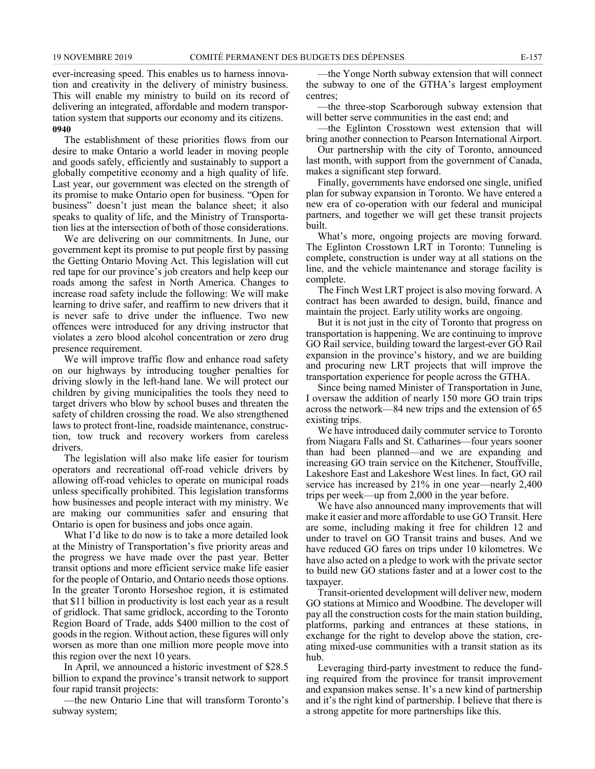ever-increasing speed. This enables us to harness innovation and creativity in the delivery of ministry business. This will enable my ministry to build on its record of delivering an integrated, affordable and modern transportation system that supports our economy and its citizens.

**0940**

The establishment of these priorities flows from our desire to make Ontario a world leader in moving people and goods safely, efficiently and sustainably to support a globally competitive economy and a high quality of life. Last year, our government was elected on the strength of its promise to make Ontario open for business. "Open for business" doesn't just mean the balance sheet; it also speaks to quality of life, and the Ministry of Transportation lies at the intersection of both of those considerations.

We are delivering on our commitments. In June, our government kept its promise to put people first by passing the Getting Ontario Moving Act. This legislation will cut red tape for our province's job creators and help keep our roads among the safest in North America. Changes to increase road safety include the following: We will make learning to drive safer, and reaffirm to new drivers that it is never safe to drive under the influence. Two new offences were introduced for any driving instructor that violates a zero blood alcohol concentration or zero drug presence requirement.

We will improve traffic flow and enhance road safety on our highways by introducing tougher penalties for driving slowly in the left-hand lane. We will protect our children by giving municipalities the tools they need to target drivers who blow by school buses and threaten the safety of children crossing the road. We also strengthened laws to protect front-line, roadside maintenance, construction, tow truck and recovery workers from careless drivers.

The legislation will also make life easier for tourism operators and recreational off-road vehicle drivers by allowing off-road vehicles to operate on municipal roads unless specifically prohibited. This legislation transforms how businesses and people interact with my ministry. We are making our communities safer and ensuring that Ontario is open for business and jobs once again.

What I'd like to do now is to take a more detailed look at the Ministry of Transportation's five priority areas and the progress we have made over the past year. Better transit options and more efficient service make life easier for the people of Ontario, and Ontario needs those options. In the greater Toronto Horseshoe region, it is estimated that $11 billion in productivity is lost each year as a result of gridlock. That same gridlock, according to the Toronto Region Board of Trade, adds $400 million to the cost of goods in the region. Without action, these figures will only worsen as more than one million more people move into this region over the next 10 years.

In April, we announced a historic investment of $28.5 billion to expand the province's transit network to support four rapid transit projects:

—the new Ontario Line that will transform Toronto's subway system;

—the Yonge North subway extension that will connect the subway to one of the GTHA's largest employment centres;

—the three-stop Scarborough subway extension that will better serve communities in the east end; and

—the Eglinton Crosstown west extension that will bring another connection to Pearson International Airport.

Our partnership with the city of Toronto, announced last month, with support from the government of Canada, makes a significant step forward.

Finally, governments have endorsed one single, unified plan for subway expansion in Toronto. We have entered a new era of co-operation with our federal and municipal partners, and together we will get these transit projects built.

What's more, ongoing projects are moving forward. The Eglinton Crosstown LRT in Toronto: Tunneling is complete, construction is under way at all stations on the line, and the vehicle maintenance and storage facility is complete.

The Finch West LRT project is also moving forward. A contract has been awarded to design, build, finance and maintain the project. Early utility works are ongoing.

But it is not just in the city of Toronto that progress on transportation is happening. We are continuing to improve GO Rail service, building toward the largest-ever GO Rail expansion in the province's history, and we are building and procuring new LRT projects that will improve the transportation experience for people across the GTHA.

Since being named Minister of Transportation in June, I oversaw the addition of nearly 150 more GO train trips across the network—84 new trips and the extension of 65 existing trips.

We have introduced daily commuter service to Toronto from Niagara Falls and St. Catharines—four years sooner than had been planned—and we are expanding and increasing GO train service on the Kitchener, Stouffville, Lakeshore East and Lakeshore West lines. In fact, GO rail service has increased by 21% in one year—nearly 2,400 trips per week—up from 2,000 in the year before.

We have also announced many improvements that will make it easier and more affordable to use GO Transit. Here are some, including making it free for children 12 and under to travel on GO Transit trains and buses. And we have reduced GO fares on trips under 10 kilometres. We have also acted on a pledge to work with the private sector to build new GO stations faster and at a lower cost to the taxpayer.

Transit-oriented development will deliver new, modern GO stations at Mimico and Woodbine. The developer will pay all the construction costs for the main station building, platforms, parking and entrances at these stations, in exchange for the right to develop above the station, creating mixed-use communities with a transit station as its hub.

Leveraging third-party investment to reduce the funding required from the province for transit improvement and expansion makes sense. It's a new kind of partnership and it's the right kind of partnership. I believe that there is a strong appetite for more partnerships like this.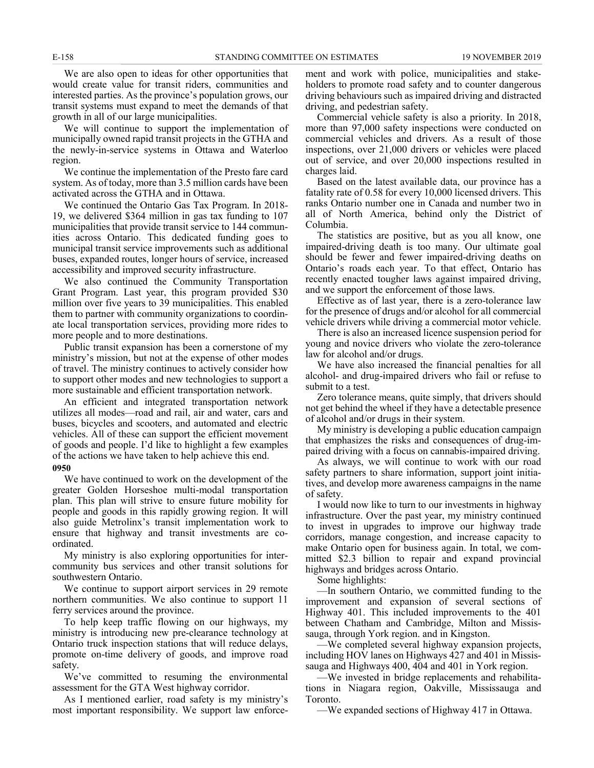We are also open to ideas for other opportunities that would create value for transit riders, communities and interested parties. As the province's population grows, our transit systems must expand to meet the demands of that growth in all of our large municipalities.

We will continue to support the implementation of municipally owned rapid transit projects in the GTHA and the newly-in-service systems in Ottawa and Waterloo region.

We continue the implementation of the Presto fare card system. As of today, more than 3.5 million cards have been activated across the GTHA and in Ottawa.

We continued the Ontario Gas Tax Program. In 2018-19, we delivered $364 million in gas tax funding to 107 municipalities that provide transit service to 144 communities across Ontario. This dedicated funding goes to municipal transit service improvements such as additional buses, expanded routes, longer hours of service, increased accessibility and improved security infrastructure.

We also continued the Community Transportation Grant Program. Last year, this program provided $30 million over five years to 39 municipalities. This enabled them to partner with community organizations to coordinate local transportation services, providing more rides to more people and to more destinations.

Public transit expansion has been a cornerstone of my ministry's mission, but not at the expense of other modes of travel. The ministry continues to actively consider how to support other modes and new technologies to support a more sustainable and efficient transportation network.

An efficient and integrated transportation network utilizes all modes—road and rail, air and water, cars and buses, bicycles and scooters, and automated and electric vehicles. All of these can support the efficient movement of goods and people. I'd like to highlight a few examples of the actions we have taken to help achieve this end.

**0950**

We have continued to work on the development of the greater Golden Horseshoe multi-modal transportation plan. This plan will strive to ensure future mobility for people and goods in this rapidly growing region. It will also guide Metrolinx's transit implementation work to ensure that highway and transit investments are co-ordinated.

My ministry is also exploring opportunities for inter-community bus services and other transit solutions for southwestern Ontario.

We continue to support airport services in 29 remote northern communities. We also continue to support 11 ferry services around the province.

To help keep traffic flowing on our highways, my ministry is introducing new pre-clearance technology at Ontario truck inspection stations that will reduce delays, promote on-time delivery of goods, and improve road safety.

We've committed to resuming the environmental assessment for the GTA West highway corridor.

As I mentioned earlier, road safety is my ministry's most important responsibility. We support law enforcement and work with police, municipalities and stakeholders to promote road safety and to counter dangerous driving behaviours such as impaired driving and distracted driving, and pedestrian safety.

Commercial vehicle safety is also a priority. In 2018, more than 97,000 safety inspections were conducted on commercial vehicles and drivers. As a result of those inspections, over 21,000 drivers or vehicles were placed out of service, and over 20,000 inspections resulted in charges laid.

Based on the latest available data, our province has a fatality rate of 0.58 for every 10,000 licensed drivers. This ranks Ontario number one in Canada and number two in all of North America, behind only the District of Columbia.

The statistics are positive, but as you all know, one impaired-driving death is too many. Our ultimate goal should be fewer and fewer impaired-driving deaths on Ontario's roads each year. To that effect, Ontario has recently enacted tougher laws against impaired driving, and we support the enforcement of those laws.

Effective as of last year, there is a zero-tolerance law for the presence of drugs and/or alcohol for all commercial vehicle drivers while driving a commercial motor vehicle.

There is also an increased licence suspension period for young and novice drivers who violate the zero-tolerance law for alcohol and/or drugs.

We have also increased the financial penalties for all alcohol- and drug-impaired drivers who fail or refuse to submit to a test.

Zero tolerance means, quite simply, that drivers should not get behind the wheel if they have a detectable presence of alcohol and/or drugs in their system.

My ministry is developing a public education campaign that emphasizes the risks and consequences of drug-impaired driving with a focus on cannabis-impaired driving.

As always, we will continue to work with our road safety partners to share information, support joint initiatives, and develop more awareness campaigns in the name of safety.

I would now like to turn to our investments in highway infrastructure. Over the past year, my ministry continued to invest in upgrades to improve our highway trade corridors, manage congestion, and increase capacity to make Ontario open for business again. In total, we committed $2.3 billion to repair and expand provincial highways and bridges across Ontario.

Some highlights:

—In southern Ontario, we committed funding to the improvement and expansion of several sections of Highway 401. This included improvements to the 401 between Chatham and Cambridge, Milton and Mississauga, through York region. and in Kingston.

—We completed several highway expansion projects, including HOV lanes on Highways 427 and 401 in Mississauga and Highways 400, 404 and 401 in York region.

—We invested in bridge replacements and rehabilitations in Niagara region, Oakville, Mississauga and Toronto.

—We expanded sections of Highway 417 in Ottawa.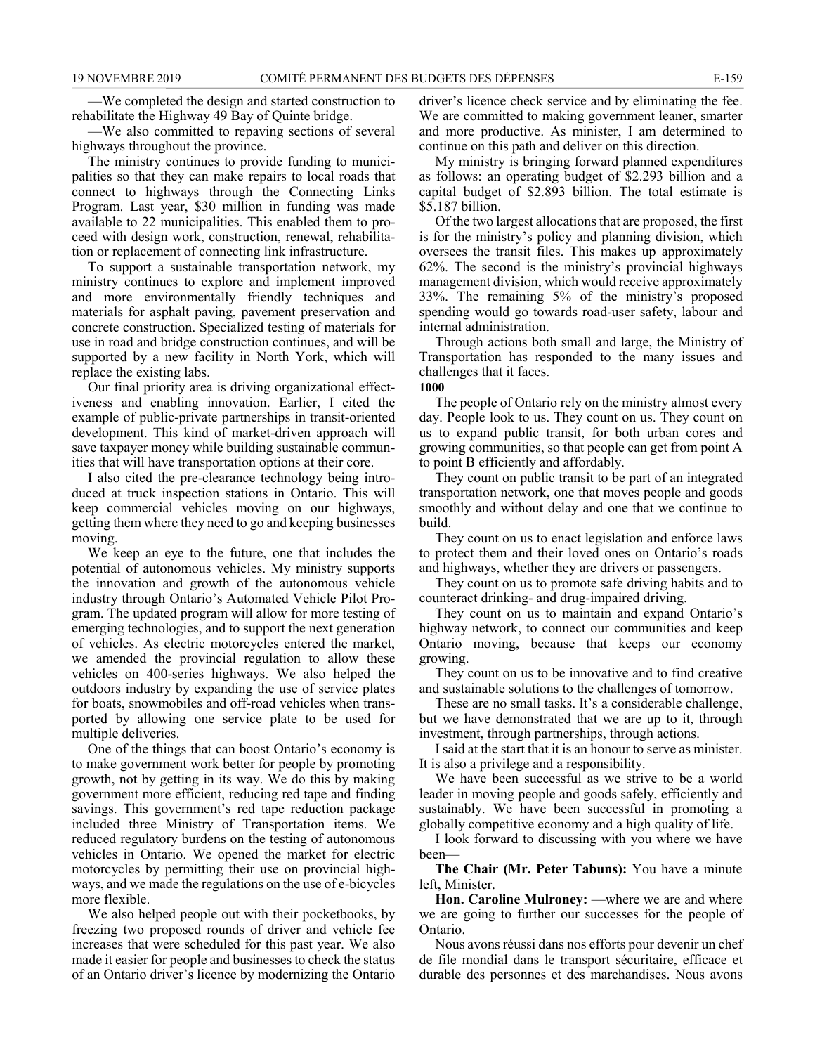—We completed the design and started construction to rehabilitate the Highway 49 Bay of Quinte bridge.

—We also committed to repaving sections of several highways throughout the province.

The ministry continues to provide funding to municipalities so that they can make repairs to local roads that connect to highways through the Connecting Links Program. Last year, $30 million in funding was made available to 22 municipalities. This enabled them to proceed with design work, construction, renewal, rehabilitation or replacement of connecting link infrastructure.

To support a sustainable transportation network, my ministry continues to explore and implement improved and more environmentally friendly techniques and materials for asphalt paving, pavement preservation and concrete construction. Specialized testing of materials for use in road and bridge construction continues, and will be supported by a new facility in North York, which will replace the existing labs.

Our final priority area is driving organizational effectiveness and enabling innovation. Earlier, I cited the example of public-private partnerships in transit-oriented development. This kind of market-driven approach will save taxpayer money while building sustainable communities that will have transportation options at their core.

I also cited the pre-clearance technology being introduced at truck inspection stations in Ontario. This will keep commercial vehicles moving on our highways, getting them where they need to go and keeping businesses moving.

We keep an eye to the future, one that includes the potential of autonomous vehicles. My ministry supports the innovation and growth of the autonomous vehicle industry through Ontario's Automated Vehicle Pilot Program. The updated program will allow for more testing of emerging technologies, and to support the next generation of vehicles. As electric motorcycles entered the market, we amended the provincial regulation to allow these vehicles on 400-series highways. We also helped the outdoors industry by expanding the use of service plates for boats, snowmobiles and off-road vehicles when transported by allowing one service plate to be used for multiple deliveries.

One of the things that can boost Ontario's economy is to make government work better for people by promoting growth, not by getting in its way. We do this by making government more efficient, reducing red tape and finding savings. This government's red tape reduction package included three Ministry of Transportation items. We reduced regulatory burdens on the testing of autonomous vehicles in Ontario. We opened the market for electric motorcycles by permitting their use on provincial highways, and we made the regulations on the use of e-bicycles more flexible.

We also helped people out with their pocketbooks, by freezing two proposed rounds of driver and vehicle fee increases that were scheduled for this past year. We also made it easier for people and businesses to check the status of an Ontario driver's licence by modernizing the Ontario driver's licence check service and by eliminating the fee. We are committed to making government leaner, smarter and more productive. As minister, I am determined to continue on this path and deliver on this direction.

My ministry is bringing forward planned expenditures as follows: an operating budget of $2.293 billion and a capital budget of $2.893 billion. The total estimate is $5.187 billion.

Of the two largest allocations that are proposed, the first is for the ministry's policy and planning division, which oversees the transit files. This makes up approximately 62%. The second is the ministry's provincial highways management division, which would receive approximately 33%. The remaining 5% of the ministry's proposed spending would go towards road-user safety, labour and internal administration.

Through actions both small and large, the Ministry of Transportation has responded to the many issues and challenges that it faces.

**1000**

The people of Ontario rely on the ministry almost every day. People look to us. They count on us. They count on us to expand public transit, for both urban cores and growing communities, so that people can get from point A to point B efficiently and affordably.

They count on public transit to be part of an integrated transportation network, one that moves people and goods smoothly and without delay and one that we continue to build.

They count on us to enact legislation and enforce laws to protect them and their loved ones on Ontario's roads and highways, whether they are drivers or passengers.

They count on us to promote safe driving habits and to counteract drinking- and drug-impaired driving.

They count on us to maintain and expand Ontario's highway network, to connect our communities and keep Ontario moving, because that keeps our economy growing.

They count on us to be innovative and to find creative and sustainable solutions to the challenges of tomorrow.

These are no small tasks. It's a considerable challenge, but we have demonstrated that we are up to it, through investment, through partnerships, through actions.

I said at the start that it is an honour to serve as minister. It is also a privilege and a responsibility.

We have been successful as we strive to be a world leader in moving people and goods safely, efficiently and sustainably. We have been successful in promoting a globally competitive economy and a high quality of life.

I look forward to discussing with you where we have been—

**The Chair (Mr. Peter Tabuns):** You have a minute left, Minister.

**Hon. Caroline Mulroney:** —where we are and where we are going to further our successes for the people of Ontario.

Nous avons réussi dans nos efforts pour devenir un chef de file mondial dans le transport sécuritaire, efficace et durable des personnes et des marchandises. Nous avons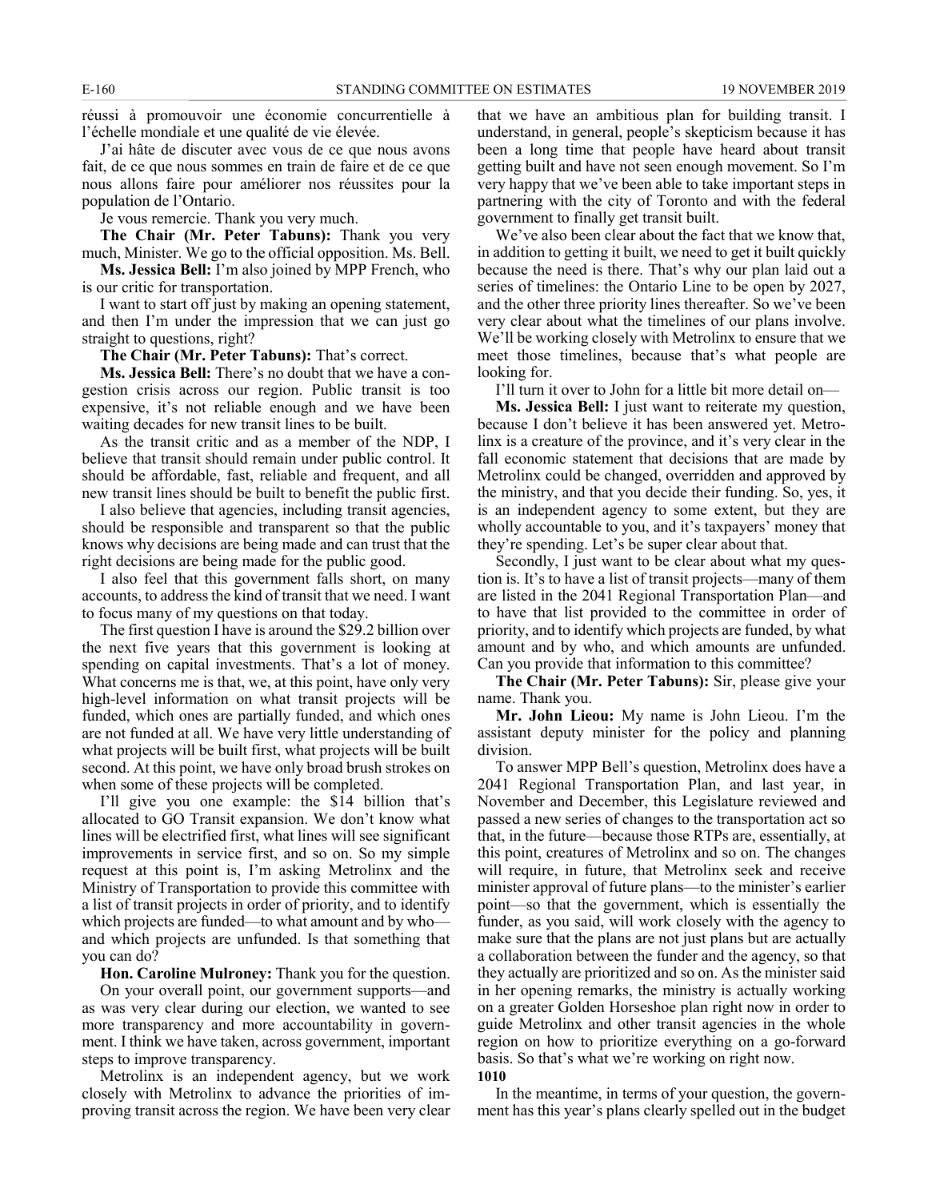réussi à promouvoir une économie concurrentielle à l'échelle mondiale et une qualité de vie élevée.

J'ai hâte de discuter avec vous de ce que nous avons fait, de ce que nous sommes en train de faire et de ce que nous allons faire pour améliorer nos réussites pour la population de l'Ontario.

Je vous remercie. Thank you very much.

**The Chair (Mr. Peter Tabuns):** Thank you very much, Minister. We go to the official opposition. Ms. Bell.

**Ms. Jessica Bell:** I'm also joined by MPP French, who is our critic for transportation.

I want to start off just by making an opening statement, and then I'm under the impression that we can just go straight to questions, right?

**The Chair (Mr. Peter Tabuns):** That's correct.

**Ms. Jessica Bell:** There's no doubt that we have a congestion crisis across our region. Public transit is too expensive, it's not reliable enough and we have been waiting decades for new transit lines to be built.

As the transit critic and as a member of the NDP, I believe that transit should remain under public control. It should be affordable, fast, reliable and frequent, and all new transit lines should be built to benefit the public first.

I also believe that agencies, including transit agencies, should be responsible and transparent so that the public knows why decisions are being made and can trust that the right decisions are being made for the public good.

I also feel that this government falls short, on many accounts, to address the kind of transit that we need. I want to focus many of my questions on that today.

The first question I have is around the $29.2 billion over the next five years that this government is looking at spending on capital investments. That's a lot of money. What concerns me is that, we, at this point, have only very high-level information on what transit projects will be funded, which ones are partially funded, and which ones are not funded at all. We have very little understanding of what projects will be built first, what projects will be built second. At this point, we have only broad brush strokes on when some of these projects will be completed.

I'll give you one example: the $14 billion that's allocated to GO Transit expansion. We don't know what lines will be electrified first, what lines will see significant improvements in service first, and so on. So my simple request at this point is, I'm asking Metrolinx and the Ministry of Transportation to provide this committee with a list of transit projects in order of priority, and to identify which projects are funded—to what amount and by who—and which projects are unfunded. Is that something that you can do?

**Hon. Caroline Mulroney:** Thank you for the question.

On your overall point, our government supports—and as was very clear during our election, we wanted to see more transparency and more accountability in government. I think we have taken, across government, important steps to improve transparency.

Metrolinx is an independent agency, but we work closely with Metrolinx to advance the priorities of improving transit across the region. We have been very clear that we have an ambitious plan for building transit. I understand, in general, people's skepticism because it has been a long time that people have heard about transit getting built and have not seen enough movement. So I'm very happy that we've been able to take important steps in partnering with the city of Toronto and with the federal government to finally get transit built.

We've also been clear about the fact that we know that, in addition to getting it built, we need to get it built quickly because the need is there. That's why our plan laid out a series of timelines: the Ontario Line to be open by 2027, and the other three priority lines thereafter. So we've been very clear about what the timelines of our plans involve. We'll be working closely with Metrolinx to ensure that we meet those timelines, because that's what people are looking for.

I'll turn it over to John for a little bit more detail on—

**Ms. Jessica Bell:** I just want to reiterate my question, because I don't believe it has been answered yet. Metrolinx is a creature of the province, and it's very clear in the fall economic statement that decisions that are made by Metrolinx could be changed, overridden and approved by the ministry, and that you decide their funding. So, yes, it is an independent agency to some extent, but they are wholly accountable to you, and it's taxpayers' money that they're spending. Let's be super clear about that.

Secondly, I just want to be clear about what my question is. It's to have a list of transit projects—many of them are listed in the 2041 Regional Transportation Plan—and to have that list provided to the committee in order of priority, and to identify which projects are funded, by what amount and by who, and which amounts are unfunded. Can you provide that information to this committee?

**The Chair (Mr. Peter Tabuns):** Sir, please give your name. Thank you.

**Mr. John Lieou:** My name is John Lieou. I'm the assistant deputy minister for the policy and planning division.

To answer MPP Bell's question, Metrolinx does have a 2041 Regional Transportation Plan, and last year, in November and December, this Legislature reviewed and passed a new series of changes to the transportation act so that, in the future—because those RTPs are, essentially, at this point, creatures of Metrolinx and so on. The changes will require, in future, that Metrolinx seek and receive minister approval of future plans—to the minister's earlier point—so that the government, which is essentially the funder, as you said, will work closely with the agency to make sure that the plans are not just plans but are actually a collaboration between the funder and the agency, so that they actually are prioritized and so on. As the minister said in her opening remarks, the ministry is actually working on a greater Golden Horseshoe plan right now in order to guide Metrolinx and other transit agencies in the whole region on how to prioritize everything on a go-forward basis. So that's what we're working on right now.

**1010**

In the meantime, in terms of your question, the government has this year's plans clearly spelled out in the budget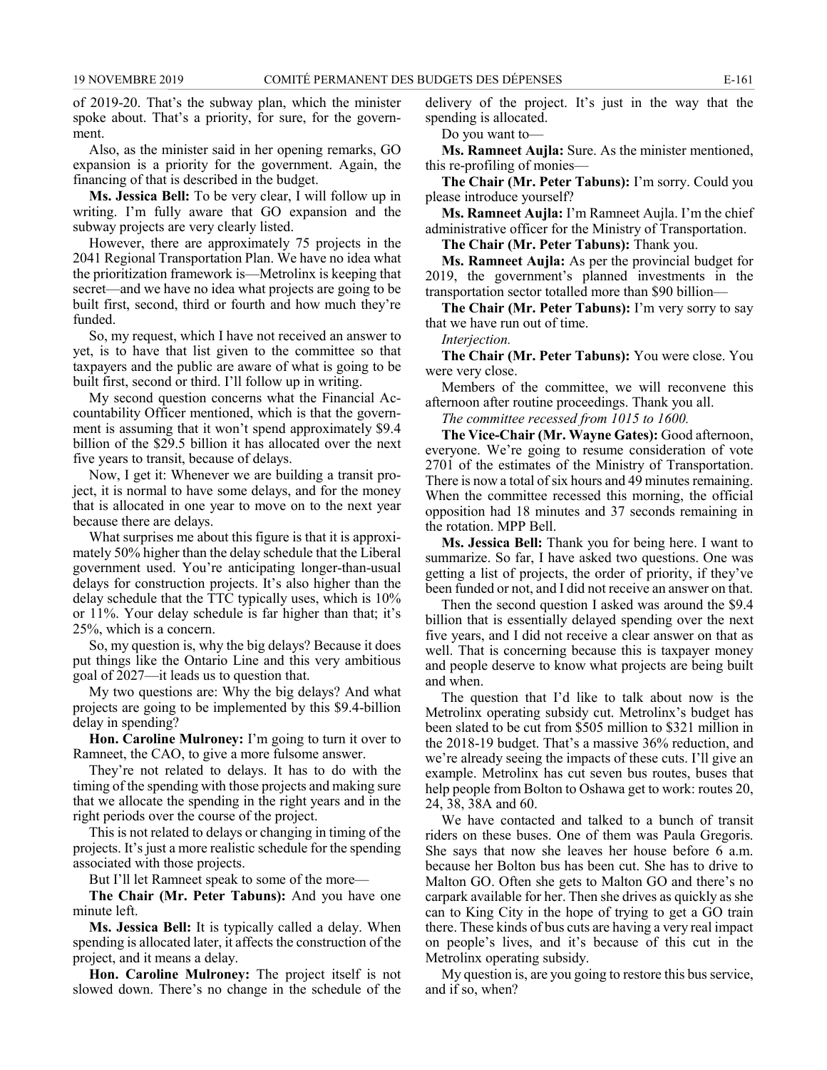of 2019-20. That's the subway plan, which the minister spoke about. That's a priority, for sure, for the government.

Also, as the minister said in her opening remarks, GO expansion is a priority for the government. Again, the financing of that is described in the budget.

**Ms. Jessica Bell:** To be very clear, I will follow up in writing. I'm fully aware that GO expansion and the subway projects are very clearly listed.

However, there are approximately 75 projects in the 2041 Regional Transportation Plan. We have no idea what the prioritization framework is—Metrolinx is keeping that secret—and we have no idea what projects are going to be built first, second, third or fourth and how much they're funded.

So, my request, which I have not received an answer to yet, is to have that list given to the committee so that taxpayers and the public are aware of what is going to be built first, second or third. I'll follow up in writing.

My second question concerns what the Financial Accountability Officer mentioned, which is that the government is assuming that it won't spend approximately $9.4 billion of the $29.5 billion it has allocated over the next five years to transit, because of delays.

Now, I get it: Whenever we are building a transit project, it is normal to have some delays, and for the money that is allocated in one year to move on to the next year because there are delays.

What surprises me about this figure is that it is approximately 50% higher than the delay schedule that the Liberal government used. You're anticipating longer-than-usual delays for construction projects. It's also higher than the delay schedule that the TTC typically uses, which is 10% or 11%. Your delay schedule is far higher than that; it's 25%, which is a concern.

So, my question is, why the big delays? Because it does put things like the Ontario Line and this very ambitious goal of 2027—it leads us to question that.

My two questions are: Why the big delays? And what projects are going to be implemented by this $9.4-billion delay in spending?

**Hon. Caroline Mulroney:** I'm going to turn it over to Ramneet, the CAO, to give a more fulsome answer.

They're not related to delays. It has to do with the timing of the spending with those projects and making sure that we allocate the spending in the right years and in the right periods over the course of the project.

This is not related to delays or changing in timing of the projects. It's just a more realistic schedule for the spending associated with those projects.

But I'll let Ramneet speak to some of the more—

**The Chair (Mr. Peter Tabuns):** And you have one minute left.

**Ms. Jessica Bell:** It is typically called a delay. When spending is allocated later, it affects the construction of the project, and it means a delay.

**Hon. Caroline Mulroney:** The project itself is not slowed down. There's no change in the schedule of the delivery of the project. It's just in the way that the spending is allocated.

Do you want to—

**Ms. Ramneet Aujla:** Sure. As the minister mentioned, this re-profiling of monies—

**The Chair (Mr. Peter Tabuns):** I'm sorry. Could you please introduce yourself?

**Ms. Ramneet Aujla:** I'm Ramneet Aujla. I'm the chief administrative officer for the Ministry of Transportation.

**The Chair (Mr. Peter Tabuns):** Thank you.

**Ms. Ramneet Aujla:** As per the provincial budget for 2019, the government's planned investments in the transportation sector totalled more than $90 billion—

**The Chair (Mr. Peter Tabuns):** I'm very sorry to say that we have run out of time.

*Interjection.*

**The Chair (Mr. Peter Tabuns):** You were close. You were very close.

Members of the committee, we will reconvene this afternoon after routine proceedings. Thank you all.

*The committee recessed from 1015 to 1600.*

**The Vice-Chair (Mr. Wayne Gates):** Good afternoon, everyone. We're going to resume consideration of vote 2701 of the estimates of the Ministry of Transportation. There is now a total of six hours and 49 minutes remaining. When the committee recessed this morning, the official opposition had 18 minutes and 37 seconds remaining in the rotation. MPP Bell.

**Ms. Jessica Bell:** Thank you for being here. I want to summarize. So far, I have asked two questions. One was getting a list of projects, the order of priority, if they've been funded or not, and I did not receive an answer on that.

Then the second question I asked was around the $9.4 billion that is essentially delayed spending over the next five years, and I did not receive a clear answer on that as well. That is concerning because this is taxpayer money and people deserve to know what projects are being built and when.

The question that I'd like to talk about now is the Metrolinx operating subsidy cut. Metrolinx's budget has been slated to be cut from $505 million to $321 million in the 2018-19 budget. That's a massive 36% reduction, and we're already seeing the impacts of these cuts. I'll give an example. Metrolinx has cut seven bus routes, buses that help people from Bolton to Oshawa get to work: routes 20, 24, 38, 38A and 60.

We have contacted and talked to a bunch of transit riders on these buses. One of them was Paula Gregoris. She says that now she leaves her house before 6 a.m. because her Bolton bus has been cut. She has to drive to Malton GO. Often she gets to Malton GO and there's no carpark available for her. Then she drives as quickly as she can to King City in the hope of trying to get a GO train there. These kinds of bus cuts are having a very real impact on people's lives, and it's because of this cut in the Metrolinx operating subsidy.

My question is, are you going to restore this bus service, and if so, when?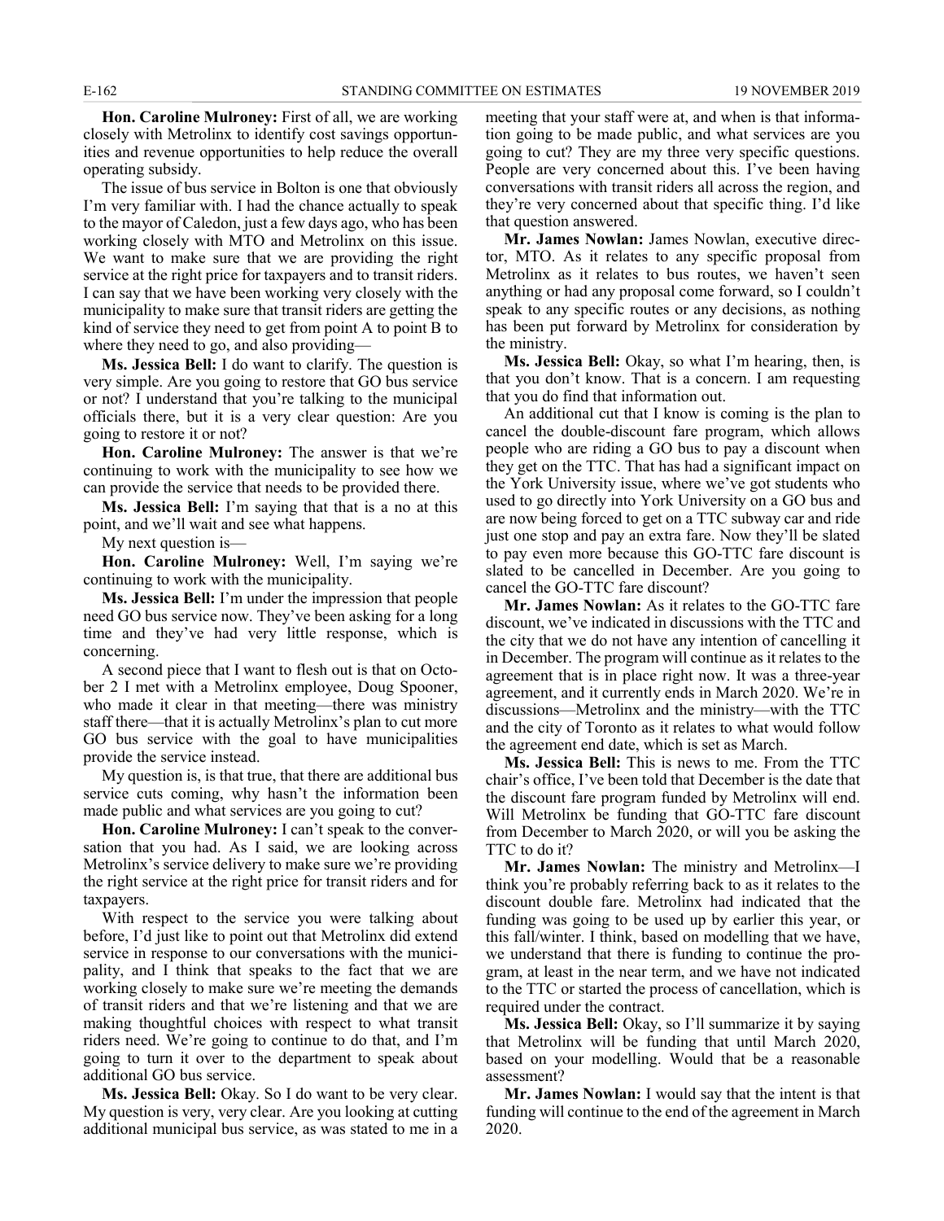**Hon. Caroline Mulroney:** First of all, we are working closely with Metrolinx to identify cost savings opportunities and revenue opportunities to help reduce the overall operating subsidy.

The issue of bus service in Bolton is one that obviously I'm very familiar with. I had the chance actually to speak to the mayor of Caledon, just a few days ago, who has been working closely with MTO and Metrolinx on this issue. We want to make sure that we are providing the right service at the right price for taxpayers and to transit riders. I can say that we have been working very closely with the municipality to make sure that transit riders are getting the kind of service they need to get from point A to point B to where they need to go, and also providing—

**Ms. Jessica Bell:** I do want to clarify. The question is very simple. Are you going to restore that GO bus service or not? I understand that you're talking to the municipal officials there, but it is a very clear question: Are you going to restore it or not?

**Hon. Caroline Mulroney:** The answer is that we're continuing to work with the municipality to see how we can provide the service that needs to be provided there.

**Ms. Jessica Bell:** I'm saying that that is a no at this point, and we'll wait and see what happens.

My next question is—

**Hon. Caroline Mulroney:** Well, I'm saying we're continuing to work with the municipality.

**Ms. Jessica Bell:** I'm under the impression that people need GO bus service now. They've been asking for a long time and they've had very little response, which is concerning.

A second piece that I want to flesh out is that on October 2 I met with a Metrolinx employee, Doug Spooner, who made it clear in that meeting—there was ministry staff there—that it is actually Metrolinx's plan to cut more GO bus service with the goal to have municipalities provide the service instead.

My question is, is that true, that there are additional bus service cuts coming, why hasn't the information been made public and what services are you going to cut?

**Hon. Caroline Mulroney:** I can't speak to the conversation that you had. As I said, we are looking across Metrolinx's service delivery to make sure we're providing the right service at the right price for transit riders and for taxpayers.

With respect to the service you were talking about before, I'd just like to point out that Metrolinx did extend service in response to our conversations with the municipality, and I think that speaks to the fact that we are working closely to make sure we're meeting the demands of transit riders and that we're listening and that we are making thoughtful choices with respect to what transit riders need. We're going to continue to do that, and I'm going to turn it over to the department to speak about additional GO bus service.

**Ms. Jessica Bell:** Okay. So I do want to be very clear. My question is very, very clear. Are you looking at cutting additional municipal bus service, as was stated to me in a meeting that your staff were at, and when is that information going to be made public, and what services are you going to cut? They are my three very specific questions. People are very concerned about this. I've been having conversations with transit riders all across the region, and they're very concerned about that specific thing. I'd like that question answered.

**Mr. James Nowlan:** James Nowlan, executive director, MTO. As it relates to any specific proposal from Metrolinx as it relates to bus routes, we haven't seen anything or had any proposal come forward, so I couldn't speak to any specific routes or any decisions, as nothing has been put forward by Metrolinx for consideration by the ministry.

**Ms. Jessica Bell:** Okay, so what I'm hearing, then, is that you don't know. That is a concern. I am requesting that you do find that information out.

An additional cut that I know is coming is the plan to cancel the double-discount fare program, which allows people who are riding a GO bus to pay a discount when they get on the TTC. That has had a significant impact on the York University issue, where we've got students who used to go directly into York University on a GO bus and are now being forced to get on a TTC subway car and ride just one stop and pay an extra fare. Now they'll be slated to pay even more because this GO-TTC fare discount is slated to be cancelled in December. Are you going to cancel the GO-TTC fare discount?

**Mr. James Nowlan:** As it relates to the GO-TTC fare discount, we've indicated in discussions with the TTC and the city that we do not have any intention of cancelling it in December. The program will continue as it relates to the agreement that is in place right now. It was a three-year agreement, and it currently ends in March 2020. We're in discussions—Metrolinx and the ministry—with the TTC and the city of Toronto as it relates to what would follow the agreement end date, which is set as March.

**Ms. Jessica Bell:** This is news to me. From the TTC chair's office, I've been told that December is the date that the discount fare program funded by Metrolinx will end. Will Metrolinx be funding that GO-TTC fare discount from December to March 2020, or will you be asking the TTC to do it?

**Mr. James Nowlan:** The ministry and Metrolinx—I think you're probably referring back to as it relates to the discount double fare. Metrolinx had indicated that the funding was going to be used up by earlier this year, or this fall/winter. I think, based on modelling that we have, we understand that there is funding to continue the program, at least in the near term, and we have not indicated to the TTC or started the process of cancellation, which is required under the contract.

**Ms. Jessica Bell:** Okay, so I'll summarize it by saying that Metrolinx will be funding that until March 2020, based on your modelling. Would that be a reasonable assessment?

**Mr. James Nowlan:** I would say that the intent is that funding will continue to the end of the agreement in March 2020.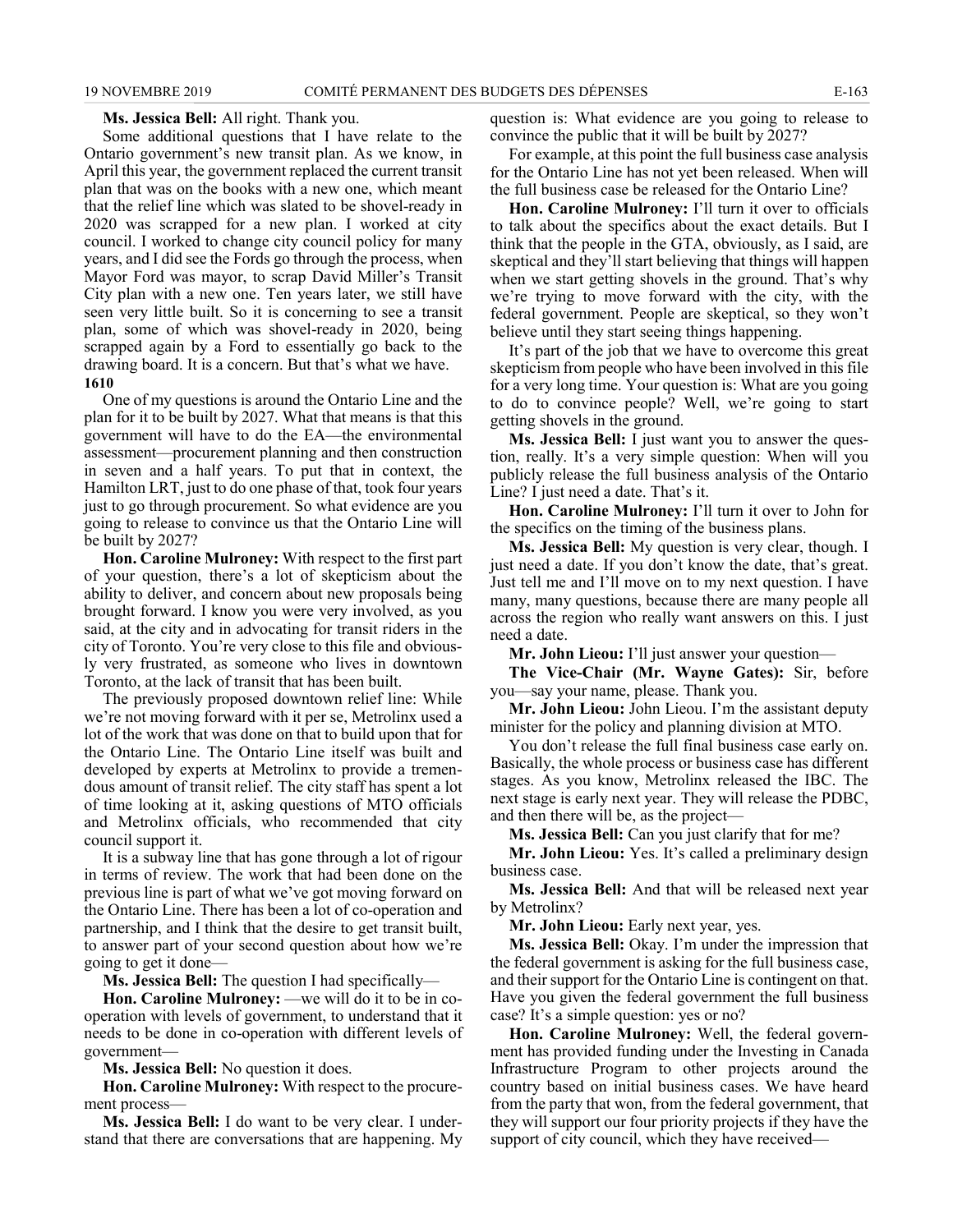**Ms. Jessica Bell:** All right. Thank you.

Some additional questions that I have relate to the Ontario government's new transit plan. As we know, in April this year, the government replaced the current transit plan that was on the books with a new one, which meant that the relief line which was slated to be shovel-ready in 2020 was scrapped for a new plan. I worked at city council. I worked to change city council policy for many years, and I did see the Fords go through the process, when Mayor Ford was mayor, to scrap David Miller's Transit City plan with a new one. Ten years later, we still have seen very little built. So it is concerning to see a transit plan, some of which was shovel-ready in 2020, being scrapped again by a Ford to essentially go back to the drawing board. It is a concern. But that's what we have.

**1610**

One of my questions is around the Ontario Line and the plan for it to be built by 2027. What that means is that this government will have to do the EA—the environmental assessment—procurement planning and then construction in seven and a half years. To put that in context, the Hamilton LRT, just to do one phase of that, took four years just to go through procurement. So what evidence are you going to release to convince us that the Ontario Line will be built by 2027?

**Hon. Caroline Mulroney:** With respect to the first part of your question, there's a lot of skepticism about the ability to deliver, and concern about new proposals being brought forward. I know you were very involved, as you said, at the city and in advocating for transit riders in the city of Toronto. You're very close to this file and obviously very frustrated, as someone who lives in downtown Toronto, at the lack of transit that has been built.

The previously proposed downtown relief line: While we're not moving forward with it per se, Metrolinx used a lot of the work that was done on that to build upon that for the Ontario Line. The Ontario Line itself was built and developed by experts at Metrolinx to provide a tremendous amount of transit relief. The city staff has spent a lot of time looking at it, asking questions of MTO officials and Metrolinx officials, who recommended that city council support it.

It is a subway line that has gone through a lot of rigour in terms of review. The work that had been done on the previous line is part of what we've got moving forward on the Ontario Line. There has been a lot of co-operation and partnership, and I think that the desire to get transit built, to answer part of your second question about how we're going to get it done—

**Ms. Jessica Bell:** The question I had specifically—

**Hon. Caroline Mulroney:** —we will do it to be in co-operation with levels of government, to understand that it needs to be done in co-operation with different levels of government—

**Ms. Jessica Bell:** No question it does.

**Hon. Caroline Mulroney:** With respect to the procurement process—

**Ms. Jessica Bell:** I do want to be very clear. I understand that there are conversations that are happening. My question is: What evidence are you going to release to convince the public that it will be built by 2027?

For example, at this point the full business case analysis for the Ontario Line has not yet been released. When will the full business case be released for the Ontario Line?

**Hon. Caroline Mulroney:** I'll turn it over to officials to talk about the specifics about the exact details. But I think that the people in the GTA, obviously, as I said, are skeptical and they'll start believing that things will happen when we start getting shovels in the ground. That's why we're trying to move forward with the city, with the federal government. People are skeptical, so they won't believe until they start seeing things happening.

It's part of the job that we have to overcome this great skepticism from people who have been involved in this file for a very long time. Your question is: What are you going to do to convince people? Well, we're going to start getting shovels in the ground.

**Ms. Jessica Bell:** I just want you to answer the question, really. It's a very simple question: When will you publicly release the full business analysis of the Ontario Line? I just need a date. That's it.

**Hon. Caroline Mulroney:** I'll turn it over to John for the specifics on the timing of the business plans.

**Ms. Jessica Bell:** My question is very clear, though. I just need a date. If you don't know the date, that's great. Just tell me and I'll move on to my next question. I have many, many questions, because there are many people all across the region who really want answers on this. I just need a date.

**Mr. John Lieou:** I'll just answer your question—

**The Vice-Chair (Mr. Wayne Gates):** Sir, before you—say your name, please. Thank you.

**Mr. John Lieou:** John Lieou. I'm the assistant deputy minister for the policy and planning division at MTO.

You don't release the full final business case early on. Basically, the whole process or business case has different stages. As you know, Metrolinx released the IBC. The next stage is early next year. They will release the PDBC, and then there will be, as the project—

**Ms. Jessica Bell:** Can you just clarify that for me?

**Mr. John Lieou:** Yes. It's called a preliminary design business case.

**Ms. Jessica Bell:** And that will be released next year by Metrolinx?

**Mr. John Lieou:** Early next year, yes.

**Ms. Jessica Bell:** Okay. I'm under the impression that the federal government is asking for the full business case, and their support for the Ontario Line is contingent on that. Have you given the federal government the full business case? It's a simple question: yes or no?

**Hon. Caroline Mulroney:** Well, the federal government has provided funding under the Investing in Canada Infrastructure Program to other projects around the country based on initial business cases. We have heard from the party that won, from the federal government, that they will support our four priority projects if they have the support of city council, which they have received—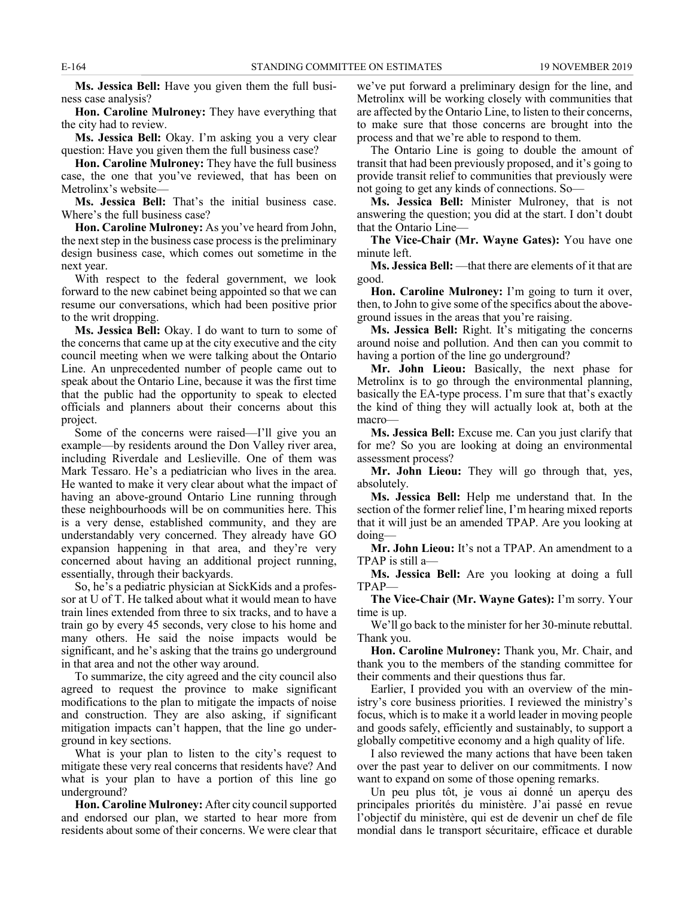**Ms. Jessica Bell:** Have you given them the full business case analysis?

**Hon. Caroline Mulroney:** They have everything that the city had to review.

**Ms. Jessica Bell:** Okay. I'm asking you a very clear question: Have you given them the full business case?

**Hon. Caroline Mulroney:** They have the full business case, the one that you've reviewed, that has been on Metrolinx's website—

**Ms. Jessica Bell:** That's the initial business case. Where's the full business case?

**Hon. Caroline Mulroney:** As you've heard from John, the next step in the business case process is the preliminary design business case, which comes out sometime in the next year.

With respect to the federal government, we look forward to the new cabinet being appointed so that we can resume our conversations, which had been positive prior to the writ dropping.

**Ms. Jessica Bell:** Okay. I do want to turn to some of the concerns that came up at the city executive and the city council meeting when we were talking about the Ontario Line. An unprecedented number of people came out to speak about the Ontario Line, because it was the first time that the public had the opportunity to speak to elected officials and planners about their concerns about this project.

Some of the concerns were raised—I'll give you an example—by residents around the Don Valley river area, including Riverdale and Leslieville. One of them was Mark Tessaro. He's a pediatrician who lives in the area. He wanted to make it very clear about what the impact of having an above-ground Ontario Line running through these neighbourhoods will be on communities here. This is a very dense, established community, and they are understandably very concerned. They already have GO expansion happening in that area, and they're very concerned about having an additional project running, essentially, through their backyards.

So, he's a pediatric physician at SickKids and a professor at U of T. He talked about what it would mean to have train lines extended from three to six tracks, and to have a train go by every 45 seconds, very close to his home and many others. He said the noise impacts would be significant, and he's asking that the trains go underground in that area and not the other way around.

To summarize, the city agreed and the city council also agreed to request the province to make significant modifications to the plan to mitigate the impacts of noise and construction. They are also asking, if significant mitigation impacts can't happen, that the line go underground in key sections.

What is your plan to listen to the city's request to mitigate these very real concerns that residents have? And what is your plan to have a portion of this line go underground?

**Hon. Caroline Mulroney:** After city council supported and endorsed our plan, we started to hear more from residents about some of their concerns. We were clear that we've put forward a preliminary design for the line, and Metrolinx will be working closely with communities that are affected by the Ontario Line, to listen to their concerns, to make sure that those concerns are brought into the process and that we're able to respond to them.

The Ontario Line is going to double the amount of transit that had been previously proposed, and it's going to provide transit relief to communities that previously were not going to get any kinds of connections. So—

**Ms. Jessica Bell:** Minister Mulroney, that is not answering the question; you did at the start. I don't doubt that the Ontario Line—

**The Vice-Chair (Mr. Wayne Gates):** You have one minute left.

**Ms. Jessica Bell:** —that there are elements of it that are good.

**Hon. Caroline Mulroney:** I'm going to turn it over, then, to John to give some of the specifics about the above-ground issues in the areas that you're raising.

**Ms. Jessica Bell:** Right. It's mitigating the concerns around noise and pollution. And then can you commit to having a portion of the line go underground?

**Mr. John Lieou:** Basically, the next phase for Metrolinx is to go through the environmental planning, basically the EA-type process. I'm sure that that's exactly the kind of thing they will actually look at, both at the macro—

**Ms. Jessica Bell:** Excuse me. Can you just clarify that for me? So you are looking at doing an environmental assessment process?

**Mr. John Lieou:** They will go through that, yes, absolutely.

**Ms. Jessica Bell:** Help me understand that. In the section of the former relief line, I'm hearing mixed reports that it will just be an amended TPAP. Are you looking at doing—

**Mr. John Lieou:** It's not a TPAP. An amendment to a TPAP is still a—

**Ms. Jessica Bell:** Are you looking at doing a full TPAP—

**The Vice-Chair (Mr. Wayne Gates):** I'm sorry. Your time is up.

We'll go back to the minister for her 30-minute rebuttal. Thank you.

**Hon. Caroline Mulroney:** Thank you, Mr. Chair, and thank you to the members of the standing committee for their comments and their questions thus far.

Earlier, I provided you with an overview of the ministry's core business priorities. I reviewed the ministry's focus, which is to make it a world leader in moving people and goods safely, efficiently and sustainably, to support a globally competitive economy and a high quality of life.

I also reviewed the many actions that have been taken over the past year to deliver on our commitments. I now want to expand on some of those opening remarks.

Un peu plus tôt, je vous ai donné un aperçu des principales priorités du ministère. J'ai passé en revue l'objectif du ministère, qui est de devenir un chef de file mondial dans le transport sécuritaire, efficace et durable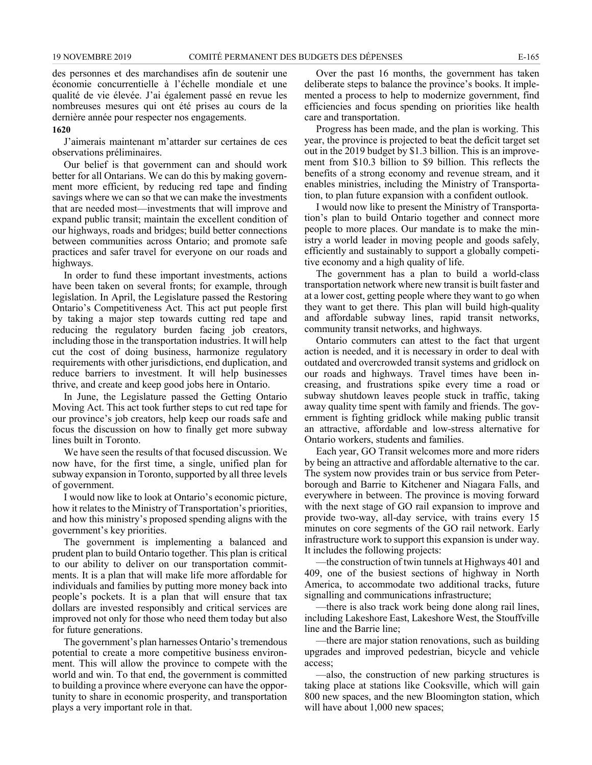des personnes et des marchandises afin de soutenir une économie concurrentielle à l'échelle mondiale et une qualité de vie élevée. J'ai également passé en revue les nombreuses mesures qui ont été prises au cours de la dernière année pour respecter nos engagements.

**1620**

J'aimerais maintenant m'attarder sur certaines de ces observations préliminaires.

Our belief is that government can and should work better for all Ontarians. We can do this by making government more efficient, by reducing red tape and finding savings where we can so that we can make the investments that are needed most—investments that will improve and expand public transit; maintain the excellent condition of our highways, roads and bridges; build better connections between communities across Ontario; and promote safe practices and safer travel for everyone on our roads and highways.

In order to fund these important investments, actions have been taken on several fronts; for example, through legislation. In April, the Legislature passed the Restoring Ontario's Competitiveness Act. This act put people first by taking a major step towards cutting red tape and reducing the regulatory burden facing job creators, including those in the transportation industries. It will help cut the cost of doing business, harmonize regulatory requirements with other jurisdictions, end duplication, and reduce barriers to investment. It will help businesses thrive, and create and keep good jobs here in Ontario.

In June, the Legislature passed the Getting Ontario Moving Act. This act took further steps to cut red tape for our province's job creators, help keep our roads safe and focus the discussion on how to finally get more subway lines built in Toronto.

We have seen the results of that focused discussion. We now have, for the first time, a single, unified plan for subway expansion in Toronto, supported by all three levels of government.

I would now like to look at Ontario's economic picture, how it relates to the Ministry of Transportation's priorities, and how this ministry's proposed spending aligns with the government's key priorities.

The government is implementing a balanced and prudent plan to build Ontario together. This plan is critical to our ability to deliver on our transportation commitments. It is a plan that will make life more affordable for individuals and families by putting more money back into people's pockets. It is a plan that will ensure that tax dollars are invested responsibly and critical services are improved not only for those who need them today but also for future generations.

The government's plan harnesses Ontario's tremendous potential to create a more competitive business environment. This will allow the province to compete with the world and win. To that end, the government is committed to building a province where everyone can have the opportunity to share in economic prosperity, and transportation plays a very important role in that.

Over the past 16 months, the government has taken deliberate steps to balance the province's books. It implemented a process to help to modernize government, find efficiencies and focus spending on priorities like health care and transportation.

Progress has been made, and the plan is working. This year, the province is projected to beat the deficit target set out in the 2019 budget by $1.3 billion. This is an improvement from $10.3 billion to $9 billion. This reflects the benefits of a strong economy and revenue stream, and it enables ministries, including the Ministry of Transportation, to plan future expansion with a confident outlook.

I would now like to present the Ministry of Transportation's plan to build Ontario together and connect more people to more places. Our mandate is to make the ministry a world leader in moving people and goods safely, efficiently and sustainably to support a globally competitive economy and a high quality of life.

The government has a plan to build a world-class transportation network where new transit is built faster and at a lower cost, getting people where they want to go when they want to get there. This plan will build high-quality and affordable subway lines, rapid transit networks, community transit networks, and highways.

Ontario commuters can attest to the fact that urgent action is needed, and it is necessary in order to deal with outdated and overcrowded transit systems and gridlock on our roads and highways. Travel times have been increasing, and frustrations spike every time a road or subway shutdown leaves people stuck in traffic, taking away quality time spent with family and friends. The government is fighting gridlock while making public transit an attractive, affordable and low-stress alternative for Ontario workers, students and families.

Each year, GO Transit welcomes more and more riders by being an attractive and affordable alternative to the car. The system now provides train or bus service from Peterborough and Barrie to Kitchener and Niagara Falls, and everywhere in between. The province is moving forward with the next stage of GO rail expansion to improve and provide two-way, all-day service, with trains every 15 minutes on core segments of the GO rail network. Early infrastructure work to support this expansion is under way. It includes the following projects:

—the construction of twin tunnels at Highways 401 and 409, one of the busiest sections of highway in North America, to accommodate two additional tracks, future signalling and communications infrastructure;

—there is also track work being done along rail lines, including Lakeshore East, Lakeshore West, the Stouffville line and the Barrie line;

—there are major station renovations, such as building upgrades and improved pedestrian, bicycle and vehicle access;

—also, the construction of new parking structures is taking place at stations like Cooksville, which will gain 800 new spaces, and the new Bloomington station, which will have about 1,000 new spaces;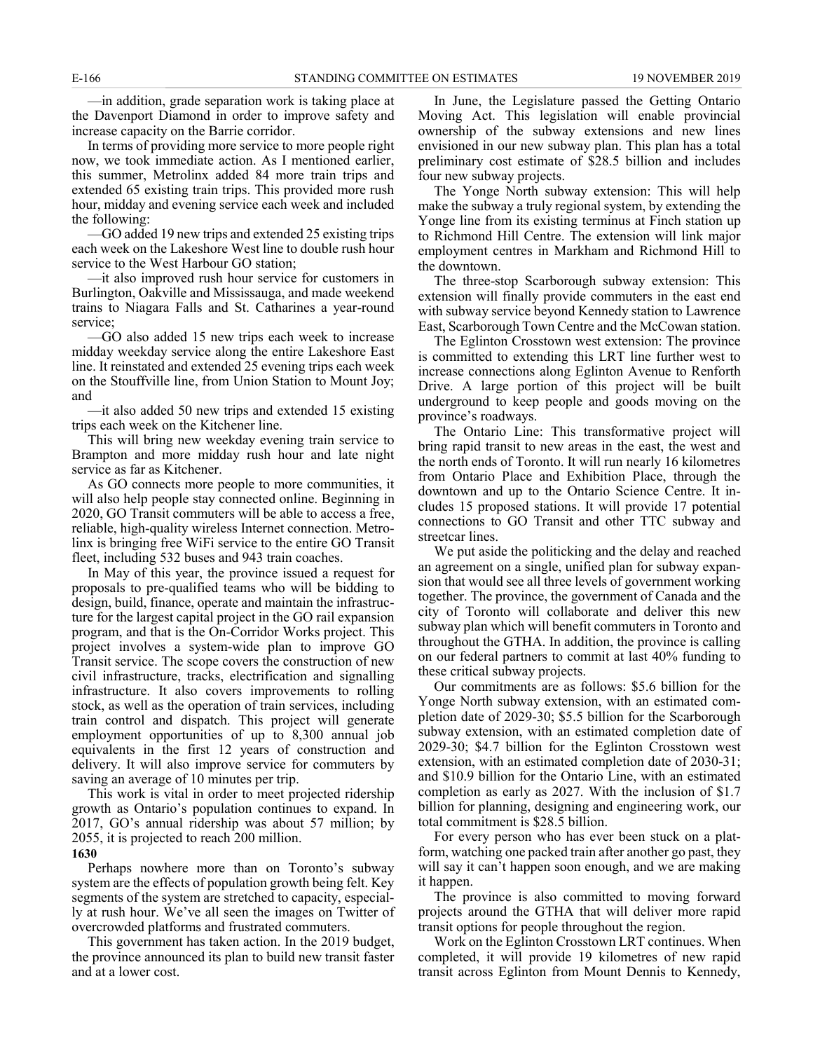—in addition, grade separation work is taking place at the Davenport Diamond in order to improve safety and increase capacity on the Barrie corridor.

In terms of providing more service to more people right now, we took immediate action. As I mentioned earlier, this summer, Metrolinx added 84 more train trips and extended 65 existing train trips. This provided more rush hour, midday and evening service each week and included the following:

—GO added 19 new trips and extended 25 existing trips each week on the Lakeshore West line to double rush hour service to the West Harbour GO station;

—it also improved rush hour service for customers in Burlington, Oakville and Mississauga, and made weekend trains to Niagara Falls and St. Catharines a year-round service;

—GO also added 15 new trips each week to increase midday weekday service along the entire Lakeshore East line. It reinstated and extended 25 evening trips each week on the Stouffville line, from Union Station to Mount Joy; and

—it also added 50 new trips and extended 15 existing trips each week on the Kitchener line.

This will bring new weekday evening train service to Brampton and more midday rush hour and late night service as far as Kitchener.

As GO connects more people to more communities, it will also help people stay connected online. Beginning in 2020, GO Transit commuters will be able to access a free, reliable, high-quality wireless Internet connection. Metrolinx is bringing free WiFi service to the entire GO Transit fleet, including 532 buses and 943 train coaches.

In May of this year, the province issued a request for proposals to pre-qualified teams who will be bidding to design, build, finance, operate and maintain the infrastructure for the largest capital project in the GO rail expansion program, and that is the On-Corridor Works project. This project involves a system-wide plan to improve GO Transit service. The scope covers the construction of new civil infrastructure, tracks, electrification and signalling infrastructure. It also covers improvements to rolling stock, as well as the operation of train services, including train control and dispatch. This project will generate employment opportunities of up to 8,300 annual job equivalents in the first 12 years of construction and delivery. It will also improve service for commuters by saving an average of 10 minutes per trip.

This work is vital in order to meet projected ridership growth as Ontario's population continues to expand. In 2017, GO's annual ridership was about 57 million; by 2055, it is projected to reach 200 million.

**1630**

Perhaps nowhere more than on Toronto's subway system are the effects of population growth being felt. Key segments of the system are stretched to capacity, especially at rush hour. We've all seen the images on Twitter of overcrowded platforms and frustrated commuters.

This government has taken action. In the 2019 budget, the province announced its plan to build new transit faster and at a lower cost.

In June, the Legislature passed the Getting Ontario Moving Act. This legislation will enable provincial ownership of the subway extensions and new lines envisioned in our new subway plan. This plan has a total preliminary cost estimate of $28.5 billion and includes four new subway projects.

The Yonge North subway extension: This will help make the subway a truly regional system, by extending the Yonge line from its existing terminus at Finch station up to Richmond Hill Centre. The extension will link major employment centres in Markham and Richmond Hill to the downtown.

The three-stop Scarborough subway extension: This extension will finally provide commuters in the east end with subway service beyond Kennedy station to Lawrence East, Scarborough Town Centre and the McCowan station.

The Eglinton Crosstown west extension: The province is committed to extending this LRT line further west to increase connections along Eglinton Avenue to Renforth Drive. A large portion of this project will be built underground to keep people and goods moving on the province's roadways.

The Ontario Line: This transformative project will bring rapid transit to new areas in the east, the west and the north ends of Toronto. It will run nearly 16 kilometres from Ontario Place and Exhibition Place, through the downtown and up to the Ontario Science Centre. It includes 15 proposed stations. It will provide 17 potential connections to GO Transit and other TTC subway and streetcar lines.

We put aside the politicking and the delay and reached an agreement on a single, unified plan for subway expansion that would see all three levels of government working together. The province, the government of Canada and the city of Toronto will collaborate and deliver this new subway plan which will benefit commuters in Toronto and throughout the GTHA. In addition, the province is calling on our federal partners to commit at last 40% funding to these critical subway projects.

Our commitments are as follows: $5.6 billion for the Yonge North subway extension, with an estimated completion date of 2029-30; $5.5 billion for the Scarborough subway extension, with an estimated completion date of 2029-30; $4.7 billion for the Eglinton Crosstown west extension, with an estimated completion date of 2030-31; and $10.9 billion for the Ontario Line, with an estimated completion as early as 2027. With the inclusion of $1.7 billion for planning, designing and engineering work, our total commitment is $28.5 billion.

For every person who has ever been stuck on a platform, watching one packed train after another go past, they will say it can't happen soon enough, and we are making it happen.

The province is also committed to moving forward projects around the GTHA that will deliver more rapid transit options for people throughout the region.

Work on the Eglinton Crosstown LRT continues. When completed, it will provide 19 kilometres of new rapid transit across Eglinton from Mount Dennis to Kennedy,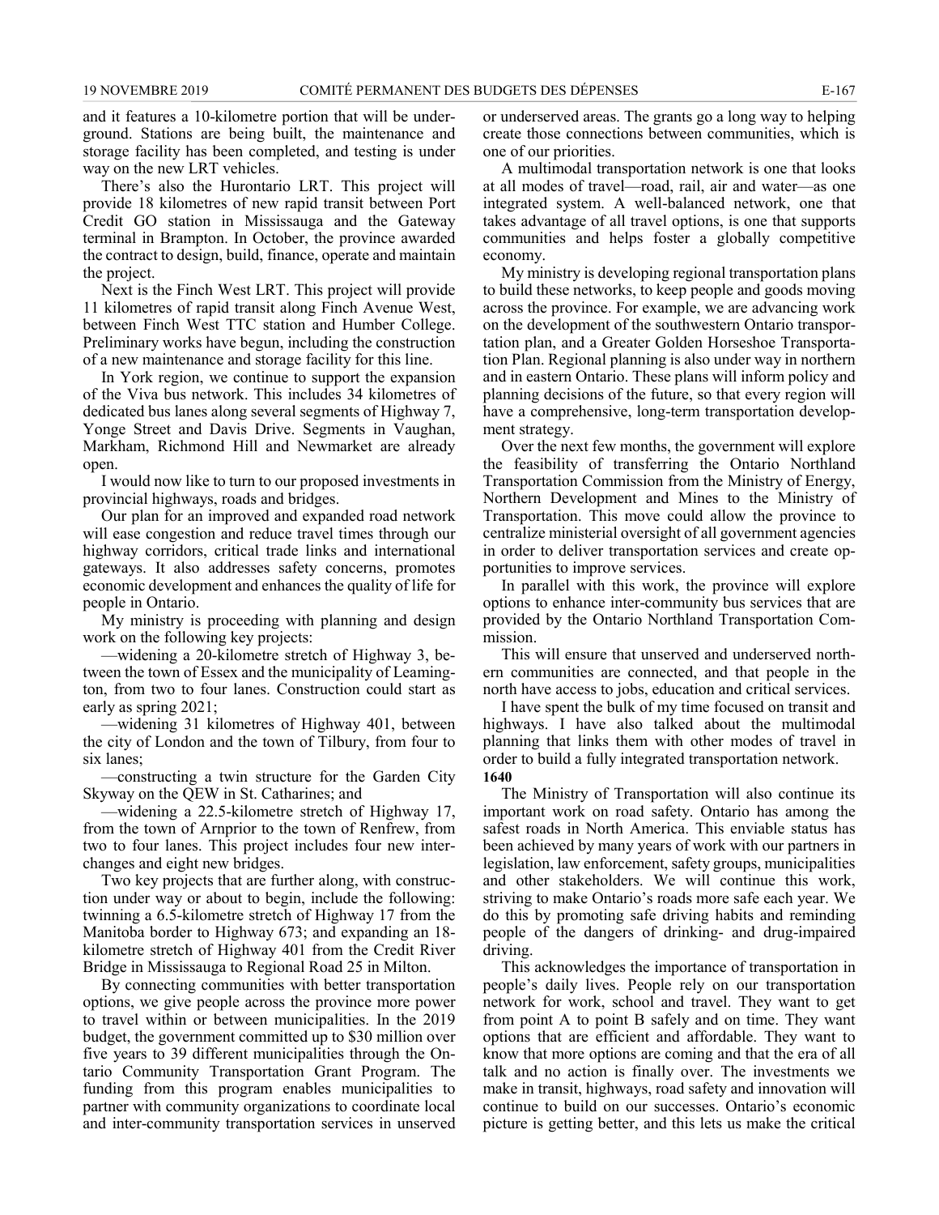and it features a 10-kilometre portion that will be underground. Stations are being built, the maintenance and storage facility has been completed, and testing is under way on the new LRT vehicles.

There's also the Hurontario LRT. This project will provide 18 kilometres of new rapid transit between Port Credit GO station in Mississauga and the Gateway terminal in Brampton. In October, the province awarded the contract to design, build, finance, operate and maintain the project.

Next is the Finch West LRT. This project will provide 11 kilometres of rapid transit along Finch Avenue West, between Finch West TTC station and Humber College. Preliminary works have begun, including the construction of a new maintenance and storage facility for this line.

In York region, we continue to support the expansion of the Viva bus network. This includes 34 kilometres of dedicated bus lanes along several segments of Highway 7, Yonge Street and Davis Drive. Segments in Vaughan, Markham, Richmond Hill and Newmarket are already open.

I would now like to turn to our proposed investments in provincial highways, roads and bridges.

Our plan for an improved and expanded road network will ease congestion and reduce travel times through our highway corridors, critical trade links and international gateways. It also addresses safety concerns, promotes economic development and enhances the quality of life for people in Ontario.

My ministry is proceeding with planning and design work on the following key projects:

—widening a 20-kilometre stretch of Highway 3, between the town of Essex and the municipality of Leamington, from two to four lanes. Construction could start as early as spring 2021;

—widening 31 kilometres of Highway 401, between the city of London and the town of Tilbury, from four to six lanes;

—constructing a twin structure for the Garden City Skyway on the QEW in St. Catharines; and

—widening a 22.5-kilometre stretch of Highway 17, from the town of Arnprior to the town of Renfrew, from two to four lanes. This project includes four new interchanges and eight new bridges.

Two key projects that are further along, with construction under way or about to begin, include the following: twinning a 6.5-kilometre stretch of Highway 17 from the Manitoba border to Highway 673; and expanding an 18-kilometre stretch of Highway 401 from the Credit River Bridge in Mississauga to Regional Road 25 in Milton.

By connecting communities with better transportation options, we give people across the province more power to travel within or between municipalities. In the 2019 budget, the government committed up to $30 million over five years to 39 different municipalities through the Ontario Community Transportation Grant Program. The funding from this program enables municipalities to partner with community organizations to coordinate local and inter-community transportation services in unserved or underserved areas. The grants go a long way to helping create those connections between communities, which is one of our priorities.

A multimodal transportation network is one that looks at all modes of travel—road, rail, air and water—as one integrated system. A well-balanced network, one that takes advantage of all travel options, is one that supports communities and helps foster a globally competitive economy.

My ministry is developing regional transportation plans to build these networks, to keep people and goods moving across the province. For example, we are advancing work on the development of the southwestern Ontario transportation plan, and a Greater Golden Horseshoe Transportation Plan. Regional planning is also under way in northern and in eastern Ontario. These plans will inform policy and planning decisions of the future, so that every region will have a comprehensive, long-term transportation development strategy.

Over the next few months, the government will explore the feasibility of transferring the Ontario Northland Transportation Commission from the Ministry of Energy, Northern Development and Mines to the Ministry of Transportation. This move could allow the province to centralize ministerial oversight of all government agencies in order to deliver transportation services and create opportunities to improve services.

In parallel with this work, the province will explore options to enhance inter-community bus services that are provided by the Ontario Northland Transportation Commission.

This will ensure that unserved and underserved northern communities are connected, and that people in the north have access to jobs, education and critical services.

I have spent the bulk of my time focused on transit and highways. I have also talked about the multimodal planning that links them with other modes of travel in order to build a fully integrated transportation network.

**1640**

The Ministry of Transportation will also continue its important work on road safety. Ontario has among the safest roads in North America. This enviable status has been achieved by many years of work with our partners in legislation, law enforcement, safety groups, municipalities and other stakeholders. We will continue this work, striving to make Ontario's roads more safe each year. We do this by promoting safe driving habits and reminding people of the dangers of drinking- and drug-impaired driving.

This acknowledges the importance of transportation in people's daily lives. People rely on our transportation network for work, school and travel. They want to get from point A to point B safely and on time. They want options that are efficient and affordable. They want to know that more options are coming and that the era of all talk and no action is finally over. The investments we make in transit, highways, road safety and innovation will continue to build on our successes. Ontario's economic picture is getting better, and this lets us make the critical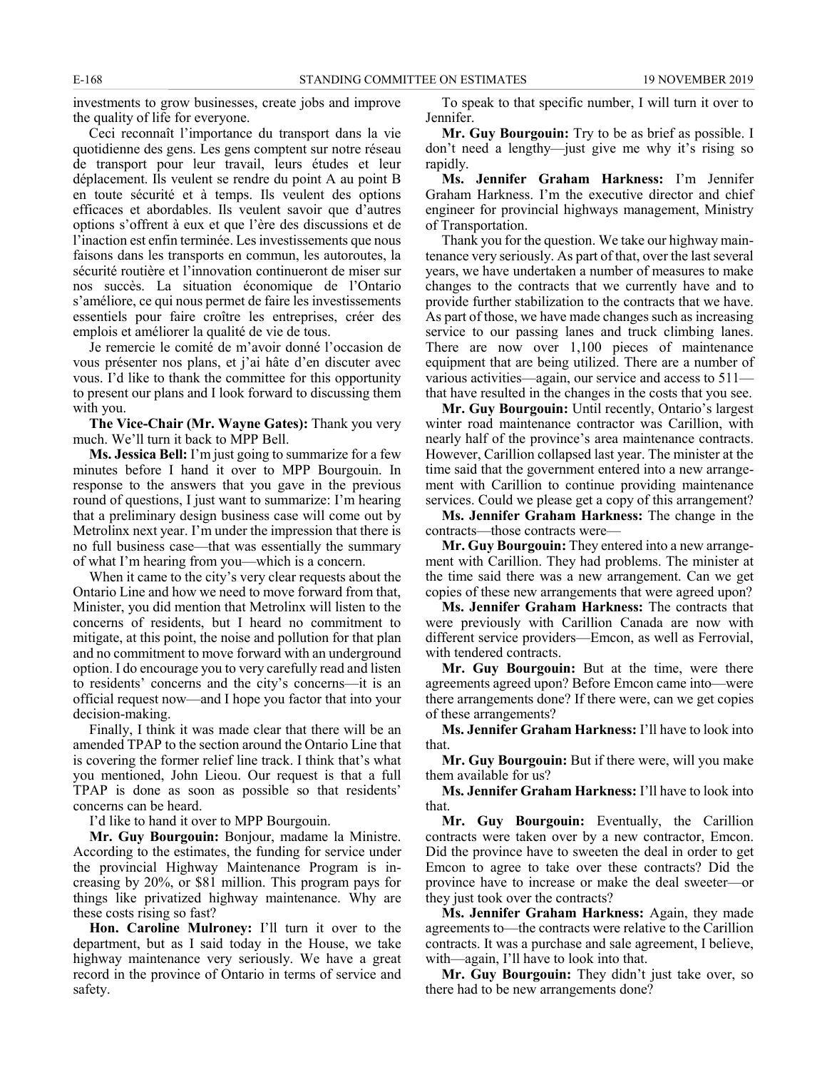investments to grow businesses, create jobs and improve the quality of life for everyone.

Ceci reconnaît l'importance du transport dans la vie quotidienne des gens. Les gens comptent sur notre réseau de transport pour leur travail, leurs études et leur déplacement. Ils veulent se rendre du point A au point B en toute sécurité et à temps. Ils veulent des options efficaces et abordables. Ils veulent savoir que d'autres options s'offrent à eux et que l'ère des discussions et de l'inaction est enfin terminée. Les investissements que nous faisons dans les transports en commun, les autoroutes, la sécurité routière et l'innovation continueront de miser sur nos succès. La situation économique de l'Ontario s'améliore, ce qui nous permet de faire les investissements essentiels pour faire croître les entreprises, créer des emplois et améliorer la qualité de vie de tous.

Je remercie le comité de m'avoir donné l'occasion de vous présenter nos plans, et j'ai hâte d'en discuter avec vous. I'd like to thank the committee for this opportunity to present our plans and I look forward to discussing them with you.

**The Vice-Chair (Mr. Wayne Gates):** Thank you very much. We'll turn it back to MPP Bell.

**Ms. Jessica Bell:** I'm just going to summarize for a few minutes before I hand it over to MPP Bourgouin. In response to the answers that you gave in the previous round of questions, I just want to summarize: I'm hearing that a preliminary design business case will come out by Metrolinx next year. I'm under the impression that there is no full business case—that was essentially the summary of what I'm hearing from you—which is a concern.

When it came to the city's very clear requests about the Ontario Line and how we need to move forward from that, Minister, you did mention that Metrolinx will listen to the concerns of residents, but I heard no commitment to mitigate, at this point, the noise and pollution for that plan and no commitment to move forward with an underground option. I do encourage you to very carefully read and listen to residents' concerns and the city's concerns—it is an official request now—and I hope you factor that into your decision-making.

Finally, I think it was made clear that there will be an amended TPAP to the section around the Ontario Line that is covering the former relief line track. I think that's what you mentioned, John Lieou. Our request is that a full TPAP is done as soon as possible so that residents' concerns can be heard.

I'd like to hand it over to MPP Bourgouin.

**Mr. Guy Bourgouin:** Bonjour, madame la Ministre. According to the estimates, the funding for service under the provincial Highway Maintenance Program is increasing by 20%, or \$81 million. This program pays for things like privatized highway maintenance. Why are these costs rising so fast?

**Hon. Caroline Mulroney:** I'll turn it over to the department, but as I said today in the House, we take highway maintenance very seriously. We have a great record in the province of Ontario in terms of service and safety.

To speak to that specific number, I will turn it over to Jennifer.

**Mr. Guy Bourgouin:** Try to be as brief as possible. I don't need a lengthy—just give me why it's rising so rapidly.

**Ms. Jennifer Graham Harkness:** I'm Jennifer Graham Harkness. I'm the executive director and chief engineer for provincial highways management, Ministry of Transportation.

Thank you for the question. We take our highway maintenance very seriously. As part of that, over the last several years, we have undertaken a number of measures to make changes to the contracts that we currently have and to provide further stabilization to the contracts that we have. As part of those, we have made changes such as increasing service to our passing lanes and truck climbing lanes. There are now over 1,100 pieces of maintenance equipment that are being utilized. There are a number of various activities—again, our service and access to 511—that have resulted in the changes in the costs that you see.

**Mr. Guy Bourgouin:** Until recently, Ontario's largest winter road maintenance contractor was Carillion, with nearly half of the province's area maintenance contracts. However, Carillion collapsed last year. The minister at the time said that the government entered into a new arrangement with Carillion to continue providing maintenance services. Could we please get a copy of this arrangement?

**Ms. Jennifer Graham Harkness:** The change in the contracts—those contracts were—

**Mr. Guy Bourgouin:** They entered into a new arrangement with Carillion. They had problems. The minister at the time said there was a new arrangement. Can we get copies of these new arrangements that were agreed upon?

**Ms. Jennifer Graham Harkness:** The contracts that were previously with Carillion Canada are now with different service providers—Emcon, as well as Ferrovial, with tendered contracts.

**Mr. Guy Bourgouin:** But at the time, were there agreements agreed upon? Before Emcon came into—were there arrangements done? If there were, can we get copies of these arrangements?

**Ms. Jennifer Graham Harkness:** I'll have to look into that.

**Mr. Guy Bourgouin:** But if there were, will you make them available for us?

**Ms. Jennifer Graham Harkness:** I'll have to look into that.

**Mr. Guy Bourgouin:** Eventually, the Carillion contracts were taken over by a new contractor, Emcon. Did the province have to sweeten the deal in order to get Emcon to agree to take over these contracts? Did the province have to increase or make the deal sweeter—or they just took over the contracts?

**Ms. Jennifer Graham Harkness:** Again, they made agreements to—the contracts were relative to the Carillion contracts. It was a purchase and sale agreement, I believe, with—again, I'll have to look into that.

**Mr. Guy Bourgouin:** They didn't just take over, so there had to be new arrangements done?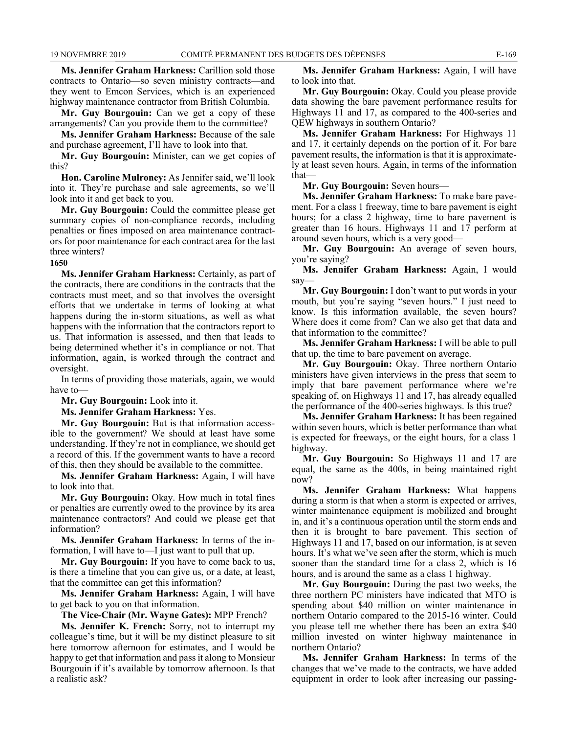**Ms. Jennifer Graham Harkness:** Carillion sold those contracts to Ontario—so seven ministry contracts—and they went to Emcon Services, which is an experienced highway maintenance contractor from British Columbia.

**Mr. Guy Bourgouin:** Can we get a copy of these arrangements? Can you provide them to the committee?

**Ms. Jennifer Graham Harkness:** Because of the sale and purchase agreement, I'll have to look into that.

**Mr. Guy Bourgouin:** Minister, can we get copies of this?

**Hon. Caroline Mulroney:** As Jennifer said, we'll look into it. They're purchase and sale agreements, so we'll look into it and get back to you.

**Mr. Guy Bourgouin:** Could the committee please get summary copies of non-compliance records, including penalties or fines imposed on area maintenance contractors for poor maintenance for each contract area for the last three winters?

**1650**

**Ms. Jennifer Graham Harkness:** Certainly, as part of the contracts, there are conditions in the contracts that the contracts must meet, and so that involves the oversight efforts that we undertake in terms of looking at what happens during the in-storm situations, as well as what happens with the information that the contractors report to us. That information is assessed, and then that leads to being determined whether it's in compliance or not. That information, again, is worked through the contract and oversight.

In terms of providing those materials, again, we would have to—

**Mr. Guy Bourgouin:** Look into it.

**Ms. Jennifer Graham Harkness:** Yes.

**Mr. Guy Bourgouin:** But is that information accessible to the government? We should at least have some understanding. If they're not in compliance, we should get a record of this. If the government wants to have a record of this, then they should be available to the committee.

**Ms. Jennifer Graham Harkness:** Again, I will have to look into that.

**Mr. Guy Bourgouin:** Okay. How much in total fines or penalties are currently owed to the province by its area maintenance contractors? And could we please get that information?

**Ms. Jennifer Graham Harkness:** In terms of the information, I will have to—I just want to pull that up.

**Mr. Guy Bourgouin:** If you have to come back to us, is there a timeline that you can give us, or a date, at least, that the committee can get this information?

**Ms. Jennifer Graham Harkness:** Again, I will have to get back to you on that information.

**The Vice-Chair (Mr. Wayne Gates):** MPP French?

**Ms. Jennifer K. French:** Sorry, not to interrupt my colleague's time, but it will be my distinct pleasure to sit here tomorrow afternoon for estimates, and I would be happy to get that information and pass it along to Monsieur Bourgouin if it's available by tomorrow afternoon. Is that a realistic ask?

**Ms. Jennifer Graham Harkness:** Again, I will have to look into that.

**Mr. Guy Bourgouin:** Okay. Could you please provide data showing the bare pavement performance results for Highways 11 and 17, as compared to the 400-series and QEW highways in southern Ontario?

**Ms. Jennifer Graham Harkness:** For Highways 11 and 17, it certainly depends on the portion of it. For bare pavement results, the information is that it is approximately at least seven hours. Again, in terms of the information that—

**Mr. Guy Bourgouin:** Seven hours—

**Ms. Jennifer Graham Harkness:** To make bare pavement. For a class 1 freeway, time to bare pavement is eight hours; for a class 2 highway, time to bare pavement is greater than 16 hours. Highways 11 and 17 perform at around seven hours, which is a very good—

**Mr. Guy Bourgouin:** An average of seven hours, you're saying?

**Ms. Jennifer Graham Harkness:** Again, I would say—

**Mr. Guy Bourgouin:** I don't want to put words in your mouth, but you're saying "seven hours." I just need to know. Is this information available, the seven hours? Where does it come from? Can we also get that data and that information to the committee?

**Ms. Jennifer Graham Harkness:** I will be able to pull that up, the time to bare pavement on average.

**Mr. Guy Bourgouin:** Okay. Three northern Ontario ministers have given interviews in the press that seem to imply that bare pavement performance where we're speaking of, on Highways 11 and 17, has already equalled the performance of the 400-series highways. Is this true?

**Ms. Jennifer Graham Harkness:** It has been regained within seven hours, which is better performance than what is expected for freeways, or the eight hours, for a class 1 highway.

**Mr. Guy Bourgouin:** So Highways 11 and 17 are equal, the same as the 400s, in being maintained right now?

**Ms. Jennifer Graham Harkness:** What happens during a storm is that when a storm is expected or arrives, winter maintenance equipment is mobilized and brought in, and it's a continuous operation until the storm ends and then it is brought to bare pavement. This section of Highways 11 and 17, based on our information, is at seven hours. It's what we've seen after the storm, which is much sooner than the standard time for a class 2, which is 16 hours, and is around the same as a class 1 highway.

**Mr. Guy Bourgouin:** During the past two weeks, the three northern PC ministers have indicated that MTO is spending about $40 million on winter maintenance in northern Ontario compared to the 2015-16 winter. Could you please tell me whether there has been an extra $40 million invested on winter highway maintenance in northern Ontario?

**Ms. Jennifer Graham Harkness:** In terms of the changes that we've made to the contracts, we have added equipment in order to look after increasing our passing-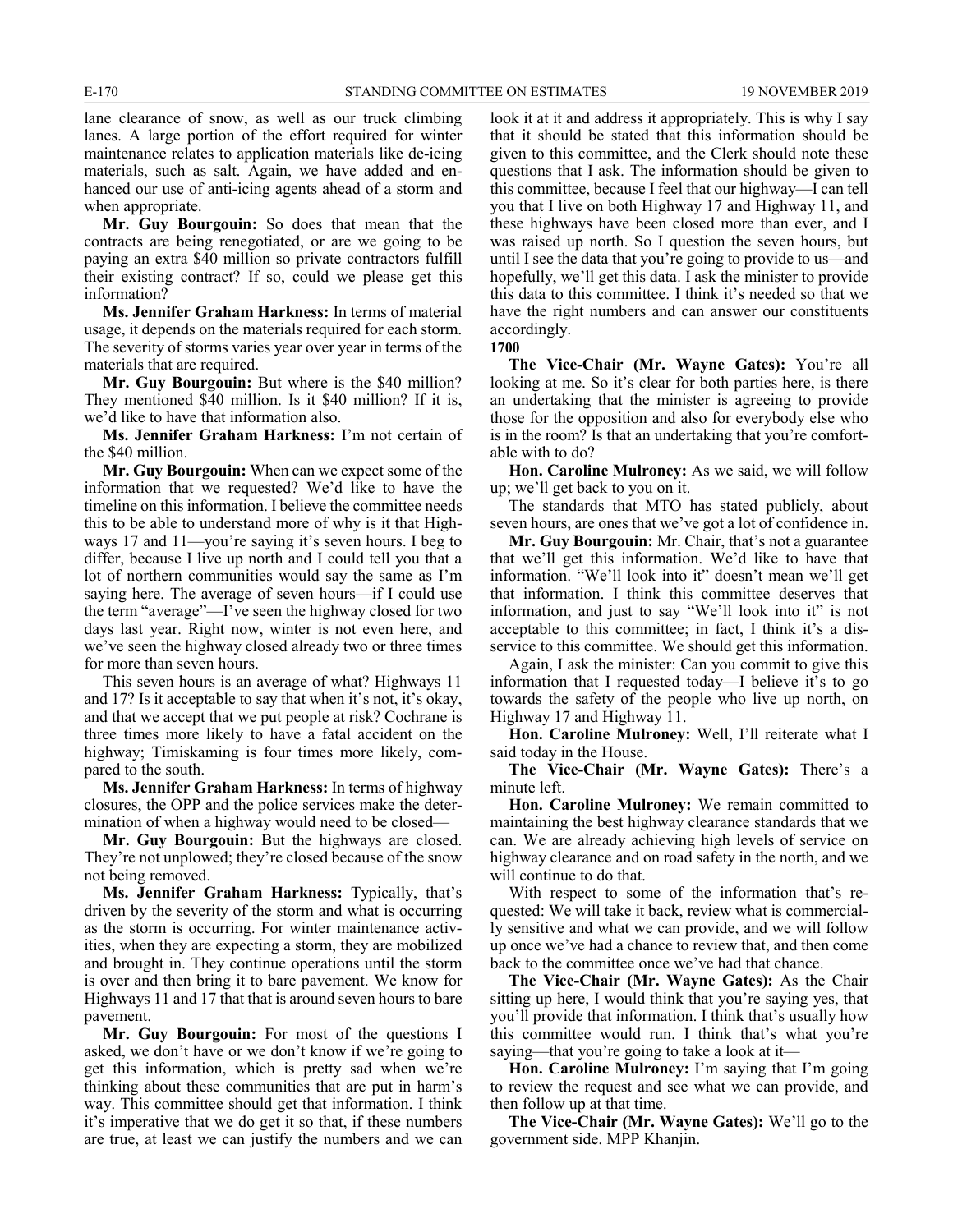lane clearance of snow, as well as our truck climbing lanes. A large portion of the effort required for winter maintenance relates to application materials like de-icing materials, such as salt. Again, we have added and enhanced our use of anti-icing agents ahead of a storm and when appropriate.

**Mr. Guy Bourgouin:** So does that mean that the contracts are being renegotiated, or are we going to be paying an extra $40 million so private contractors fulfill their existing contract? If so, could we please get this information?

**Ms. Jennifer Graham Harkness:** In terms of material usage, it depends on the materials required for each storm. The severity of storms varies year over year in terms of the materials that are required.

**Mr. Guy Bourgouin:** But where is the $40 million? They mentioned $40 million. Is it $40 million? If it is, we'd like to have that information also.

**Ms. Jennifer Graham Harkness:** I'm not certain of the $40 million.

**Mr. Guy Bourgouin:** When can we expect some of the information that we requested? We'd like to have the timeline on this information. I believe the committee needs this to be able to understand more of why is it that Highways 17 and 11—you're saying it's seven hours. I beg to differ, because I live up north and I could tell you that a lot of northern communities would say the same as I'm saying here. The average of seven hours—if I could use the term "average"—I've seen the highway closed for two days last year. Right now, winter is not even here, and we've seen the highway closed already two or three times for more than seven hours.

This seven hours is an average of what? Highways 11 and 17? Is it acceptable to say that when it's not, it's okay, and that we accept that we put people at risk? Cochrane is three times more likely to have a fatal accident on the highway; Timiskaming is four times more likely, compared to the south.

**Ms. Jennifer Graham Harkness:** In terms of highway closures, the OPP and the police services make the determination of when a highway would need to be closed—

**Mr. Guy Bourgouin:** But the highways are closed. They're not unplowed; they're closed because of the snow not being removed.

**Ms. Jennifer Graham Harkness:** Typically, that's driven by the severity of the storm and what is occurring as the storm is occurring. For winter maintenance activities, when they are expecting a storm, they are mobilized and brought in. They continue operations until the storm is over and then bring it to bare pavement. We know for Highways 11 and 17 that that is around seven hours to bare pavement.

**Mr. Guy Bourgouin:** For most of the questions I asked, we don't have or we don't know if we're going to get this information, which is pretty sad when we're thinking about these communities that are put in harm's way. This committee should get that information. I think it's imperative that we do get it so that, if these numbers are true, at least we can justify the numbers and we can look it at it and address it appropriately. This is why I say that it should be stated that this information should be given to this committee, and the Clerk should note these questions that I ask. The information should be given to this committee, because I feel that our highway—I can tell you that I live on both Highway 17 and Highway 11, and these highways have been closed more than ever, and I was raised up north. So I question the seven hours, but until I see the data that you're going to provide to us—and hopefully, we'll get this data. I ask the minister to provide this data to this committee. I think it's needed so that we have the right numbers and can answer our constituents accordingly.

**1700**

**The Vice-Chair (Mr. Wayne Gates):** You're all looking at me. So it's clear for both parties here, is there an undertaking that the minister is agreeing to provide those for the opposition and also for everybody else who is in the room? Is that an undertaking that you're comfortable with to do?

**Hon. Caroline Mulroney:** As we said, we will follow up; we'll get back to you on it.

The standards that MTO has stated publicly, about seven hours, are ones that we've got a lot of confidence in.

**Mr. Guy Bourgouin:** Mr. Chair, that's not a guarantee that we'll get this information. We'd like to have that information. "We'll look into it" doesn't mean we'll get that information. I think this committee deserves that information, and just to say "We'll look into it" is not acceptable to this committee; in fact, I think it's a disservice to this committee. We should get this information.

Again, I ask the minister: Can you commit to give this information that I requested today—I believe it's to go towards the safety of the people who live up north, on Highway 17 and Highway 11.

**Hon. Caroline Mulroney:** Well, I'll reiterate what I said today in the House.

**The Vice-Chair (Mr. Wayne Gates):** There's a minute left.

**Hon. Caroline Mulroney:** We remain committed to maintaining the best highway clearance standards that we can. We are already achieving high levels of service on highway clearance and on road safety in the north, and we will continue to do that.

With respect to some of the information that's requested: We will take it back, review what is commercially sensitive and what we can provide, and we will follow up once we've had a chance to review that, and then come back to the committee once we've had that chance.

**The Vice-Chair (Mr. Wayne Gates):** As the Chair sitting up here, I would think that you're saying yes, that you'll provide that information. I think that's usually how this committee would run. I think that's what you're saying—that you're going to take a look at it—

**Hon. Caroline Mulroney:** I'm saying that I'm going to review the request and see what we can provide, and then follow up at that time.

**The Vice-Chair (Mr. Wayne Gates):** We'll go to the government side. MPP Khanjin.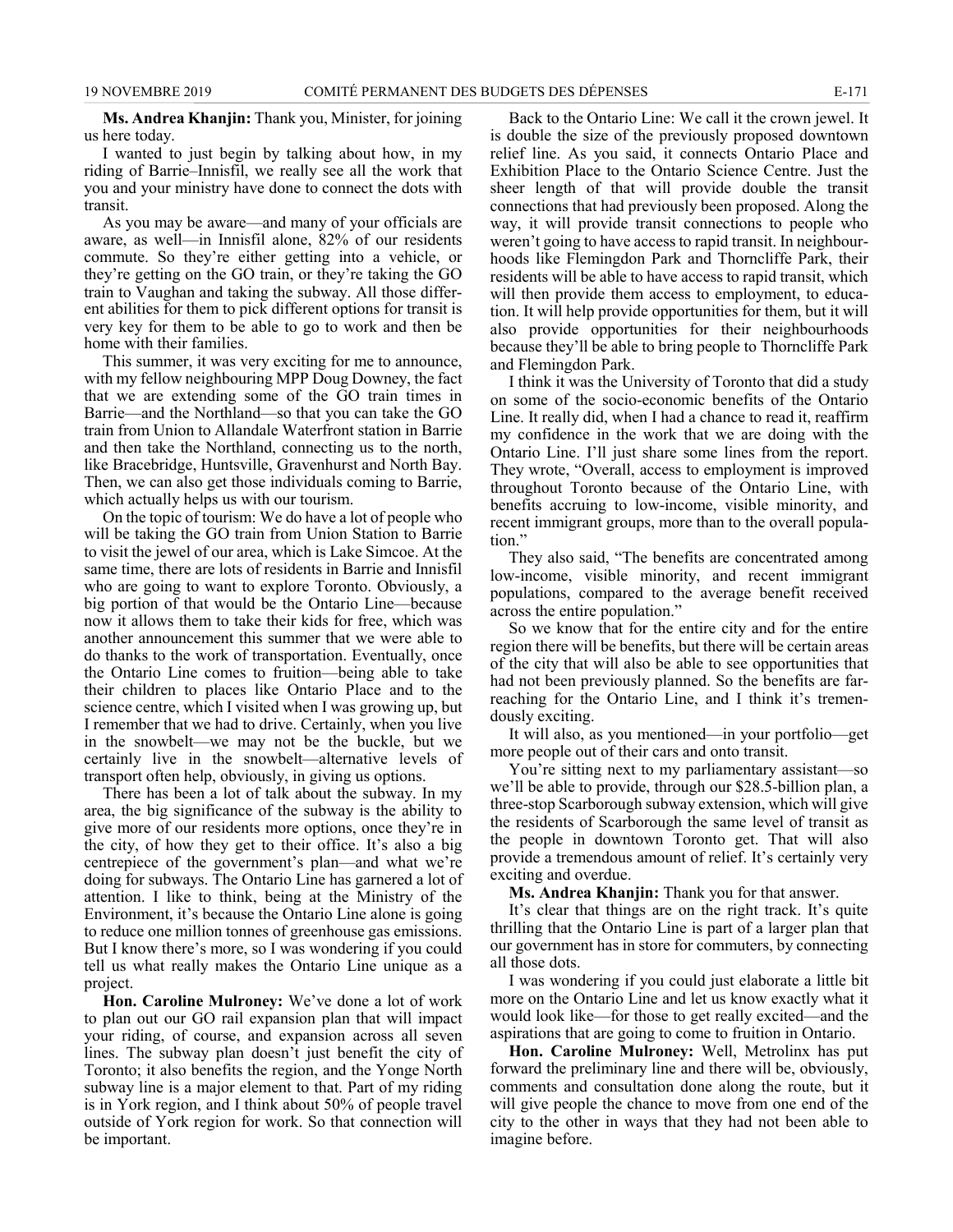**Ms. Andrea Khanjin:** Thank you, Minister, for joining us here today.

I wanted to just begin by talking about how, in my riding of Barrie–Innisfil, we really see all the work that you and your ministry have done to connect the dots with transit.

As you may be aware—and many of your officials are aware, as well—in Innisfil alone, 82% of our residents commute. So they're either getting into a vehicle, or they're getting on the GO train, or they're taking the GO train to Vaughan and taking the subway. All those different abilities for them to pick different options for transit is very key for them to be able to go to work and then be home with their families.

This summer, it was very exciting for me to announce, with my fellow neighbouring MPP Doug Downey, the fact that we are extending some of the GO train times in Barrie—and the Northland—so that you can take the GO train from Union to Allandale Waterfront station in Barrie and then take the Northland, connecting us to the north, like Bracebridge, Huntsville, Gravenhurst and North Bay. Then, we can also get those individuals coming to Barrie, which actually helps us with our tourism.

On the topic of tourism: We do have a lot of people who will be taking the GO train from Union Station to Barrie to visit the jewel of our area, which is Lake Simcoe. At the same time, there are lots of residents in Barrie and Innisfil who are going to want to explore Toronto. Obviously, a big portion of that would be the Ontario Line—because now it allows them to take their kids for free, which was another announcement this summer that we were able to do thanks to the work of transportation. Eventually, once the Ontario Line comes to fruition—being able to take their children to places like Ontario Place and to the science centre, which I visited when I was growing up, but I remember that we had to drive. Certainly, when you live in the snowbelt—we may not be the buckle, but we certainly live in the snowbelt—alternative levels of transport often help, obviously, in giving us options.

There has been a lot of talk about the subway. In my area, the big significance of the subway is the ability to give more of our residents more options, once they're in the city, of how they get to their office. It's also a big centrepiece of the government's plan—and what we're doing for subways. The Ontario Line has garnered a lot of attention. I like to think, being at the Ministry of the Environment, it's because the Ontario Line alone is going to reduce one million tonnes of greenhouse gas emissions. But I know there's more, so I was wondering if you could tell us what really makes the Ontario Line unique as a project.

**Hon. Caroline Mulroney:** We've done a lot of work to plan out our GO rail expansion plan that will impact your riding, of course, and expansion across all seven lines. The subway plan doesn't just benefit the city of Toronto; it also benefits the region, and the Yonge North subway line is a major element to that. Part of my riding is in York region, and I think about 50% of people travel outside of York region for work. So that connection will be important.

Back to the Ontario Line: We call it the crown jewel. It is double the size of the previously proposed downtown relief line. As you said, it connects Ontario Place and Exhibition Place to the Ontario Science Centre. Just the sheer length of that will provide double the transit connections that had previously been proposed. Along the way, it will provide transit connections to people who weren't going to have access to rapid transit. In neighbourhoods like Flemingdon Park and Thorncliffe Park, their residents will be able to have access to rapid transit, which will then provide them access to employment, to education. It will help provide opportunities for them, but it will also provide opportunities for their neighbourhoods because they'll be able to bring people to Thorncliffe Park and Flemingdon Park.

I think it was the University of Toronto that did a study on some of the socio-economic benefits of the Ontario Line. It really did, when I had a chance to read it, reaffirm my confidence in the work that we are doing with the Ontario Line. I'll just share some lines from the report. They wrote, "Overall, access to employment is improved throughout Toronto because of the Ontario Line, with benefits accruing to low-income, visible minority, and recent immigrant groups, more than to the overall population."

They also said, "The benefits are concentrated among low-income, visible minority, and recent immigrant populations, compared to the average benefit received across the entire population."

So we know that for the entire city and for the entire region there will be benefits, but there will be certain areas of the city that will also be able to see opportunities that had not been previously planned. So the benefits are far-reaching for the Ontario Line, and I think it's tremendously exciting.

It will also, as you mentioned—in your portfolio—get more people out of their cars and onto transit.

You're sitting next to my parliamentary assistant—so we'll be able to provide, through our $28.5-billion plan, a three-stop Scarborough subway extension, which will give the residents of Scarborough the same level of transit as the people in downtown Toronto get. That will also provide a tremendous amount of relief. It's certainly very exciting and overdue.

**Ms. Andrea Khanjin:** Thank you for that answer.

It's clear that things are on the right track. It's quite thrilling that the Ontario Line is part of a larger plan that our government has in store for commuters, by connecting all those dots.

I was wondering if you could just elaborate a little bit more on the Ontario Line and let us know exactly what it would look like—for those to get really excited—and the aspirations that are going to come to fruition in Ontario.

**Hon. Caroline Mulroney:** Well, Metrolinx has put forward the preliminary line and there will be, obviously, comments and consultation done along the route, but it will give people the chance to move from one end of the city to the other in ways that they had not been able to imagine before.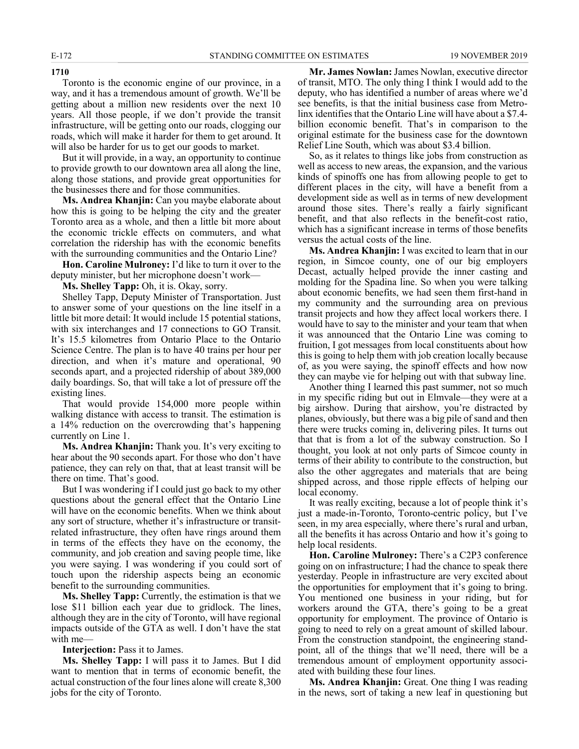**1710**

Toronto is the economic engine of our province, in a way, and it has a tremendous amount of growth. We'll be getting about a million new residents over the next 10 years. All those people, if we don't provide the transit infrastructure, will be getting onto our roads, clogging our roads, which will make it harder for them to get around. It will also be harder for us to get our goods to market.

But it will provide, in a way, an opportunity to continue to provide growth to our downtown area all along the line, along those stations, and provide great opportunities for the businesses there and for those communities.

**Ms. Andrea Khanjin:** Can you maybe elaborate about how this is going to be helping the city and the greater Toronto area as a whole, and then a little bit more about the economic trickle effects on commuters, and what correlation the ridership has with the economic benefits with the surrounding communities and the Ontario Line?

**Hon. Caroline Mulroney:** I'd like to turn it over to the deputy minister, but her microphone doesn't work—

**Ms. Shelley Tapp:** Oh, it is. Okay, sorry.

Shelley Tapp, Deputy Minister of Transportation. Just to answer some of your questions on the line itself in a little bit more detail: It would include 15 potential stations, with six interchanges and 17 connections to GO Transit. It's 15.5 kilometres from Ontario Place to the Ontario Science Centre. The plan is to have 40 trains per hour per direction, and when it's mature and operational, 90 seconds apart, and a projected ridership of about 389,000 daily boardings. So, that will take a lot of pressure off the existing lines.

That would provide 154,000 more people within walking distance with access to transit. The estimation is a 14% reduction on the overcrowding that's happening currently on Line 1.

**Ms. Andrea Khanjin:** Thank you. It's very exciting to hear about the 90 seconds apart. For those who don't have patience, they can rely on that, that at least transit will be there on time. That's good.

But I was wondering if I could just go back to my other questions about the general effect that the Ontario Line will have on the economic benefits. When we think about any sort of structure, whether it's infrastructure or transit-related infrastructure, they often have rings around them in terms of the effects they have on the economy, the community, and job creation and saving people time, like you were saying. I was wondering if you could sort of touch upon the ridership aspects being an economic benefit to the surrounding communities.

**Ms. Shelley Tapp:** Currently, the estimation is that we lose $11 billion each year due to gridlock. The lines, although they are in the city of Toronto, will have regional impacts outside of the GTA as well. I don't have the stat with me—

**Interjection:** Pass it to James.

**Ms. Shelley Tapp:** I will pass it to James. But I did want to mention that in terms of economic benefit, the actual construction of the four lines alone will create 8,300 jobs for the city of Toronto.

**Mr. James Nowlan:** James Nowlan, executive director of transit, MTO. The only thing I think I would add to the deputy, who has identified a number of areas where we'd see benefits, is that the initial business case from Metrolinx identifies that the Ontario Line will have about a $7.4-billion economic benefit. That's in comparison to the original estimate for the business case for the downtown Relief Line South, which was about $3.4 billion.

So, as it relates to things like jobs from construction as well as access to new areas, the expansion, and the various kinds of spinoffs one has from allowing people to get to different places in the city, will have a benefit from a development side as well as in terms of new development around those sites. There's really a fairly significant benefit, and that also reflects in the benefit-cost ratio, which has a significant increase in terms of those benefits versus the actual costs of the line.

**Ms. Andrea Khanjin:** I was excited to learn that in our region, in Simcoe county, one of our big employers Decast, actually helped provide the inner casting and molding for the Spadina line. So when you were talking about economic benefits, we had seen them first-hand in my community and the surrounding area on previous transit projects and how they affect local workers there. I would have to say to the minister and your team that when it was announced that the Ontario Line was coming to fruition, I got messages from local constituents about how this is going to help them with job creation locally because of, as you were saying, the spinoff effects and how now they can maybe vie for helping out with that subway line.

Another thing I learned this past summer, not so much in my specific riding but out in Elmvale—they were at a big airshow. During that airshow, you're distracted by planes, obviously, but there was a big pile of sand and then there were trucks coming in, delivering piles. It turns out that that is from a lot of the subway construction. So I thought, you look at not only parts of Simcoe county in terms of their ability to contribute to the construction, but also the other aggregates and materials that are being shipped across, and those ripple effects of helping our local economy.

It was really exciting, because a lot of people think it's just a made-in-Toronto, Toronto-centric policy, but I've seen, in my area especially, where there's rural and urban, all the benefits it has across Ontario and how it's going to help local residents.

**Hon. Caroline Mulroney:** There's a C2P3 conference going on on infrastructure; I had the chance to speak there yesterday. People in infrastructure are very excited about the opportunities for employment that it's going to bring. You mentioned one business in your riding, but for workers around the GTA, there's going to be a great opportunity for employment. The province of Ontario is going to need to rely on a great amount of skilled labour. From the construction standpoint, the engineering standpoint, all of the things that we'll need, there will be a tremendous amount of employment opportunity associated with building these four lines.

**Ms. Andrea Khanjin:** Great. One thing I was reading in the news, sort of taking a new leaf in questioning but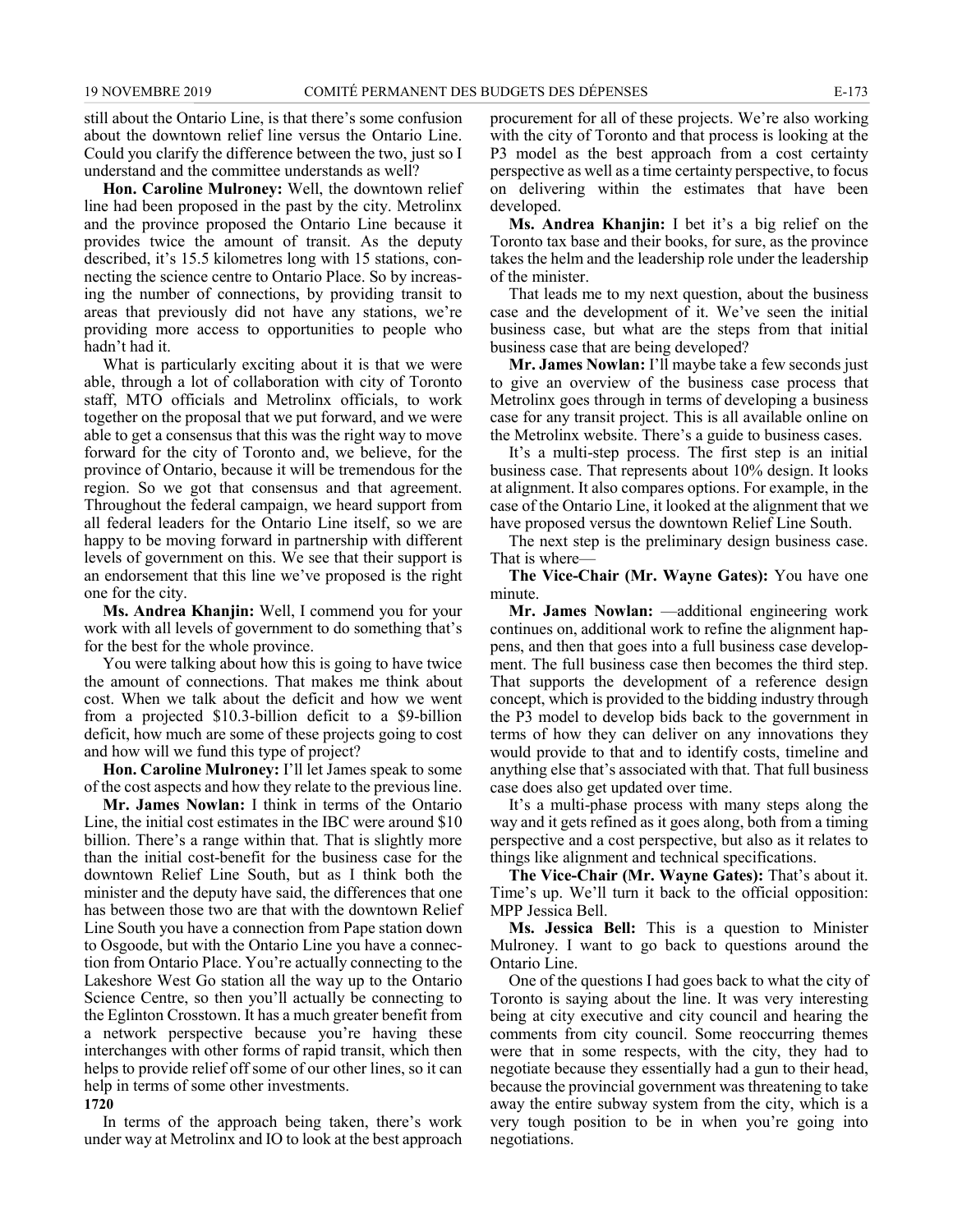still about the Ontario Line, is that there's some confusion about the downtown relief line versus the Ontario Line. Could you clarify the difference between the two, just so I understand and the committee understands as well?

**Hon. Caroline Mulroney:** Well, the downtown relief line had been proposed in the past by the city. Metrolinx and the province proposed the Ontario Line because it provides twice the amount of transit. As the deputy described, it's 15.5 kilometres long with 15 stations, connecting the science centre to Ontario Place. So by increasing the number of connections, by providing transit to areas that previously did not have any stations, we're providing more access to opportunities to people who hadn't had it.

What is particularly exciting about it is that we were able, through a lot of collaboration with city of Toronto staff, MTO officials and Metrolinx officials, to work together on the proposal that we put forward, and we were able to get a consensus that this was the right way to move forward for the city of Toronto and, we believe, for the province of Ontario, because it will be tremendous for the region. So we got that consensus and that agreement. Throughout the federal campaign, we heard support from all federal leaders for the Ontario Line itself, so we are happy to be moving forward in partnership with different levels of government on this. We see that their support is an endorsement that this line we've proposed is the right one for the city.

**Ms. Andrea Khanjin:** Well, I commend you for your work with all levels of government to do something that's for the best for the whole province.

You were talking about how this is going to have twice the amount of connections. That makes me think about cost. When we talk about the deficit and how we went from a projected \$10.3-billion deficit to a \$9-billion deficit, how much are some of these projects going to cost and how will we fund this type of project?

**Hon. Caroline Mulroney:** I'll let James speak to some of the cost aspects and how they relate to the previous line.

**Mr. James Nowlan:** I think in terms of the Ontario Line, the initial cost estimates in the IBC were around \$10 billion. There's a range within that. That is slightly more than the initial cost-benefit for the business case for the downtown Relief Line South, but as I think both the minister and the deputy have said, the differences that one has between those two are that with the downtown Relief Line South you have a connection from Pape station down to Osgoode, but with the Ontario Line you have a connection from Ontario Place. You're actually connecting to the Lakeshore West Go station all the way up to the Ontario Science Centre, so then you'll actually be connecting to the Eglinton Crosstown. It has a much greater benefit from a network perspective because you're having these interchanges with other forms of rapid transit, which then helps to provide relief off some of our other lines, so it can help in terms of some other investments.

**1720**

In terms of the approach being taken, there's work under way at Metrolinx and IO to look at the best approach procurement for all of these projects. We're also working with the city of Toronto and that process is looking at the P3 model as the best approach from a cost certainty perspective as well as a time certainty perspective, to focus on delivering within the estimates that have been developed.

**Ms. Andrea Khanjin:** I bet it's a big relief on the Toronto tax base and their books, for sure, as the province takes the helm and the leadership role under the leadership of the minister.

That leads me to my next question, about the business case and the development of it. We've seen the initial business case, but what are the steps from that initial business case that are being developed?

**Mr. James Nowlan:** I'll maybe take a few seconds just to give an overview of the business case process that Metrolinx goes through in terms of developing a business case for any transit project. This is all available online on the Metrolinx website. There's a guide to business cases.

It's a multi-step process. The first step is an initial business case. That represents about 10% design. It looks at alignment. It also compares options. For example, in the case of the Ontario Line, it looked at the alignment that we have proposed versus the downtown Relief Line South.

The next step is the preliminary design business case. That is where—

**The Vice-Chair (Mr. Wayne Gates):** You have one minute.

**Mr. James Nowlan:** —additional engineering work continues on, additional work to refine the alignment happens, and then that goes into a full business case development. The full business case then becomes the third step. That supports the development of a reference design concept, which is provided to the bidding industry through the P3 model to develop bids back to the government in terms of how they can deliver on any innovations they would provide to that and to identify costs, timeline and anything else that's associated with that. That full business case does also get updated over time.

It's a multi-phase process with many steps along the way and it gets refined as it goes along, both from a timing perspective and a cost perspective, but also as it relates to things like alignment and technical specifications.

**The Vice-Chair (Mr. Wayne Gates):** That's about it. Time's up. We'll turn it back to the official opposition: MPP Jessica Bell.

**Ms. Jessica Bell:** This is a question to Minister Mulroney. I want to go back to questions around the Ontario Line.

One of the questions I had goes back to what the city of Toronto is saying about the line. It was very interesting being at city executive and city council and hearing the comments from city council. Some reoccurring themes were that in some respects, with the city, they had to negotiate because they essentially had a gun to their head, because the provincial government was threatening to take away the entire subway system from the city, which is a very tough position to be in when you're going into negotiations.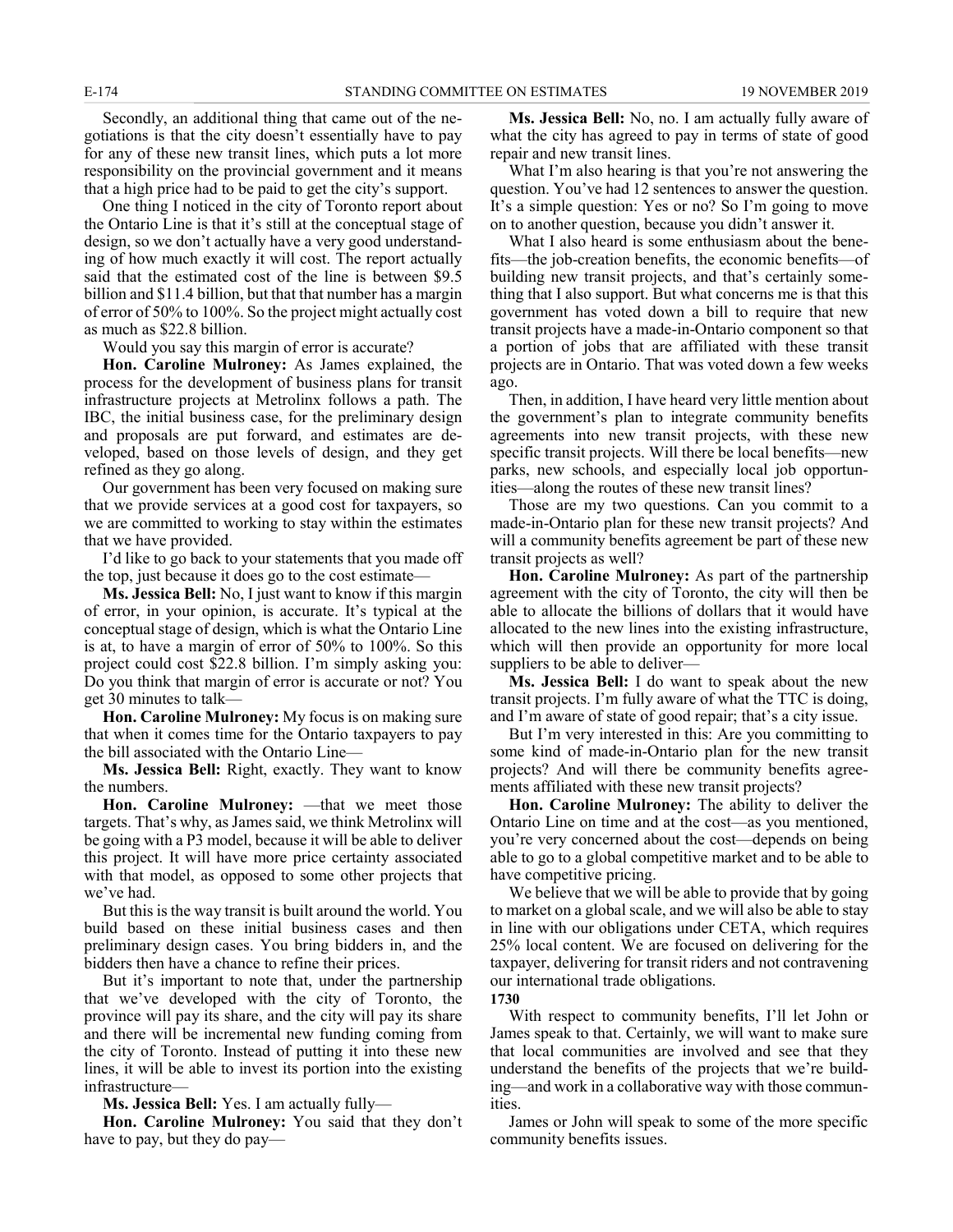Secondly, an additional thing that came out of the negotiations is that the city doesn't essentially have to pay for any of these new transit lines, which puts a lot more responsibility on the provincial government and it means that a high price had to be paid to get the city's support.

One thing I noticed in the city of Toronto report about the Ontario Line is that it's still at the conceptual stage of design, so we don't actually have a very good understanding of how much exactly it will cost. The report actually said that the estimated cost of the line is between $9.5 billion and $11.4 billion, but that that number has a margin of error of 50% to 100%. So the project might actually cost as much as $22.8 billion.

Would you say this margin of error is accurate?

**Hon. Caroline Mulroney:** As James explained, the process for the development of business plans for transit infrastructure projects at Metrolinx follows a path. The IBC, the initial business case, for the preliminary design and proposals are put forward, and estimates are developed, based on those levels of design, and they get refined as they go along.

Our government has been very focused on making sure that we provide services at a good cost for taxpayers, so we are committed to working to stay within the estimates that we have provided.

I'd like to go back to your statements that you made off the top, just because it does go to the cost estimate—

**Ms. Jessica Bell:** No, I just want to know if this margin of error, in your opinion, is accurate. It's typical at the conceptual stage of design, which is what the Ontario Line is at, to have a margin of error of 50% to 100%. So this project could cost $22.8 billion. I'm simply asking you: Do you think that margin of error is accurate or not? You get 30 minutes to talk—

**Hon. Caroline Mulroney:** My focus is on making sure that when it comes time for the Ontario taxpayers to pay the bill associated with the Ontario Line—

**Ms. Jessica Bell:** Right, exactly. They want to know the numbers.

**Hon. Caroline Mulroney:** —that we meet those targets. That's why, as James said, we think Metrolinx will be going with a P3 model, because it will be able to deliver this project. It will have more price certainty associated with that model, as opposed to some other projects that we've had.

But this is the way transit is built around the world. You build based on these initial business cases and then preliminary design cases. You bring bidders in, and the bidders then have a chance to refine their prices.

But it's important to note that, under the partnership that we've developed with the city of Toronto, the province will pay its share, and the city will pay its share and there will be incremental new funding coming from the city of Toronto. Instead of putting it into these new lines, it will be able to invest its portion into the existing infrastructure—

**Ms. Jessica Bell:** Yes. I am actually fully—

**Hon. Caroline Mulroney:** You said that they don't have to pay, but they do pay—

**Ms. Jessica Bell:** No, no. I am actually fully aware of what the city has agreed to pay in terms of state of good repair and new transit lines.

What I'm also hearing is that you're not answering the question. You've had 12 sentences to answer the question. It's a simple question: Yes or no? So I'm going to move on to another question, because you didn't answer it.

What I also heard is some enthusiasm about the benefits—the job-creation benefits, the economic benefits—of building new transit projects, and that's certainly something that I also support. But what concerns me is that this government has voted down a bill to require that new transit projects have a made-in-Ontario component so that a portion of jobs that are affiliated with these transit projects are in Ontario. That was voted down a few weeks ago.

Then, in addition, I have heard very little mention about the government's plan to integrate community benefits agreements into new transit projects, with these new specific transit projects. Will there be local benefits—new parks, new schools, and especially local job opportunities—along the routes of these new transit lines?

Those are my two questions. Can you commit to a made-in-Ontario plan for these new transit projects? And will a community benefits agreement be part of these new transit projects as well?

**Hon. Caroline Mulroney:** As part of the partnership agreement with the city of Toronto, the city will then be able to allocate the billions of dollars that it would have allocated to the new lines into the existing infrastructure, which will then provide an opportunity for more local suppliers to be able to deliver—

**Ms. Jessica Bell:** I do want to speak about the new transit projects. I'm fully aware of what the TTC is doing, and I'm aware of state of good repair; that's a city issue.

But I'm very interested in this: Are you committing to some kind of made-in-Ontario plan for the new transit projects? And will there be community benefits agreements affiliated with these new transit projects?

**Hon. Caroline Mulroney:** The ability to deliver the Ontario Line on time and at the cost—as you mentioned, you're very concerned about the cost—depends on being able to go to a global competitive market and to be able to have competitive pricing.

We believe that we will be able to provide that by going to market on a global scale, and we will also be able to stay in line with our obligations under CETA, which requires 25% local content. We are focused on delivering for the taxpayer, delivering for transit riders and not contravening our international trade obligations.

**1730**

With respect to community benefits, I'll let John or James speak to that. Certainly, we will want to make sure that local communities are involved and see that they understand the benefits of the projects that we're building—and work in a collaborative way with those communities.

James or John will speak to some of the more specific community benefits issues.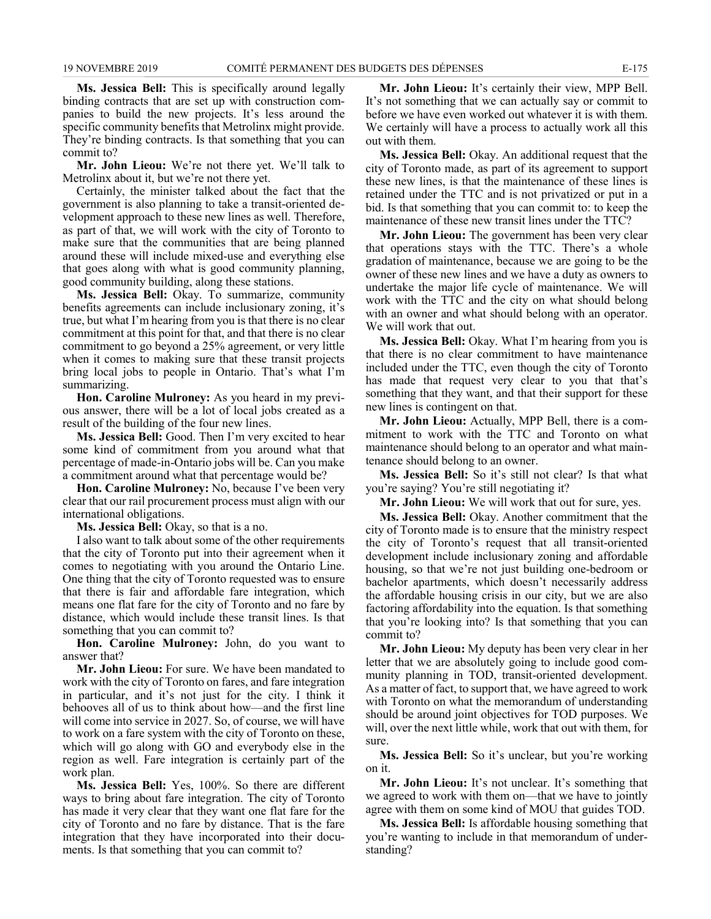**Ms. Jessica Bell:** This is specifically around legally binding contracts that are set up with construction companies to build the new projects. It's less around the specific community benefits that Metrolinx might provide. They're binding contracts. Is that something that you can commit to?

**Mr. John Lieou:** We're not there yet. We'll talk to Metrolinx about it, but we're not there yet.

Certainly, the minister talked about the fact that the government is also planning to take a transit-oriented development approach to these new lines as well. Therefore, as part of that, we will work with the city of Toronto to make sure that the communities that are being planned around these will include mixed-use and everything else that goes along with what is good community planning, good community building, along these stations.

**Ms. Jessica Bell:** Okay. To summarize, community benefits agreements can include inclusionary zoning, it's true, but what I'm hearing from you is that there is no clear commitment at this point for that, and that there is no clear commitment to go beyond a 25% agreement, or very little when it comes to making sure that these transit projects bring local jobs to people in Ontario. That's what I'm summarizing.

**Hon. Caroline Mulroney:** As you heard in my previous answer, there will be a lot of local jobs created as a result of the building of the four new lines.

**Ms. Jessica Bell:** Good. Then I'm very excited to hear some kind of commitment from you around what that percentage of made-in-Ontario jobs will be. Can you make a commitment around what that percentage would be?

**Hon. Caroline Mulroney:** No, because I've been very clear that our rail procurement process must align with our international obligations.

**Ms. Jessica Bell:** Okay, so that is a no.

I also want to talk about some of the other requirements that the city of Toronto put into their agreement when it comes to negotiating with you around the Ontario Line. One thing that the city of Toronto requested was to ensure that there is fair and affordable fare integration, which means one flat fare for the city of Toronto and no fare by distance, which would include these transit lines. Is that something that you can commit to?

**Hon. Caroline Mulroney:** John, do you want to answer that?

**Mr. John Lieou:** For sure. We have been mandated to work with the city of Toronto on fares, and fare integration in particular, and it's not just for the city. I think it behooves all of us to think about how—and the first line will come into service in 2027. So, of course, we will have to work on a fare system with the city of Toronto on these, which will go along with GO and everybody else in the region as well. Fare integration is certainly part of the work plan.

**Ms. Jessica Bell:** Yes, 100%. So there are different ways to bring about fare integration. The city of Toronto has made it very clear that they want one flat fare for the city of Toronto and no fare by distance. That is the fare integration that they have incorporated into their documents. Is that something that you can commit to?

**Mr. John Lieou:** It's certainly their view, MPP Bell. It's not something that we can actually say or commit to before we have even worked out whatever it is with them. We certainly will have a process to actually work all this out with them.

**Ms. Jessica Bell:** Okay. An additional request that the city of Toronto made, as part of its agreement to support these new lines, is that the maintenance of these lines is retained under the TTC and is not privatized or put in a bid. Is that something that you can commit to: to keep the maintenance of these new transit lines under the TTC?

**Mr. John Lieou:** The government has been very clear that operations stays with the TTC. There's a whole gradation of maintenance, because we are going to be the owner of these new lines and we have a duty as owners to undertake the major life cycle of maintenance. We will work with the TTC and the city on what should belong with an owner and what should belong with an operator. We will work that out.

**Ms. Jessica Bell:** Okay. What I'm hearing from you is that there is no clear commitment to have maintenance included under the TTC, even though the city of Toronto has made that request very clear to you that that's something that they want, and that their support for these new lines is contingent on that.

**Mr. John Lieou:** Actually, MPP Bell, there is a commitment to work with the TTC and Toronto on what maintenance should belong to an operator and what maintenance should belong to an owner.

**Ms. Jessica Bell:** So it's still not clear? Is that what you're saying? You're still negotiating it?

**Mr. John Lieou:** We will work that out for sure, yes.

**Ms. Jessica Bell:** Okay. Another commitment that the city of Toronto made is to ensure that the ministry respect the city of Toronto's request that all transit-oriented development include inclusionary zoning and affordable housing, so that we're not just building one-bedroom or bachelor apartments, which doesn't necessarily address the affordable housing crisis in our city, but we are also factoring affordability into the equation. Is that something that you're looking into? Is that something that you can commit to?

**Mr. John Lieou:** My deputy has been very clear in her letter that we are absolutely going to include good community planning in TOD, transit-oriented development. As a matter of fact, to support that, we have agreed to work with Toronto on what the memorandum of understanding should be around joint objectives for TOD purposes. We will, over the next little while, work that out with them, for sure.

**Ms. Jessica Bell:** So it's unclear, but you're working on it.

**Mr. John Lieou:** It's not unclear. It's something that we agreed to work with them on—that we have to jointly agree with them on some kind of MOU that guides TOD.

**Ms. Jessica Bell:** Is affordable housing something that you're wanting to include in that memorandum of understanding?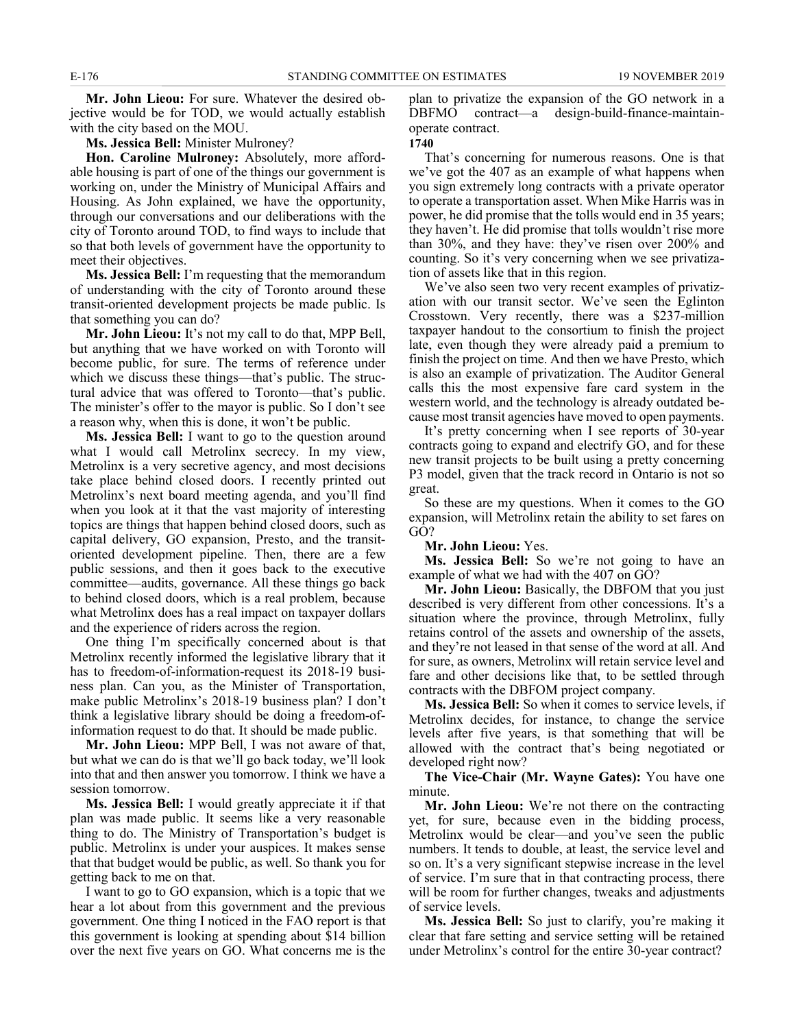**Mr. John Lieou:** For sure. Whatever the desired objective would be for TOD, we would actually establish with the city based on the MOU.

**Ms. Jessica Bell:** Minister Mulroney?

**Hon. Caroline Mulroney:** Absolutely, more affordable housing is part of one of the things our government is working on, under the Ministry of Municipal Affairs and Housing. As John explained, we have the opportunity, through our conversations and our deliberations with the city of Toronto around TOD, to find ways to include that so that both levels of government have the opportunity to meet their objectives.

**Ms. Jessica Bell:** I'm requesting that the memorandum of understanding with the city of Toronto around these transit-oriented development projects be made public. Is that something you can do?

**Mr. John Lieou:** It's not my call to do that, MPP Bell, but anything that we have worked on with Toronto will become public, for sure. The terms of reference under which we discuss these things—that's public. The structural advice that was offered to Toronto—that's public. The minister's offer to the mayor is public. So I don't see a reason why, when this is done, it won't be public.

**Ms. Jessica Bell:** I want to go to the question around what I would call Metrolinx secrecy. In my view, Metrolinx is a very secretive agency, and most decisions take place behind closed doors. I recently printed out Metrolinx's next board meeting agenda, and you'll find when you look at it that the vast majority of interesting topics are things that happen behind closed doors, such as capital delivery, GO expansion, Presto, and the transit-oriented development pipeline. Then, there are a few public sessions, and then it goes back to the executive committee—audits, governance. All these things go back to behind closed doors, which is a real problem, because what Metrolinx does has a real impact on taxpayer dollars and the experience of riders across the region.

One thing I'm specifically concerned about is that Metrolinx recently informed the legislative library that it has to freedom-of-information-request its 2018-19 business plan. Can you, as the Minister of Transportation, make public Metrolinx's 2018-19 business plan? I don't think a legislative library should be doing a freedom-of-information request to do that. It should be made public.

**Mr. John Lieou:** MPP Bell, I was not aware of that, but what we can do is that we'll go back today, we'll look into that and then answer you tomorrow. I think we have a session tomorrow.

**Ms. Jessica Bell:** I would greatly appreciate it if that plan was made public. It seems like a very reasonable thing to do. The Ministry of Transportation's budget is public. Metrolinx is under your auspices. It makes sense that that budget would be public, as well. So thank you for getting back to me on that.

I want to go to GO expansion, which is a topic that we hear a lot about from this government and the previous government. One thing I noticed in the FAO report is that this government is looking at spending about $14 billion over the next five years on GO. What concerns me is the plan to privatize the expansion of the GO network in a DBFMO contract—a design-build-finance-maintain-operate contract.

**1740**

That's concerning for numerous reasons. One is that we've got the 407 as an example of what happens when you sign extremely long contracts with a private operator to operate a transportation asset. When Mike Harris was in power, he did promise that the tolls would end in 35 years; they haven't. He did promise that tolls wouldn't rise more than 30%, and they have: they've risen over 200% and counting. So it's very concerning when we see privatization of assets like that in this region.

We've also seen two very recent examples of privatization with our transit sector. We've seen the Eglinton Crosstown. Very recently, there was a $237-million taxpayer handout to the consortium to finish the project late, even though they were already paid a premium to finish the project on time. And then we have Presto, which is also an example of privatization. The Auditor General calls this the most expensive fare card system in the western world, and the technology is already outdated because most transit agencies have moved to open payments.

It's pretty concerning when I see reports of 30-year contracts going to expand and electrify GO, and for these new transit projects to be built using a pretty concerning P3 model, given that the track record in Ontario is not so great.

So these are my questions. When it comes to the GO expansion, will Metrolinx retain the ability to set fares on GO?

**Mr. John Lieou:** Yes.

**Ms. Jessica Bell:** So we're not going to have an example of what we had with the 407 on GO?

**Mr. John Lieou:** Basically, the DBFOM that you just described is very different from other concessions. It's a situation where the province, through Metrolinx, fully retains control of the assets and ownership of the assets, and they're not leased in that sense of the word at all. And for sure, as owners, Metrolinx will retain service level and fare and other decisions like that, to be settled through contracts with the DBFOM project company.

**Ms. Jessica Bell:** So when it comes to service levels, if Metrolinx decides, for instance, to change the service levels after five years, is that something that will be allowed with the contract that's being negotiated or developed right now?

**The Vice-Chair (Mr. Wayne Gates):** You have one minute.

**Mr. John Lieou:** We're not there on the contracting yet, for sure, because even in the bidding process, Metrolinx would be clear—and you've seen the public numbers. It tends to double, at least, the service level and so on. It's a very significant stepwise increase in the level of service. I'm sure that in that contracting process, there will be room for further changes, tweaks and adjustments of service levels.

**Ms. Jessica Bell:** So just to clarify, you're making it clear that fare setting and service setting will be retained under Metrolinx's control for the entire 30-year contract?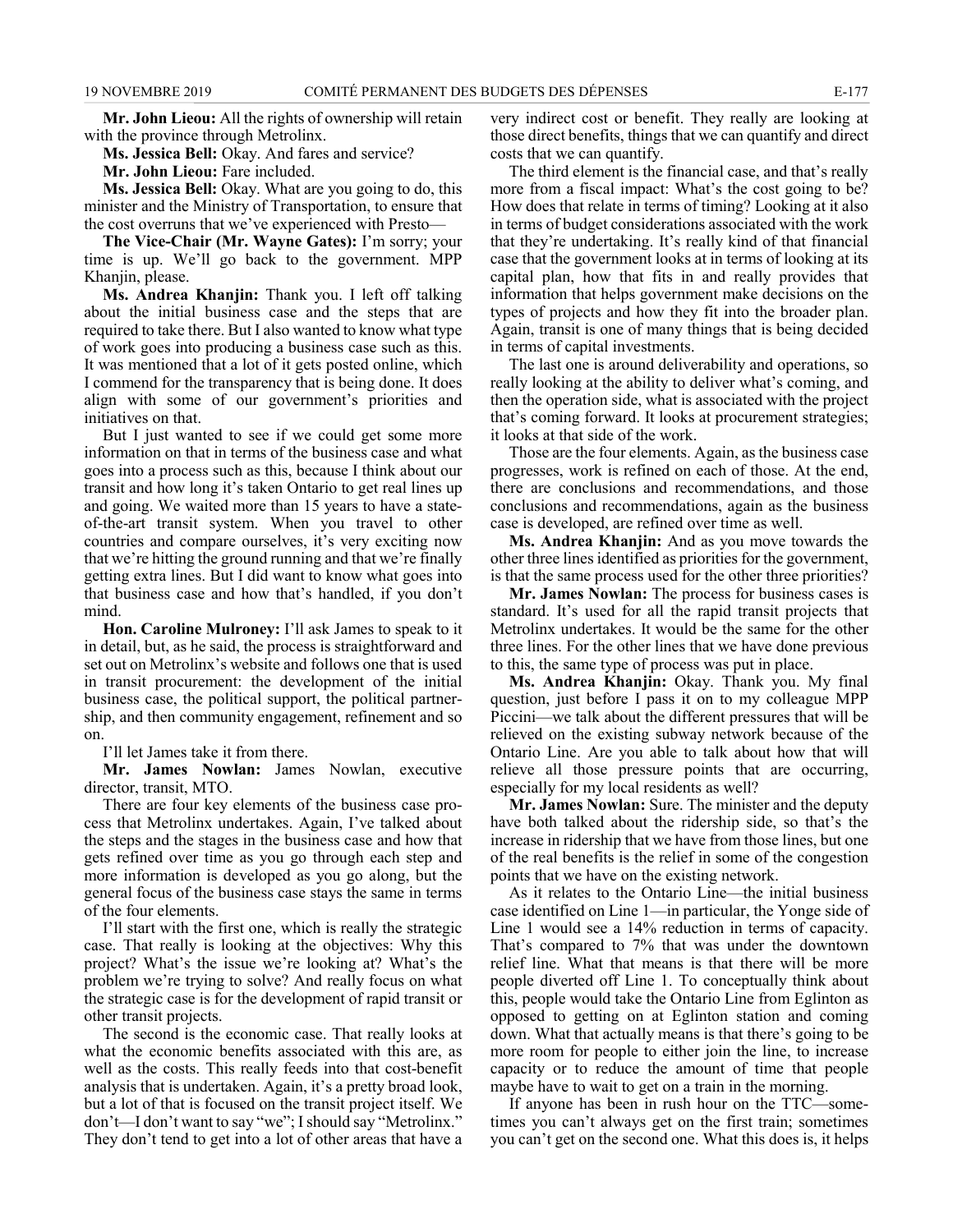**Mr. John Lieou:** All the rights of ownership will retain with the province through Metrolinx.

**Ms. Jessica Bell:** Okay. And fares and service?

**Mr. John Lieou:** Fare included.

**Ms. Jessica Bell:** Okay. What are you going to do, this minister and the Ministry of Transportation, to ensure that the cost overruns that we've experienced with Presto—

**The Vice-Chair (Mr. Wayne Gates):** I'm sorry; your time is up. We'll go back to the government. MPP Khanjin, please.

**Ms. Andrea Khanjin:** Thank you. I left off talking about the initial business case and the steps that are required to take there. But I also wanted to know what type of work goes into producing a business case such as this. It was mentioned that a lot of it gets posted online, which I commend for the transparency that is being done. It does align with some of our government's priorities and initiatives on that.

But I just wanted to see if we could get some more information on that in terms of the business case and what goes into a process such as this, because I think about our transit and how long it's taken Ontario to get real lines up and going. We waited more than 15 years to have a state-of-the-art transit system. When you travel to other countries and compare ourselves, it's very exciting now that we're hitting the ground running and that we're finally getting extra lines. But I did want to know what goes into that business case and how that's handled, if you don't mind.

**Hon. Caroline Mulroney:** I'll ask James to speak to it in detail, but, as he said, the process is straightforward and set out on Metrolinx's website and follows one that is used in transit procurement: the development of the initial business case, the political support, the political partnership, and then community engagement, refinement and so on.

I'll let James take it from there.

**Mr. James Nowlan:** James Nowlan, executive director, transit, MTO.

There are four key elements of the business case process that Metrolinx undertakes. Again, I've talked about the steps and the stages in the business case and how that gets refined over time as you go through each step and more information is developed as you go along, but the general focus of the business case stays the same in terms of the four elements.

I'll start with the first one, which is really the strategic case. That really is looking at the objectives: Why this project? What's the issue we're looking at? What's the problem we're trying to solve? And really focus on what the strategic case is for the development of rapid transit or other transit projects.

The second is the economic case. That really looks at what the economic benefits associated with this are, as well as the costs. This really feeds into that cost-benefit analysis that is undertaken. Again, it's a pretty broad look, but a lot of that is focused on the transit project itself. We don't—I don't want to say "we"; I should say "Metrolinx." They don't tend to get into a lot of other areas that have a very indirect cost or benefit. They really are looking at those direct benefits, things that we can quantify and direct costs that we can quantify.

The third element is the financial case, and that's really more from a fiscal impact: What's the cost going to be? How does that relate in terms of timing? Looking at it also in terms of budget considerations associated with the work that they're undertaking. It's really kind of that financial case that the government looks at in terms of looking at its capital plan, how that fits in and really provides that information that helps government make decisions on the types of projects and how they fit into the broader plan. Again, transit is one of many things that is being decided in terms of capital investments.

The last one is around deliverability and operations, so really looking at the ability to deliver what's coming, and then the operation side, what is associated with the project that's coming forward. It looks at procurement strategies; it looks at that side of the work.

Those are the four elements. Again, as the business case progresses, work is refined on each of those. At the end, there are conclusions and recommendations, and those conclusions and recommendations, again as the business case is developed, are refined over time as well.

**Ms. Andrea Khanjin:** And as you move towards the other three lines identified as priorities for the government, is that the same process used for the other three priorities?

**Mr. James Nowlan:** The process for business cases is standard. It's used for all the rapid transit projects that Metrolinx undertakes. It would be the same for the other three lines. For the other lines that we have done previous to this, the same type of process was put in place.

**Ms. Andrea Khanjin:** Okay. Thank you. My final question, just before I pass it on to my colleague MPP Piccini—we talk about the different pressures that will be relieved on the existing subway network because of the Ontario Line. Are you able to talk about how that will relieve all those pressure points that are occurring, especially for my local residents as well?

**Mr. James Nowlan:** Sure. The minister and the deputy have both talked about the ridership side, so that's the increase in ridership that we have from those lines, but one of the real benefits is the relief in some of the congestion points that we have on the existing network.

As it relates to the Ontario Line—the initial business case identified on Line 1—in particular, the Yonge side of Line 1 would see a 14% reduction in terms of capacity. That's compared to 7% that was under the downtown relief line. What that means is that there will be more people diverted off Line 1. To conceptually think about this, people would take the Ontario Line from Eglinton as opposed to getting on at Eglinton station and coming down. What that actually means is that there's going to be more room for people to either join the line, to increase capacity or to reduce the amount of time that people maybe have to wait to get on a train in the morning.

If anyone has been in rush hour on the TTC—sometimes you can't always get on the first train; sometimes you can't get on the second one. What this does is, it helps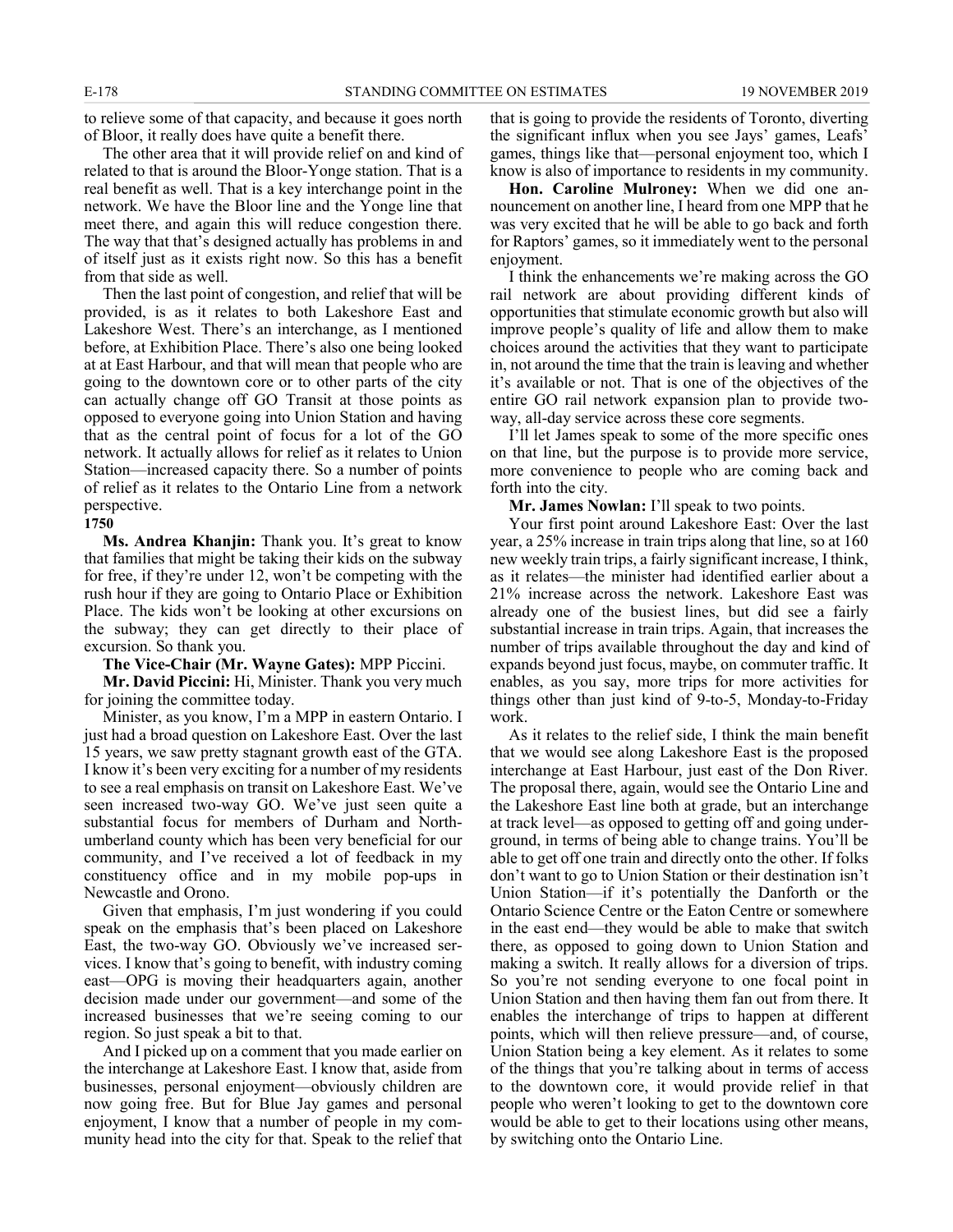to relieve some of that capacity, and because it goes north of Bloor, it really does have quite a benefit there.

The other area that it will provide relief on and kind of related to that is around the Bloor-Yonge station. That is a real benefit as well. That is a key interchange point in the network. We have the Bloor line and the Yonge line that meet there, and again this will reduce congestion there. The way that that's designed actually has problems in and of itself just as it exists right now. So this has a benefit from that side as well.

Then the last point of congestion, and relief that will be provided, is as it relates to both Lakeshore East and Lakeshore West. There's an interchange, as I mentioned before, at Exhibition Place. There's also one being looked at at East Harbour, and that will mean that people who are going to the downtown core or to other parts of the city can actually change off GO Transit at those points as opposed to everyone going into Union Station and having that as the central point of focus for a lot of the GO network. It actually allows for relief as it relates to Union Station—increased capacity there. So a number of points of relief as it relates to the Ontario Line from a network perspective.

**1750**

**Ms. Andrea Khanjin:** Thank you. It's great to know that families that might be taking their kids on the subway for free, if they're under 12, won't be competing with the rush hour if they are going to Ontario Place or Exhibition Place. The kids won't be looking at other excursions on the subway; they can get directly to their place of excursion. So thank you.

**The Vice-Chair (Mr. Wayne Gates):** MPP Piccini.

**Mr. David Piccini:** Hi, Minister. Thank you very much for joining the committee today.

Minister, as you know, I'm a MPP in eastern Ontario. I just had a broad question on Lakeshore East. Over the last 15 years, we saw pretty stagnant growth east of the GTA. I know it's been very exciting for a number of my residents to see a real emphasis on transit on Lakeshore East. We've seen increased two-way GO. We've just seen quite a substantial focus for members of Durham and Northumberland county which has been very beneficial for our community, and I've received a lot of feedback in my constituency office and in my mobile pop-ups in Newcastle and Orono.

Given that emphasis, I'm just wondering if you could speak on the emphasis that's been placed on Lakeshore East, the two-way GO. Obviously we've increased services. I know that's going to benefit, with industry coming east—OPG is moving their headquarters again, another decision made under our government—and some of the increased businesses that we're seeing coming to our region. So just speak a bit to that.

And I picked up on a comment that you made earlier on the interchange at Lakeshore East. I know that, aside from businesses, personal enjoyment—obviously children are now going free. But for Blue Jay games and personal enjoyment, I know that a number of people in my community head into the city for that. Speak to the relief that that is going to provide the residents of Toronto, diverting the significant influx when you see Jays' games, Leafs' games, things like that—personal enjoyment too, which I know is also of importance to residents in my community.

**Hon. Caroline Mulroney:** When we did one announcement on another line, I heard from one MPP that he was very excited that he will be able to go back and forth for Raptors' games, so it immediately went to the personal enjoyment.

I think the enhancements we're making across the GO rail network are about providing different kinds of opportunities that stimulate economic growth but also will improve people's quality of life and allow them to make choices around the activities that they want to participate in, not around the time that the train is leaving and whether it's available or not. That is one of the objectives of the entire GO rail network expansion plan to provide two-way, all-day service across these core segments.

I'll let James speak to some of the more specific ones on that line, but the purpose is to provide more service, more convenience to people who are coming back and forth into the city.

**Mr. James Nowlan:** I'll speak to two points.

Your first point around Lakeshore East: Over the last year, a 25% increase in train trips along that line, so at 160 new weekly train trips, a fairly significant increase, I think, as it relates—the minister had identified earlier about a 21% increase across the network. Lakeshore East was already one of the busiest lines, but did see a fairly substantial increase in train trips. Again, that increases the number of trips available throughout the day and kind of expands beyond just focus, maybe, on commuter traffic. It enables, as you say, more trips for more activities for things other than just kind of 9-to-5, Monday-to-Friday work.

As it relates to the relief side, I think the main benefit that we would see along Lakeshore East is the proposed interchange at East Harbour, just east of the Don River. The proposal there, again, would see the Ontario Line and the Lakeshore East line both at grade, but an interchange at track level—as opposed to getting off and going underground, in terms of being able to change trains. You'll be able to get off one train and directly onto the other. If folks don't want to go to Union Station or their destination isn't Union Station—if it's potentially the Danforth or the Ontario Science Centre or the Eaton Centre or somewhere in the east end—they would be able to make that switch there, as opposed to going down to Union Station and making a switch. It really allows for a diversion of trips. So you're not sending everyone to one focal point in Union Station and then having them fan out from there. It enables the interchange of trips to happen at different points, which will then relieve pressure—and, of course, Union Station being a key element. As it relates to some of the things that you're talking about in terms of access to the downtown core, it would provide relief in that people who weren't looking to get to the downtown core would be able to get to their locations using other means, by switching onto the Ontario Line.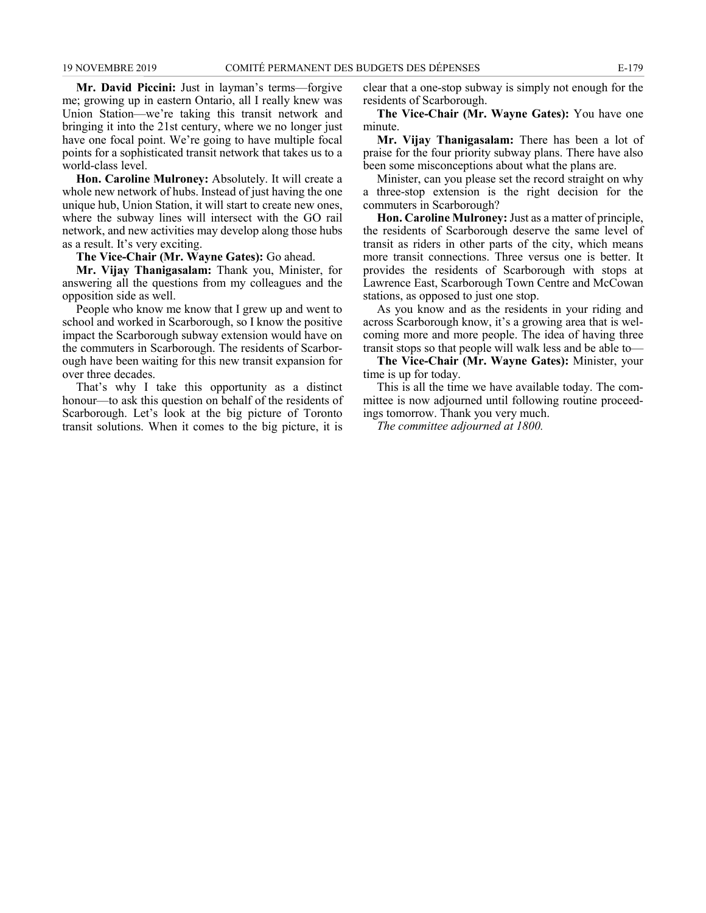**Mr. David Piccini:** Just in layman's terms—forgive me; growing up in eastern Ontario, all I really knew was Union Station—we're taking this transit network and bringing it into the 21st century, where we no longer just have one focal point. We're going to have multiple focal points for a sophisticated transit network that takes us to a world-class level.

**Hon. Caroline Mulroney:** Absolutely. It will create a whole new network of hubs. Instead of just having the one unique hub, Union Station, it will start to create new ones, where the subway lines will intersect with the GO rail network, and new activities may develop along those hubs as a result. It's very exciting.

**The Vice-Chair (Mr. Wayne Gates):** Go ahead.

**Mr. Vijay Thanigasalam:** Thank you, Minister, for answering all the questions from my colleagues and the opposition side as well.

People who know me know that I grew up and went to school and worked in Scarborough, so I know the positive impact the Scarborough subway extension would have on the commuters in Scarborough. The residents of Scarborough have been waiting for this new transit expansion for over three decades.

That's why I take this opportunity as a distinct honour—to ask this question on behalf of the residents of Scarborough. Let's look at the big picture of Toronto transit solutions. When it comes to the big picture, it is clear that a one-stop subway is simply not enough for the residents of Scarborough.

**The Vice-Chair (Mr. Wayne Gates):** You have one minute.

**Mr. Vijay Thanigasalam:** There has been a lot of praise for the four priority subway plans. There have also been some misconceptions about what the plans are.

Minister, can you please set the record straight on why a three-stop extension is the right decision for the commuters in Scarborough?

**Hon. Caroline Mulroney:** Just as a matter of principle, the residents of Scarborough deserve the same level of transit as riders in other parts of the city, which means more transit connections. Three versus one is better. It provides the residents of Scarborough with stops at Lawrence East, Scarborough Town Centre and McCowan stations, as opposed to just one stop.

As you know and as the residents in your riding and across Scarborough know, it's a growing area that is welcoming more and more people. The idea of having three transit stops so that people will walk less and be able to—

**The Vice-Chair (Mr. Wayne Gates):** Minister, your time is up for today.

This is all the time we have available today. The committee is now adjourned until following routine proceedings tomorrow. Thank you very much.

*The committee adjourned at 1800.*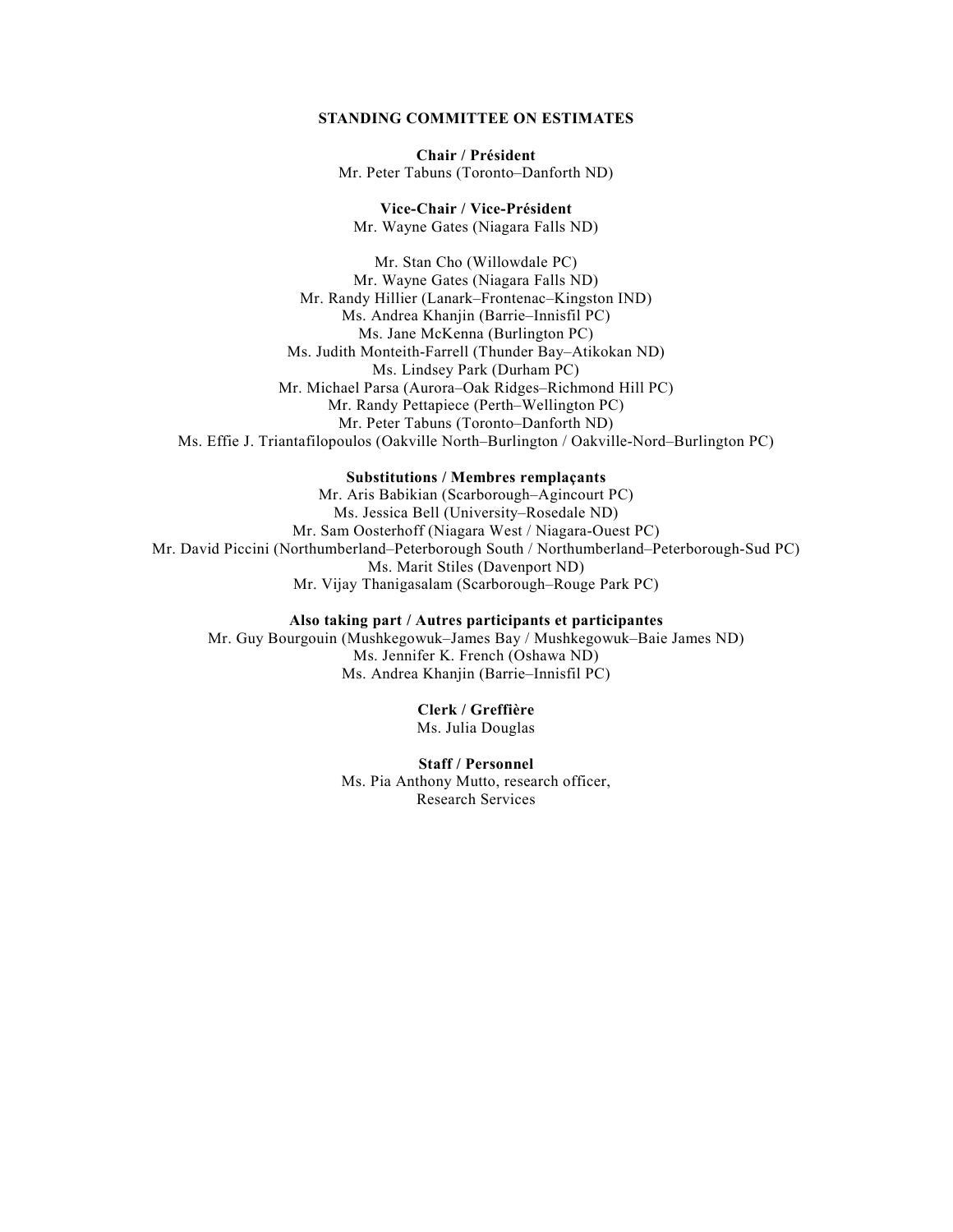**STANDING COMMITTEE ON ESTIMATES**

**Chair / Président**
Mr. Peter Tabuns (Toronto–Danforth ND)

**Vice-Chair / Vice-Président**
Mr. Wayne Gates (Niagara Falls ND)

Mr. Stan Cho (Willowdale PC)
Mr. Wayne Gates (Niagara Falls ND)
Mr. Randy Hillier (Lanark–Frontenac–Kingston IND)
Ms. Andrea Khanjin (Barrie–Innisfil PC)
Ms. Jane McKenna (Burlington PC)
Ms. Judith Monteith-Farrell (Thunder Bay–Atikokan ND)
Ms. Lindsey Park (Durham PC)
Mr. Michael Parsa (Aurora–Oak Ridges–Richmond Hill PC)
Mr. Randy Pettapiece (Perth–Wellington PC)
Mr. Peter Tabuns (Toronto–Danforth ND)
Ms. Effie J. Triantafilopoulos (Oakville North–Burlington / Oakville-Nord–Burlington PC)

**Substitutions / Membres remplaçants**
Mr. Aris Babikian (Scarborough–Agincourt PC)
Ms. Jessica Bell (University–Rosedale ND)
Mr. Sam Oosterhoff (Niagara West / Niagara-Ouest PC)
Mr. David Piccini (Northumberland–Peterborough South / Northumberland–Peterborough-Sud PC)
Ms. Marit Stiles (Davenport ND)
Mr. Vijay Thanigasalam (Scarborough–Rouge Park PC)

**Also taking part / Autres participants et participantes**
Mr. Guy Bourgouin (Mushkegowuk–James Bay / Mushkegowuk–Baie James ND)
Ms. Jennifer K. French (Oshawa ND)
Ms. Andrea Khanjin (Barrie–Innisfil PC)

**Clerk / Greffière**
Ms. Julia Douglas

**Staff / Personnel**
Ms. Pia Anthony Mutto, research officer,
Research Services